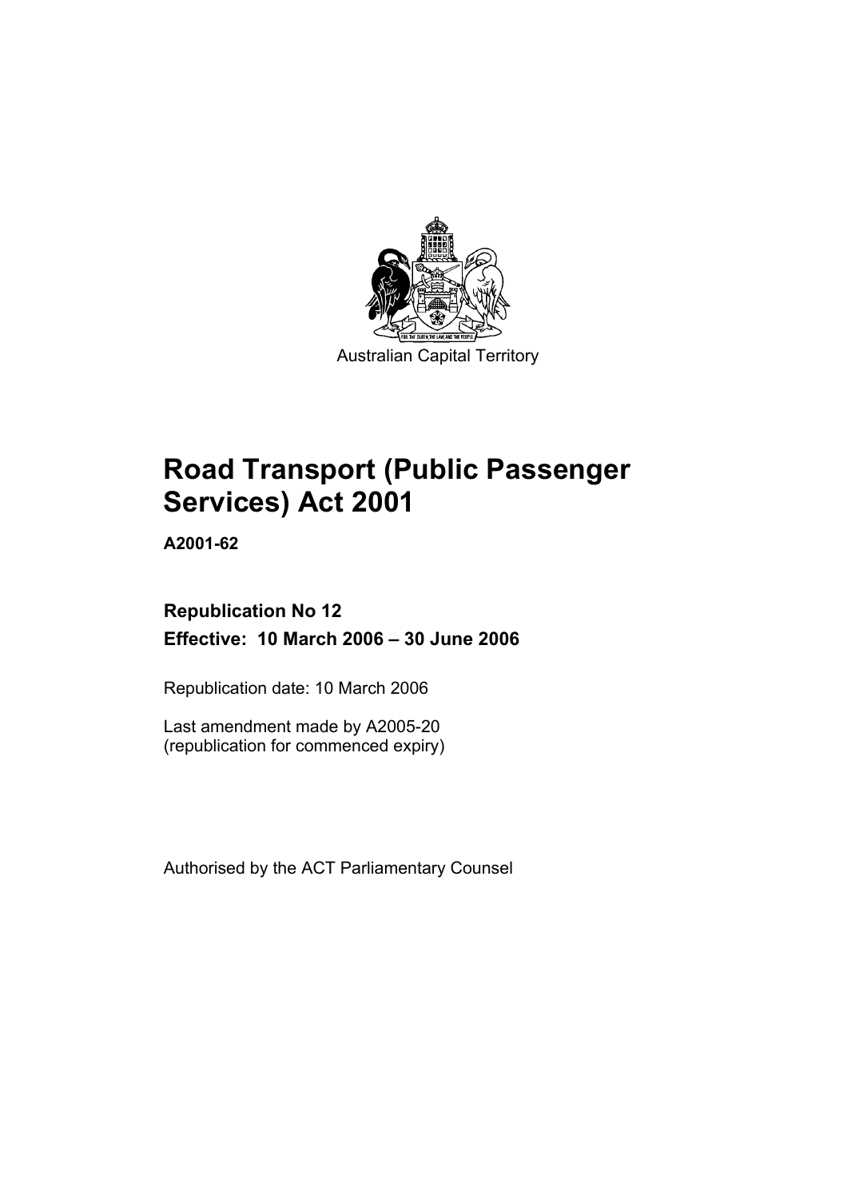Australian Capital Territory

# Road Transport (Public Passenger Services) Act 2001

**A2001-62**

**Republication No 12**
**Effective: 10 March 2006 – 30 June 2006**

Republication date: 10 March 2006

Last amendment made by A2005-20
(republication for commenced expiry)

Authorised by the ACT Parliamentary Counsel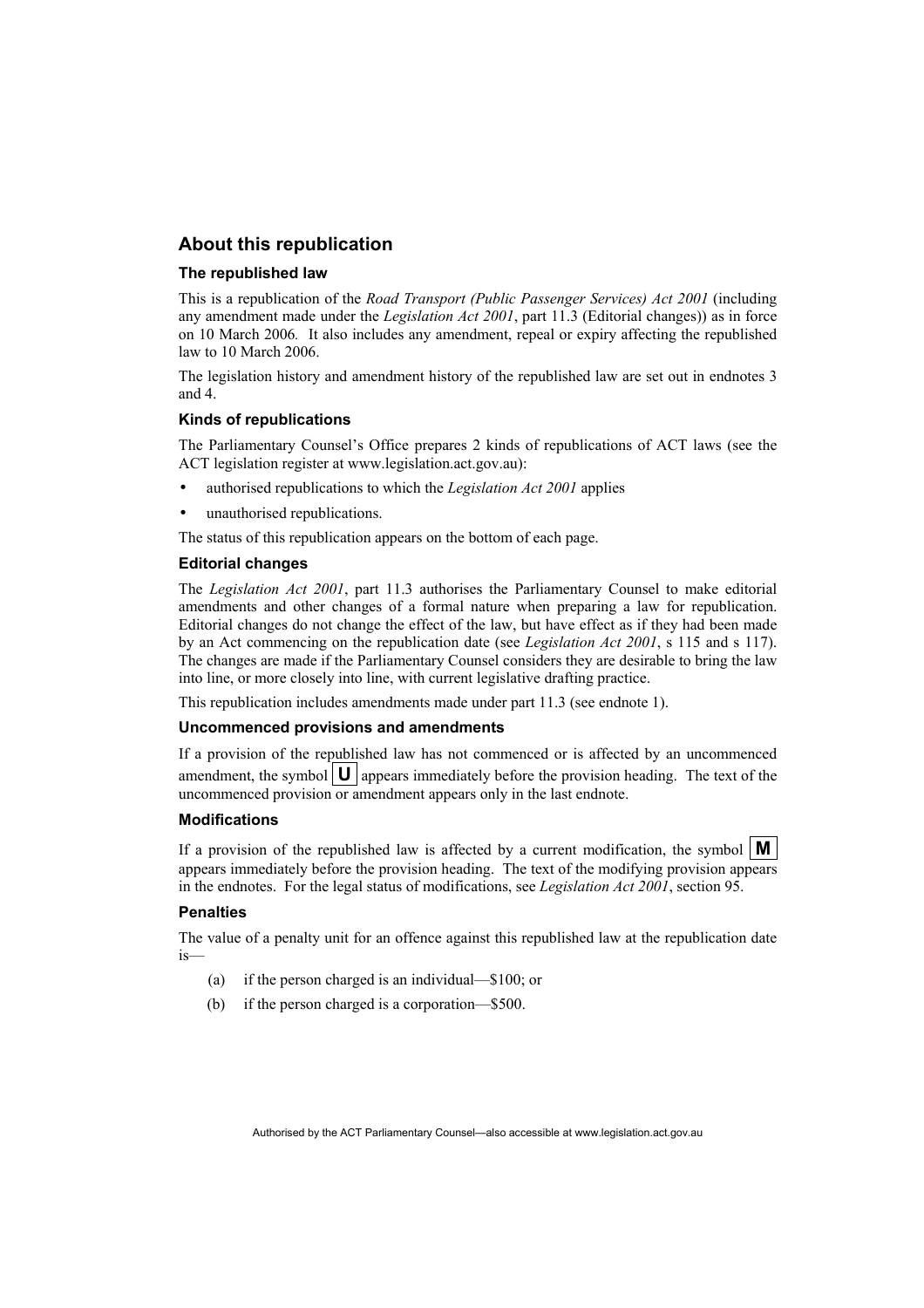## About this republication

### The republished law

This is a republication of the *Road Transport (Public Passenger Services) Act 2001* (including any amendment made under the *Legislation Act 2001*, part 11.3 (Editorial changes)) as in force on 10 March 2006*.* It also includes any amendment, repeal or expiry affecting the republished law to 10 March 2006.

The legislation history and amendment history of the republished law are set out in endnotes 3 and 4.

### Kinds of republications

The Parliamentary Counsel's Office prepares 2 kinds of republications of ACT laws (see the ACT legislation register at www.legislation.act.gov.au):

- authorised republications to which the *Legislation Act 2001* applies
- unauthorised republications.

The status of this republication appears on the bottom of each page.

### Editorial changes

The *Legislation Act 2001*, part 11.3 authorises the Parliamentary Counsel to make editorial amendments and other changes of a formal nature when preparing a law for republication. Editorial changes do not change the effect of the law, but have effect as if they had been made by an Act commencing on the republication date (see *Legislation Act 2001*, s 115 and s 117). The changes are made if the Parliamentary Counsel considers they are desirable to bring the law into line, or more closely into line, with current legislative drafting practice.

This republication includes amendments made under part 11.3 (see endnote 1).

### Uncommenced provisions and amendments

If a provision of the republished law has not commenced or is affected by an uncommenced amendment, the symbol **U** appears immediately before the provision heading. The text of the uncommenced provision or amendment appears only in the last endnote.

### Modifications

If a provision of the republished law is affected by a current modification, the symbol **M** appears immediately before the provision heading. The text of the modifying provision appears in the endnotes. For the legal status of modifications, see *Legislation Act 2001*, section 95.

### Penalties

The value of a penalty unit for an offence against this republished law at the republication date is—

(a) if the person charged is an individual—$100; or

(b) if the person charged is a corporation—$500.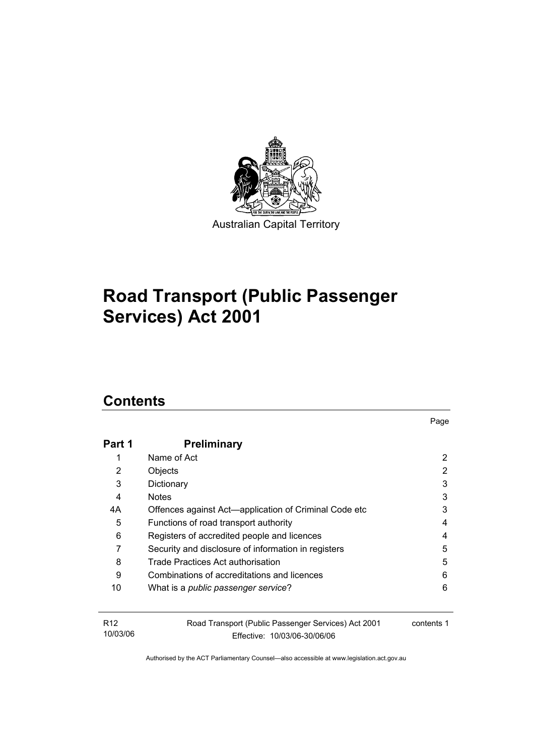Australian Capital Territory

# Road Transport (Public Passenger Services) Act 2001

## Contents

| | | Page |
|---|---|---|
| **Part 1** | **Preliminary** | |
| 1 | Name of Act | 2 |
| 2 | Objects | 2 |
| 3 | Dictionary | 3 |
| 4 | Notes | 3 |
| 4A | Offences against Act—application of Criminal Code etc | 3 |
| 5 | Functions of road transport authority | 4 |
| 6 | Registers of accredited people and licences | 4 |
| 7 | Security and disclosure of information in registers | 5 |
| 8 | Trade Practices Act authorisation | 5 |
| 9 | Combinations of accreditations and licences | 6 |
| 10 | What is a *public passenger service*? | 6 |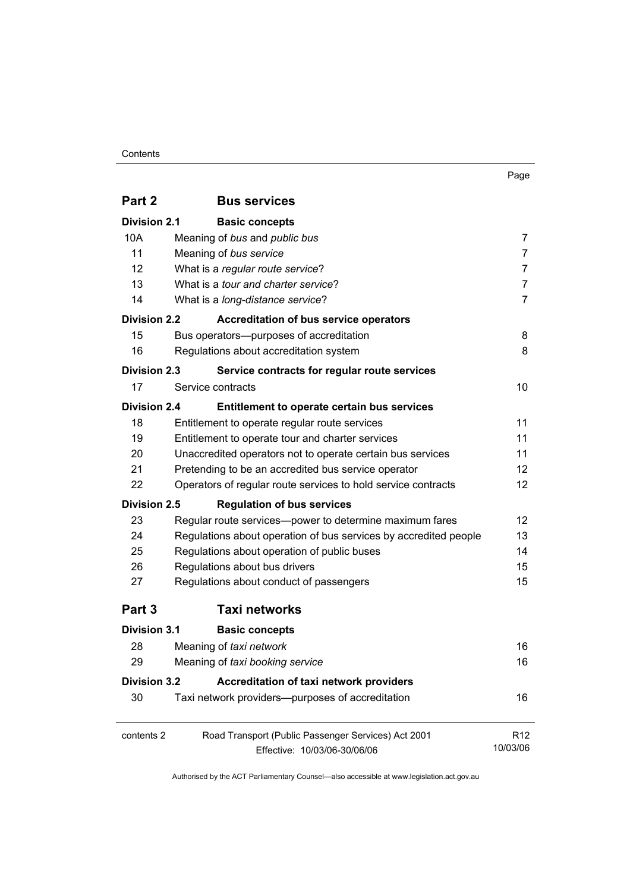| | | Page |
|---|---|---|
| **Part 2** | **Bus services** | |
| **Division 2.1** | **Basic concepts** | |
| 10A | Meaning of *bus* and *public bus* | 7 |
| 11 | Meaning of *bus service* | 7 |
| 12 | What is a *regular route service*? | 7 |
| 13 | What is a *tour and charter service*? | 7 |
| 14 | What is a *long-distance service*? | 7 |
| **Division 2.2** | **Accreditation of bus service operators** | |
| 15 | Bus operators—purposes of accreditation | 8 |
| 16 | Regulations about accreditation system | 8 |
| **Division 2.3** | **Service contracts for regular route services** | |
| 17 | Service contracts | 10 |
| **Division 2.4** | **Entitlement to operate certain bus services** | |
| 18 | Entitlement to operate regular route services | 11 |
| 19 | Entitlement to operate tour and charter services | 11 |
| 20 | Unaccredited operators not to operate certain bus services | 11 |
| 21 | Pretending to be an accredited bus service operator | 12 |
| 22 | Operators of regular route services to hold service contracts | 12 |
| **Division 2.5** | **Regulation of bus services** | |
| 23 | Regular route services—power to determine maximum fares | 12 |
| 24 | Regulations about operation of bus services by accredited people | 13 |
| 25 | Regulations about operation of public buses | 14 |
| 26 | Regulations about bus drivers | 15 |
| 27 | Regulations about conduct of passengers | 15 |
| **Part 3** | **Taxi networks** | |
| **Division 3.1** | **Basic concepts** | |
| 28 | Meaning of *taxi network* | 16 |
| 29 | Meaning of *taxi booking service* | 16 |
| **Division 3.2** | **Accreditation of taxi network providers** | |
| 30 | Taxi network providers—purposes of accreditation | 16 |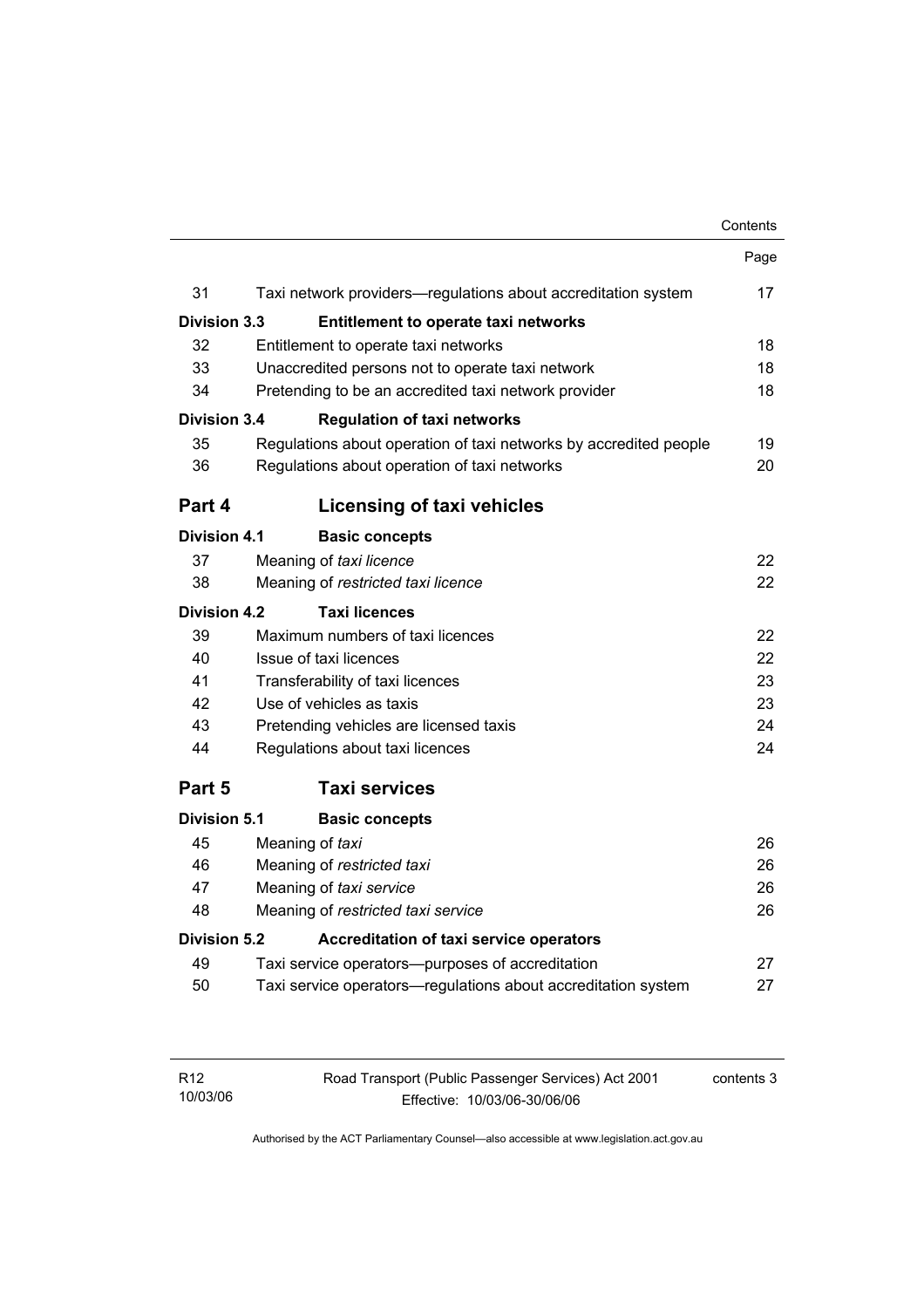| | | Page |
|---|---|---|
| 31 | Taxi network providers—regulations about accreditation system | 17 |
| **Division 3.3** | **Entitlement to operate taxi networks** | |
| 32 | Entitlement to operate taxi networks | 18 |
| 33 | Unaccredited persons not to operate taxi network | 18 |
| 34 | Pretending to be an accredited taxi network provider | 18 |
| **Division 3.4** | **Regulation of taxi networks** | |
| 35 | Regulations about operation of taxi networks by accredited people | 19 |
| 36 | Regulations about operation of taxi networks | 20 |
| **Part 4** | **Licensing of taxi vehicles** | |
| **Division 4.1** | **Basic concepts** | |
| 37 | Meaning of *taxi licence* | 22 |
| 38 | Meaning of *restricted taxi licence* | 22 |
| **Division 4.2** | **Taxi licences** | |
| 39 | Maximum numbers of taxi licences | 22 |
| 40 | Issue of taxi licences | 22 |
| 41 | Transferability of taxi licences | 23 |
| 42 | Use of vehicles as taxis | 23 |
| 43 | Pretending vehicles are licensed taxis | 24 |
| 44 | Regulations about taxi licences | 24 |
| **Part 5** | **Taxi services** | |
| **Division 5.1** | **Basic concepts** | |
| 45 | Meaning of *taxi* | 26 |
| 46 | Meaning of *restricted taxi* | 26 |
| 47 | Meaning of *taxi service* | 26 |
| 48 | Meaning of *restricted taxi service* | 26 |
| **Division 5.2** | **Accreditation of taxi service operators** | |
| 49 | Taxi service operators—purposes of accreditation | 27 |
| 50 | Taxi service operators—regulations about accreditation system | 27 |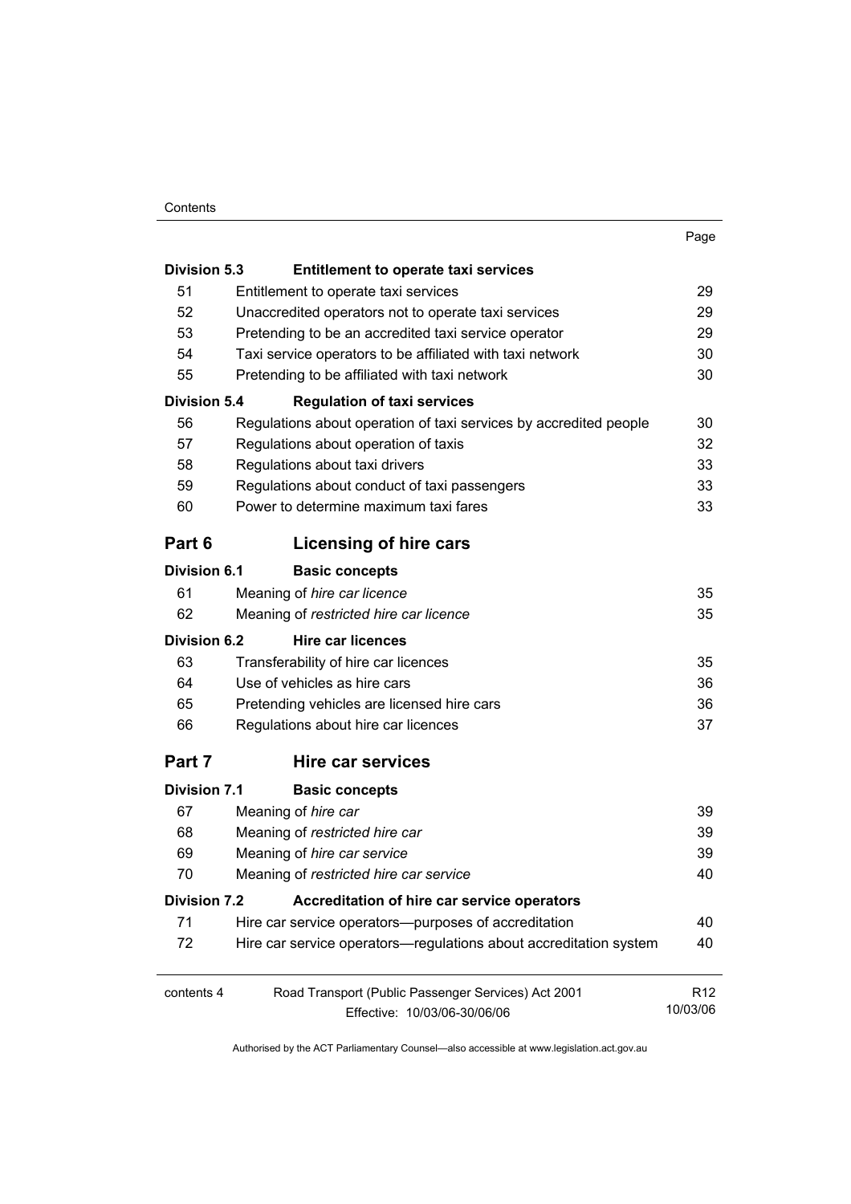| | | Page |
|---|---|---|
| **Division 5.3** | **Entitlement to operate taxi services** | |
| 51 | Entitlement to operate taxi services | 29 |
| 52 | Unaccredited operators not to operate taxi services | 29 |
| 53 | Pretending to be an accredited taxi service operator | 29 |
| 54 | Taxi service operators to be affiliated with taxi network | 30 |
| 55 | Pretending to be affiliated with taxi network | 30 |
| **Division 5.4** | **Regulation of taxi services** | |
| 56 | Regulations about operation of taxi services by accredited people | 30 |
| 57 | Regulations about operation of taxis | 32 |
| 58 | Regulations about taxi drivers | 33 |
| 59 | Regulations about conduct of taxi passengers | 33 |
| 60 | Power to determine maximum taxi fares | 33 |

## Part 6 Licensing of hire cars

| | | |
|---|---|---|
| **Division 6.1** | **Basic concepts** | |
| 61 | Meaning of *hire car licence* | 35 |
| 62 | Meaning of *restricted hire car licence* | 35 |
| **Division 6.2** | **Hire car licences** | |
| 63 | Transferability of hire car licences | 35 |
| 64 | Use of vehicles as hire cars | 36 |
| 65 | Pretending vehicles are licensed hire cars | 36 |
| 66 | Regulations about hire car licences | 37 |

## Part 7 Hire car services

| | | |
|---|---|---|
| **Division 7.1** | **Basic concepts** | |
| 67 | Meaning of *hire car* | 39 |
| 68 | Meaning of *restricted hire car* | 39 |
| 69 | Meaning of *hire car service* | 39 |
| 70 | Meaning of *restricted hire car service* | 40 |
| **Division 7.2** | **Accreditation of hire car service operators** | |
| 71 | Hire car service operators—purposes of accreditation | 40 |
| 72 | Hire car service operators—regulations about accreditation system | 40 |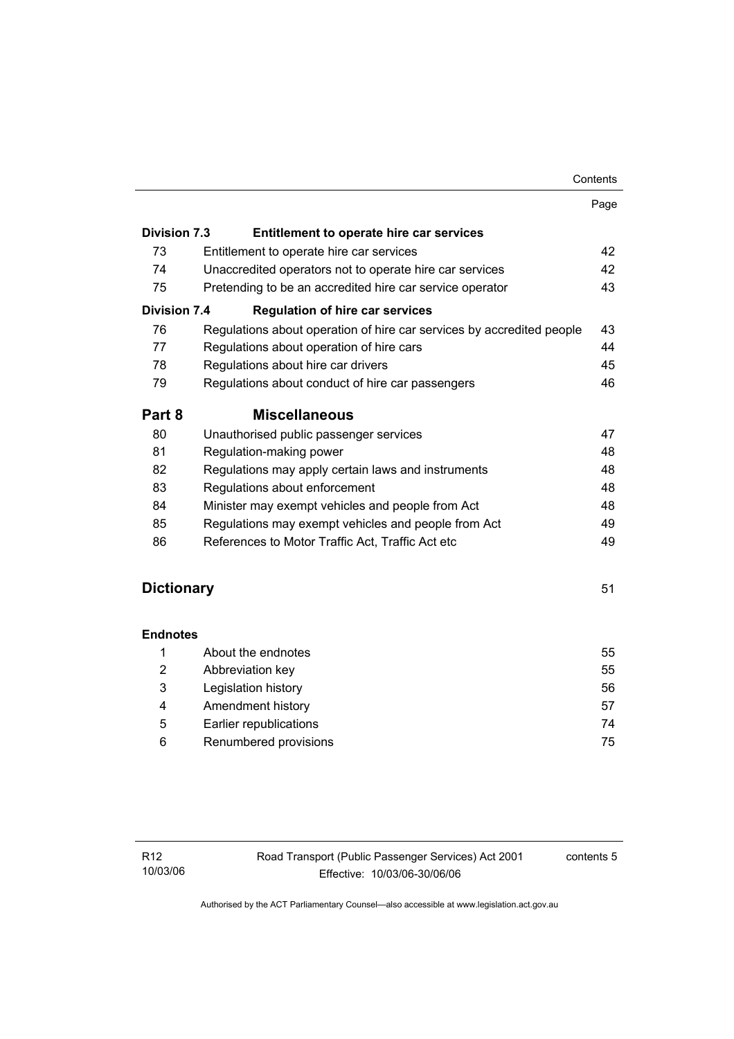| | | Page |
|---|---|---|
| **Division 7.3** | **Entitlement to operate hire car services** | |
| 73 | Entitlement to operate hire car services | 42 |
| 74 | Unaccredited operators not to operate hire car services | 42 |
| 75 | Pretending to be an accredited hire car service operator | 43 |
| **Division 7.4** | **Regulation of hire car services** | |
| 76 | Regulations about operation of hire car services by accredited people | 43 |
| 77 | Regulations about operation of hire cars | 44 |
| 78 | Regulations about hire car drivers | 45 |
| 79 | Regulations about conduct of hire car passengers | 46 |
| **Part 8** | **Miscellaneous** | |
| 80 | Unauthorised public passenger services | 47 |
| 81 | Regulation-making power | 48 |
| 82 | Regulations may apply certain laws and instruments | 48 |
| 83 | Regulations about enforcement | 48 |
| 84 | Minister may exempt vehicles and people from Act | 48 |
| 85 | Regulations may exempt vehicles and people from Act | 49 |
| 86 | References to Motor Traffic Act, Traffic Act etc | 49 |
| **Dictionary** | | 51 |
| **Endnotes** | | |
| 1 | About the endnotes | 55 |
| 2 | Abbreviation key | 55 |
| 3 | Legislation history | 56 |
| 4 | Amendment history | 57 |
| 5 | Earlier republications | 74 |
| 6 | Renumbered provisions | 75 |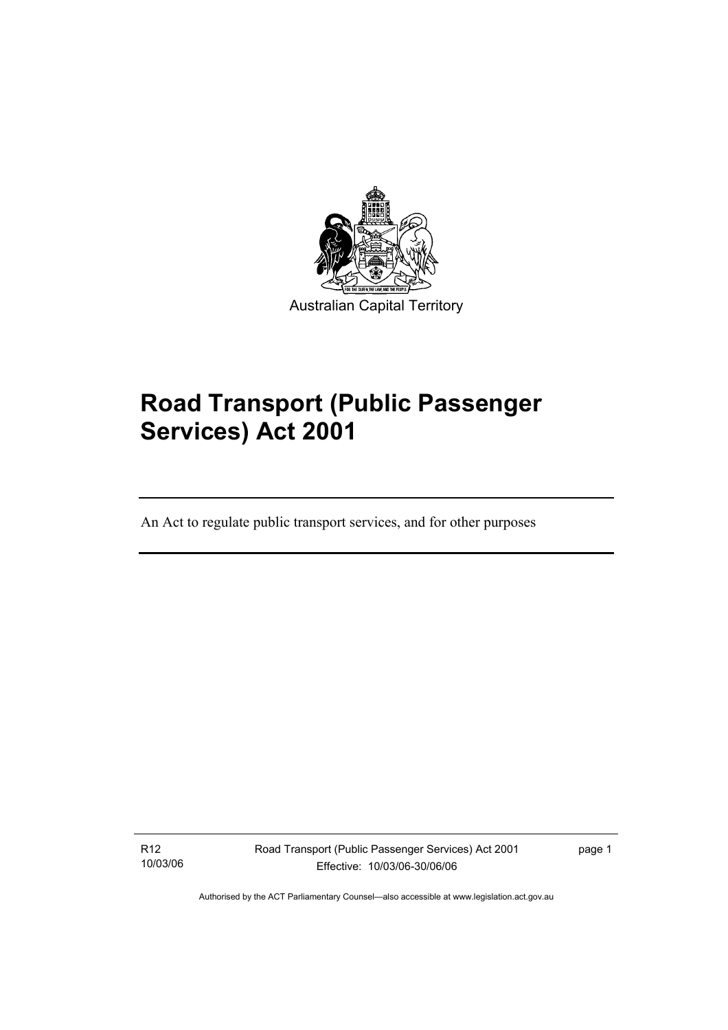Australian Capital Territory

# Road Transport (Public Passenger Services) Act 2001

An Act to regulate public transport services, and for other purposes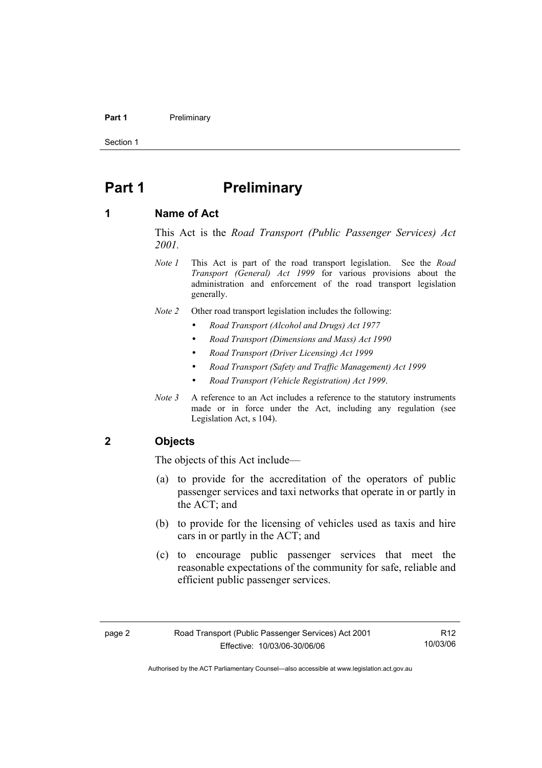# Part 1 Preliminary

## 1 Name of Act

This Act is the *Road Transport (Public Passenger Services) Act 2001*.

*Note 1* This Act is part of the road transport legislation. See the *Road Transport (General) Act 1999* for various provisions about the administration and enforcement of the road transport legislation generally.

*Note 2* Other road transport legislation includes the following:

- *Road Transport (Alcohol and Drugs) Act 1977*
- *Road Transport (Dimensions and Mass) Act 1990*
- *Road Transport (Driver Licensing) Act 1999*
- *Road Transport (Safety and Traffic Management) Act 1999*
- *Road Transport (Vehicle Registration) Act 1999*.

*Note 3* A reference to an Act includes a reference to the statutory instruments made or in force under the Act, including any regulation (see Legislation Act, s 104).

## 2 Objects

The objects of this Act include—

(a) to provide for the accreditation of the operators of public passenger services and taxi networks that operate in or partly in the ACT; and

(b) to provide for the licensing of vehicles used as taxis and hire cars in or partly in the ACT; and

(c) to encourage public passenger services that meet the reasonable expectations of the community for safe, reliable and efficient public passenger services.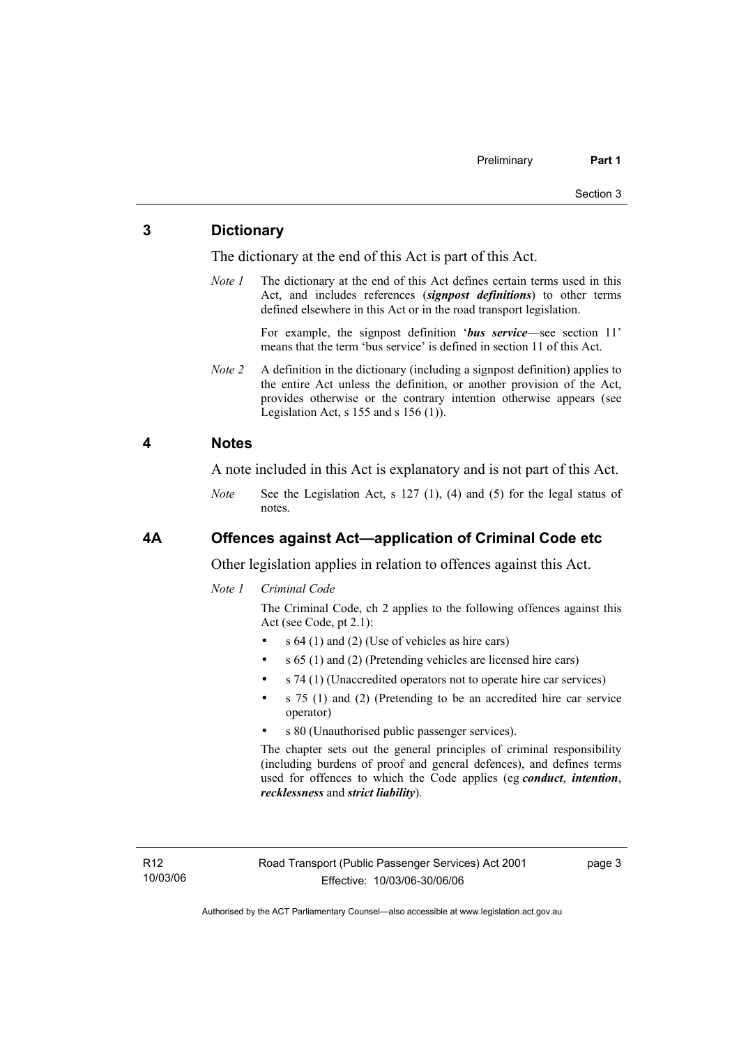## 3 Dictionary

The dictionary at the end of this Act is part of this Act.

*Note 1* The dictionary at the end of this Act defines certain terms used in this Act, and includes references (***signpost definitions***) to other terms defined elsewhere in this Act or in the road transport legislation.

For example, the signpost definition '***bus service***—see section 11' means that the term 'bus service' is defined in section 11 of this Act.

*Note 2* A definition in the dictionary (including a signpost definition) applies to the entire Act unless the definition, or another provision of the Act, provides otherwise or the contrary intention otherwise appears (see Legislation Act, s 155 and s 156 (1)).

## 4 Notes

A note included in this Act is explanatory and is not part of this Act.

*Note* See the Legislation Act, s 127 (1), (4) and (5) for the legal status of notes.

## 4A Offences against Act—application of Criminal Code etc

Other legislation applies in relation to offences against this Act.

*Note 1* *Criminal Code*

The Criminal Code, ch 2 applies to the following offences against this Act (see Code, pt 2.1):

- s 64 (1) and (2) (Use of vehicles as hire cars)
- s 65 (1) and (2) (Pretending vehicles are licensed hire cars)
- s 74 (1) (Unaccredited operators not to operate hire car services)
- s 75 (1) and (2) (Pretending to be an accredited hire car service operator)
- s 80 (Unauthorised public passenger services).

The chapter sets out the general principles of criminal responsibility (including burdens of proof and general defences), and defines terms used for offences to which the Code applies (eg ***conduct***, ***intention***, ***recklessness*** and ***strict liability***).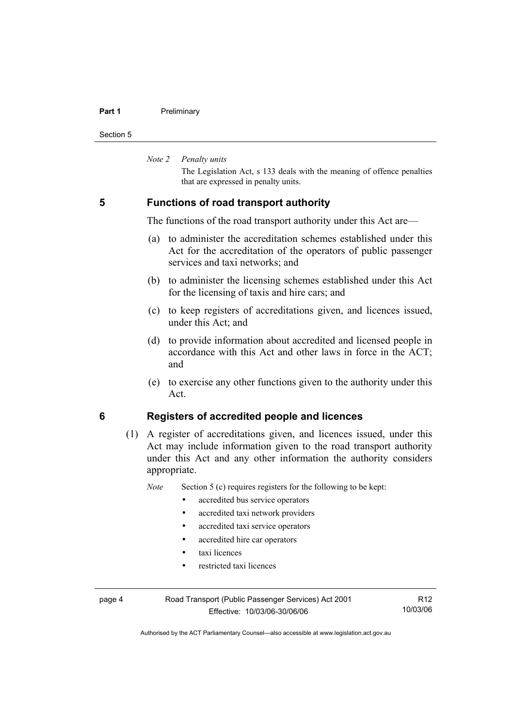*Note 2 Penalty units*

The Legislation Act, s 133 deals with the meaning of offence penalties that are expressed in penalty units.

## 5 Functions of road transport authority

The functions of the road transport authority under this Act are—

(a) to administer the accreditation schemes established under this Act for the accreditation of the operators of public passenger services and taxi networks; and

(b) to administer the licensing schemes established under this Act for the licensing of taxis and hire cars; and

(c) to keep registers of accreditations given, and licences issued, under this Act; and

(d) to provide information about accredited and licensed people in accordance with this Act and other laws in force in the ACT; and

(e) to exercise any other functions given to the authority under this Act.

## 6 Registers of accredited people and licences

(1) A register of accreditations given, and licences issued, under this Act may include information given to the road transport authority under this Act and any other information the authority considers appropriate.

*Note* Section 5 (c) requires registers for the following to be kept:

- accredited bus service operators
- accredited taxi network providers
- accredited taxi service operators
- accredited hire car operators
- taxi licences
- restricted taxi licences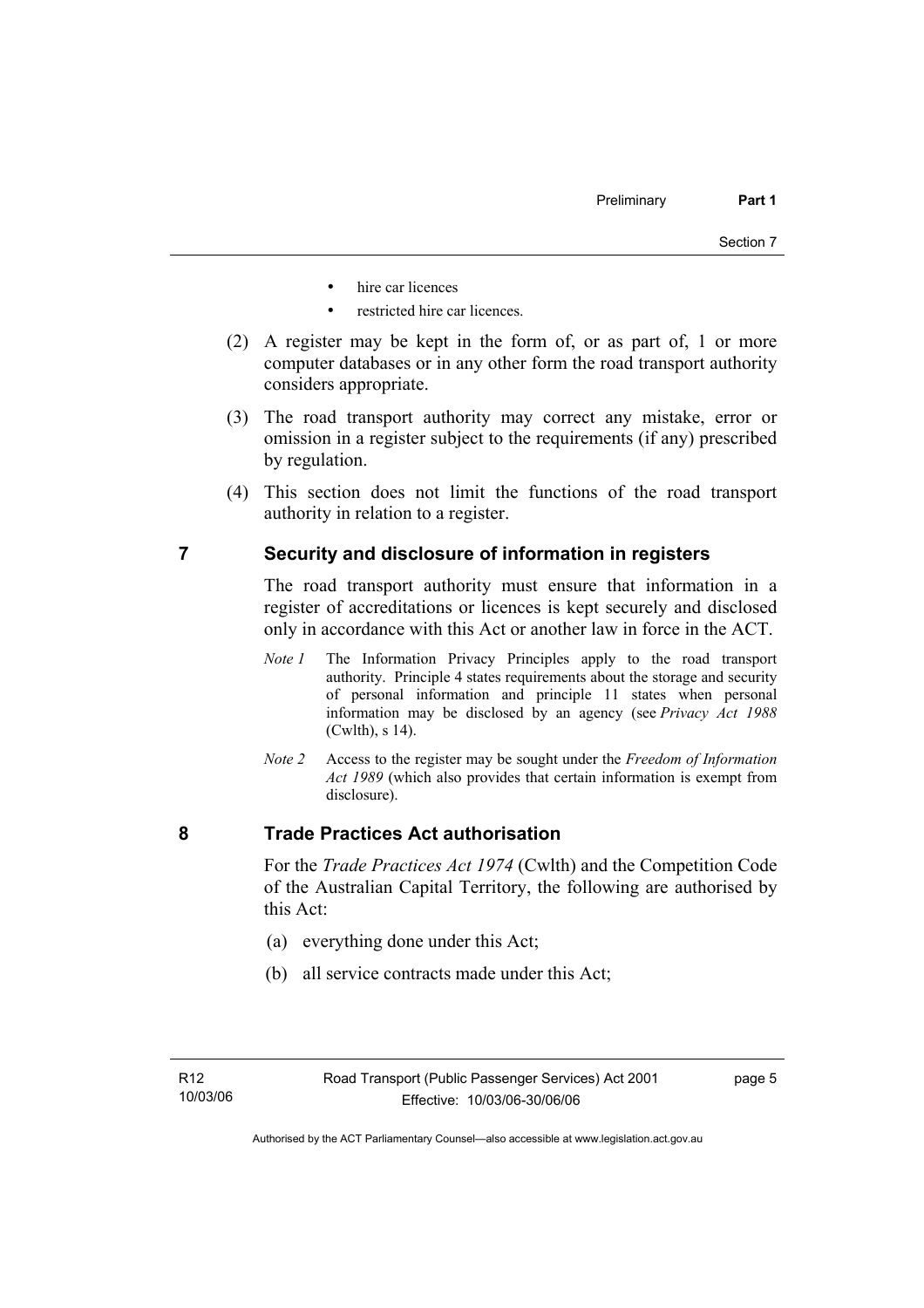- hire car licences
- restricted hire car licences.

(2) A register may be kept in the form of, or as part of, 1 or more computer databases or in any other form the road transport authority considers appropriate.

(3) The road transport authority may correct any mistake, error or omission in a register subject to the requirements (if any) prescribed by regulation.

(4) This section does not limit the functions of the road transport authority in relation to a register.

## 7 Security and disclosure of information in registers

The road transport authority must ensure that information in a register of accreditations or licences is kept securely and disclosed only in accordance with this Act or another law in force in the ACT.

*Note 1* The Information Privacy Principles apply to the road transport authority. Principle 4 states requirements about the storage and security of personal information and principle 11 states when personal information may be disclosed by an agency (see *Privacy Act 1988* (Cwlth), s 14).

*Note 2* Access to the register may be sought under the *Freedom of Information Act 1989* (which also provides that certain information is exempt from disclosure).

## 8 Trade Practices Act authorisation

For the *Trade Practices Act 1974* (Cwlth) and the Competition Code of the Australian Capital Territory, the following are authorised by this Act:

(a) everything done under this Act;

(b) all service contracts made under this Act;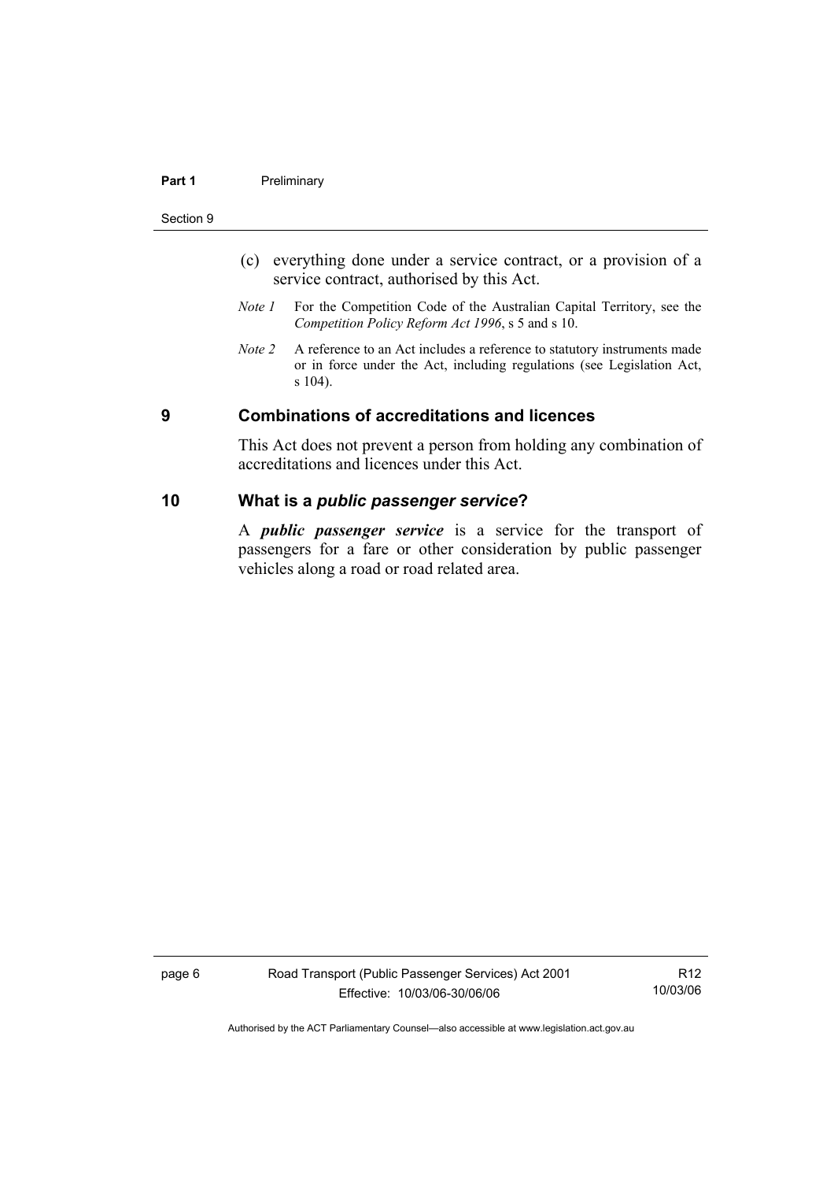(c) everything done under a service contract, or a provision of a service contract, authorised by this Act.

*Note 1* For the Competition Code of the Australian Capital Territory, see the *Competition Policy Reform Act 1996*, s 5 and s 10.

*Note 2* A reference to an Act includes a reference to statutory instruments made or in force under the Act, including regulations (see Legislation Act, s 104).

## 9 Combinations of accreditations and licences

This Act does not prevent a person from holding any combination of accreditations and licences under this Act.

## 10 What is a *public passenger service*?

A ***public passenger service*** is a service for the transport of passengers for a fare or other consideration by public passenger vehicles along a road or road related area.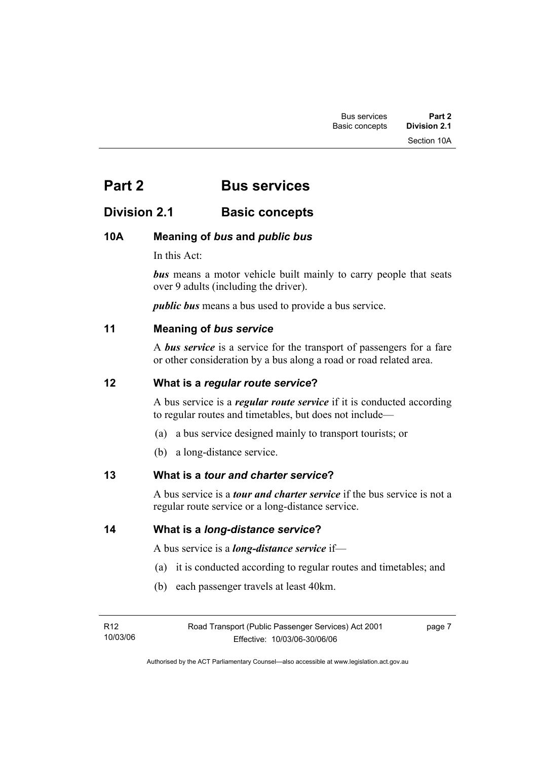# Part 2 Bus services

## Division 2.1 Basic concepts

### 10A Meaning of *bus* and *public bus*

In this Act:

***bus*** means a motor vehicle built mainly to carry people that seats over 9 adults (including the driver).

***public bus*** means a bus used to provide a bus service.

### 11 Meaning of *bus service*

A ***bus service*** is a service for the transport of passengers for a fare or other consideration by a bus along a road or road related area.

### 12 What is a *regular route service*?

A bus service is a ***regular route service*** if it is conducted according to regular routes and timetables, but does not include—

(a) a bus service designed mainly to transport tourists; or

(b) a long-distance service.

### 13 What is a *tour and charter service*?

A bus service is a ***tour and charter service*** if the bus service is not a regular route service or a long-distance service.

### 14 What is a *long-distance service*?

A bus service is a ***long-distance service*** if—

(a) it is conducted according to regular routes and timetables; and

(b) each passenger travels at least 40km.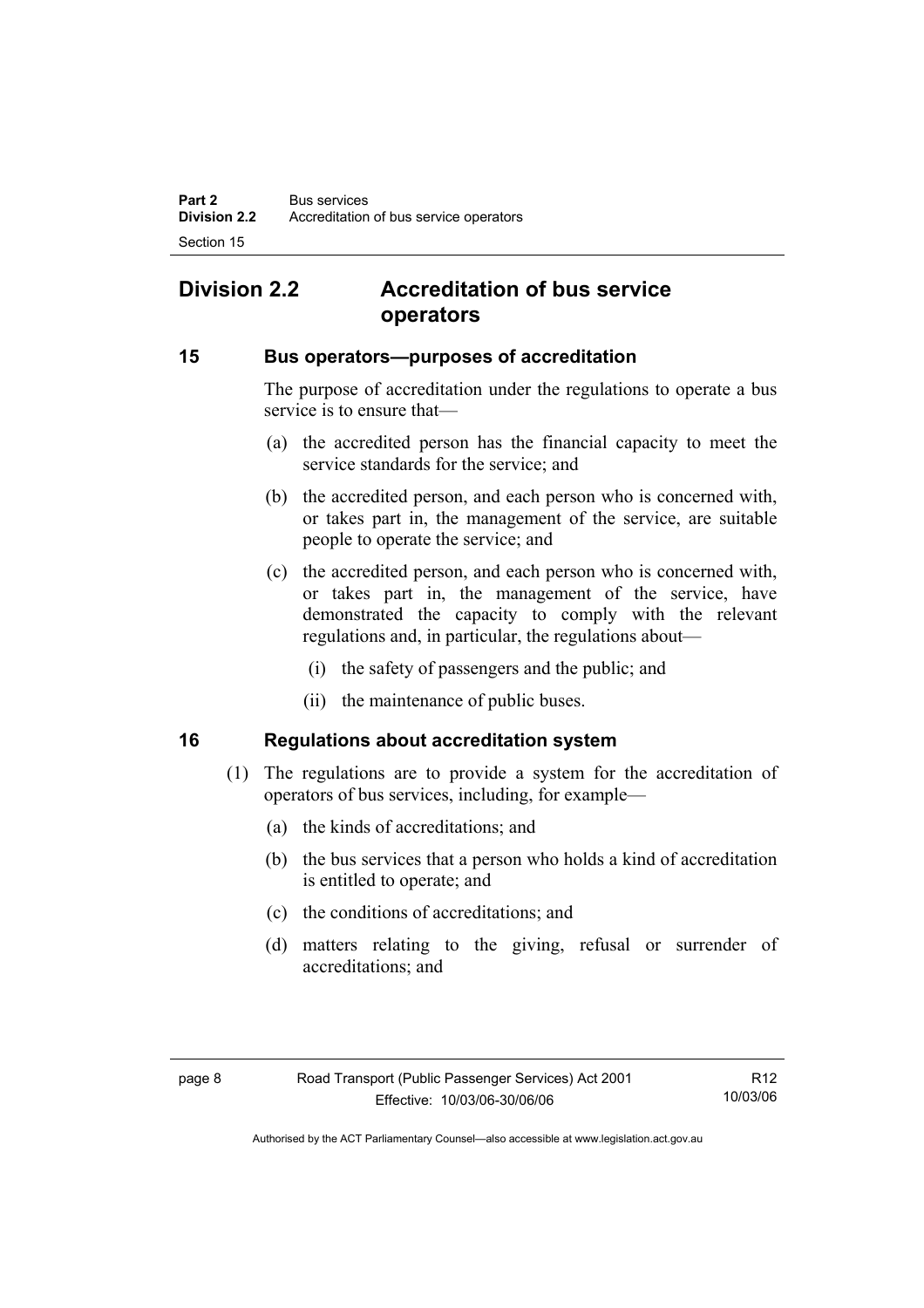## Division 2.2 Accreditation of bus service operators

### 15 Bus operators—purposes of accreditation

The purpose of accreditation under the regulations to operate a bus service is to ensure that—

(a) the accredited person has the financial capacity to meet the service standards for the service; and

(b) the accredited person, and each person who is concerned with, or takes part in, the management of the service, are suitable people to operate the service; and

(c) the accredited person, and each person who is concerned with, or takes part in, the management of the service, have demonstrated the capacity to comply with the relevant regulations and, in particular, the regulations about—

(i) the safety of passengers and the public; and

(ii) the maintenance of public buses.

### 16 Regulations about accreditation system

(1) The regulations are to provide a system for the accreditation of operators of bus services, including, for example—

(a) the kinds of accreditations; and

(b) the bus services that a person who holds a kind of accreditation is entitled to operate; and

(c) the conditions of accreditations; and

(d) matters relating to the giving, refusal or surrender of accreditations; and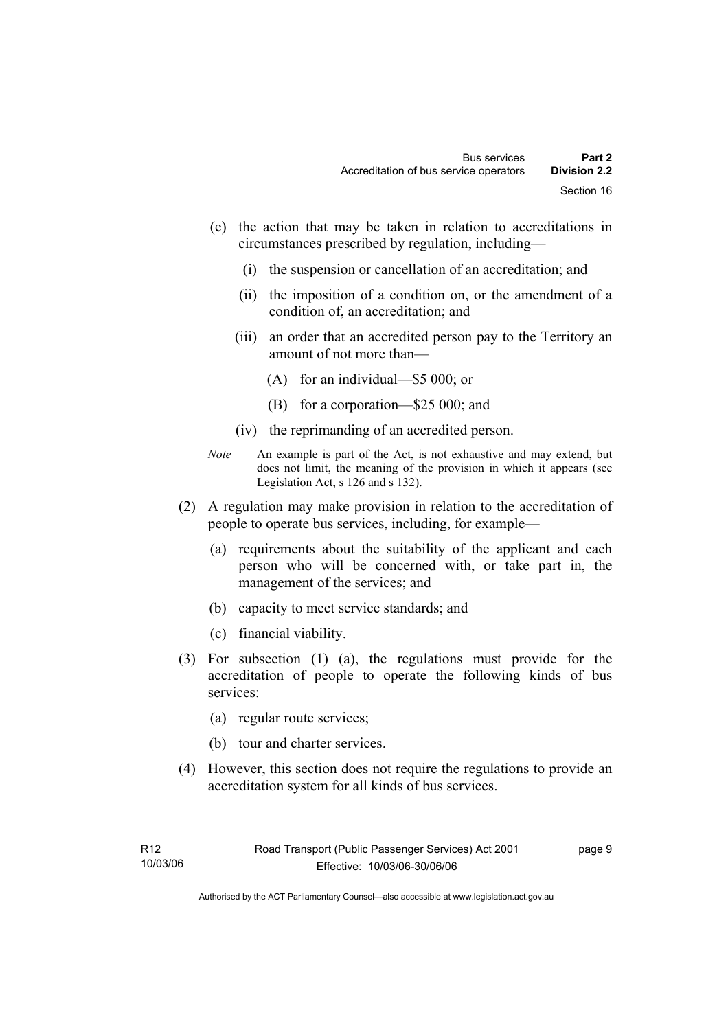(e) the action that may be taken in relation to accreditations in circumstances prescribed by regulation, including—

  (i) the suspension or cancellation of an accreditation; and

  (ii) the imposition of a condition on, or the amendment of a condition of, an accreditation; and

  (iii) an order that an accredited person pay to the Territory an amount of not more than—

    (A) for an individual—$5 000; or

    (B) for a corporation—$25 000; and

  (iv) the reprimanding of an accredited person.

*Note* An example is part of the Act, is not exhaustive and may extend, but does not limit, the meaning of the provision in which it appears (see Legislation Act, s 126 and s 132).

(2) A regulation may make provision in relation to the accreditation of people to operate bus services, including, for example—

  (a) requirements about the suitability of the applicant and each person who will be concerned with, or take part in, the management of the services; and

  (b) capacity to meet service standards; and

  (c) financial viability.

(3) For subsection (1) (a), the regulations must provide for the accreditation of people to operate the following kinds of bus services:

  (a) regular route services;

  (b) tour and charter services.

(4) However, this section does not require the regulations to provide an accreditation system for all kinds of bus services.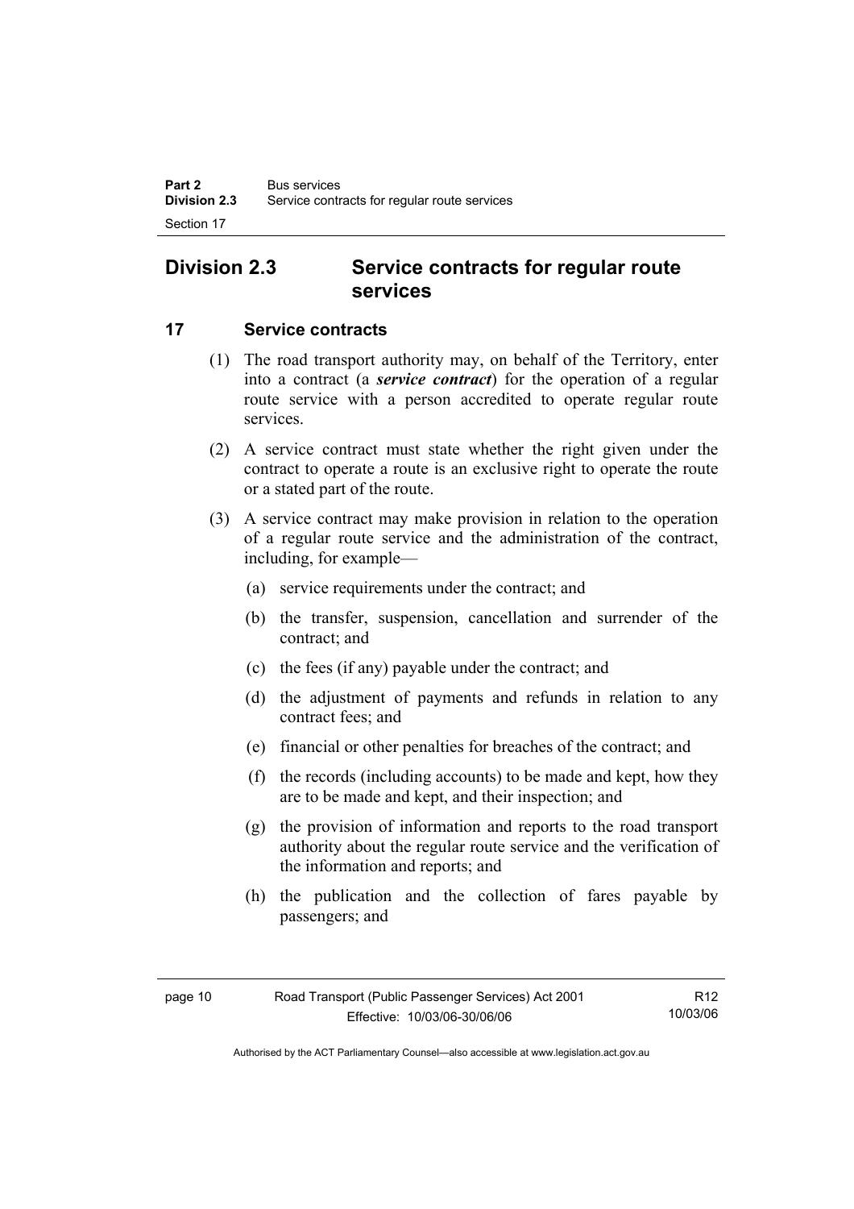## Division 2.3 Service contracts for regular route services

### 17 Service contracts

(1) The road transport authority may, on behalf of the Territory, enter into a contract (a ***service contract***) for the operation of a regular route service with a person accredited to operate regular route services.

(2) A service contract must state whether the right given under the contract to operate a route is an exclusive right to operate the route or a stated part of the route.

(3) A service contract may make provision in relation to the operation of a regular route service and the administration of the contract, including, for example—

(a) service requirements under the contract; and

(b) the transfer, suspension, cancellation and surrender of the contract; and

(c) the fees (if any) payable under the contract; and

(d) the adjustment of payments and refunds in relation to any contract fees; and

(e) financial or other penalties for breaches of the contract; and

(f) the records (including accounts) to be made and kept, how they are to be made and kept, and their inspection; and

(g) the provision of information and reports to the road transport authority about the regular route service and the verification of the information and reports; and

(h) the publication and the collection of fares payable by passengers; and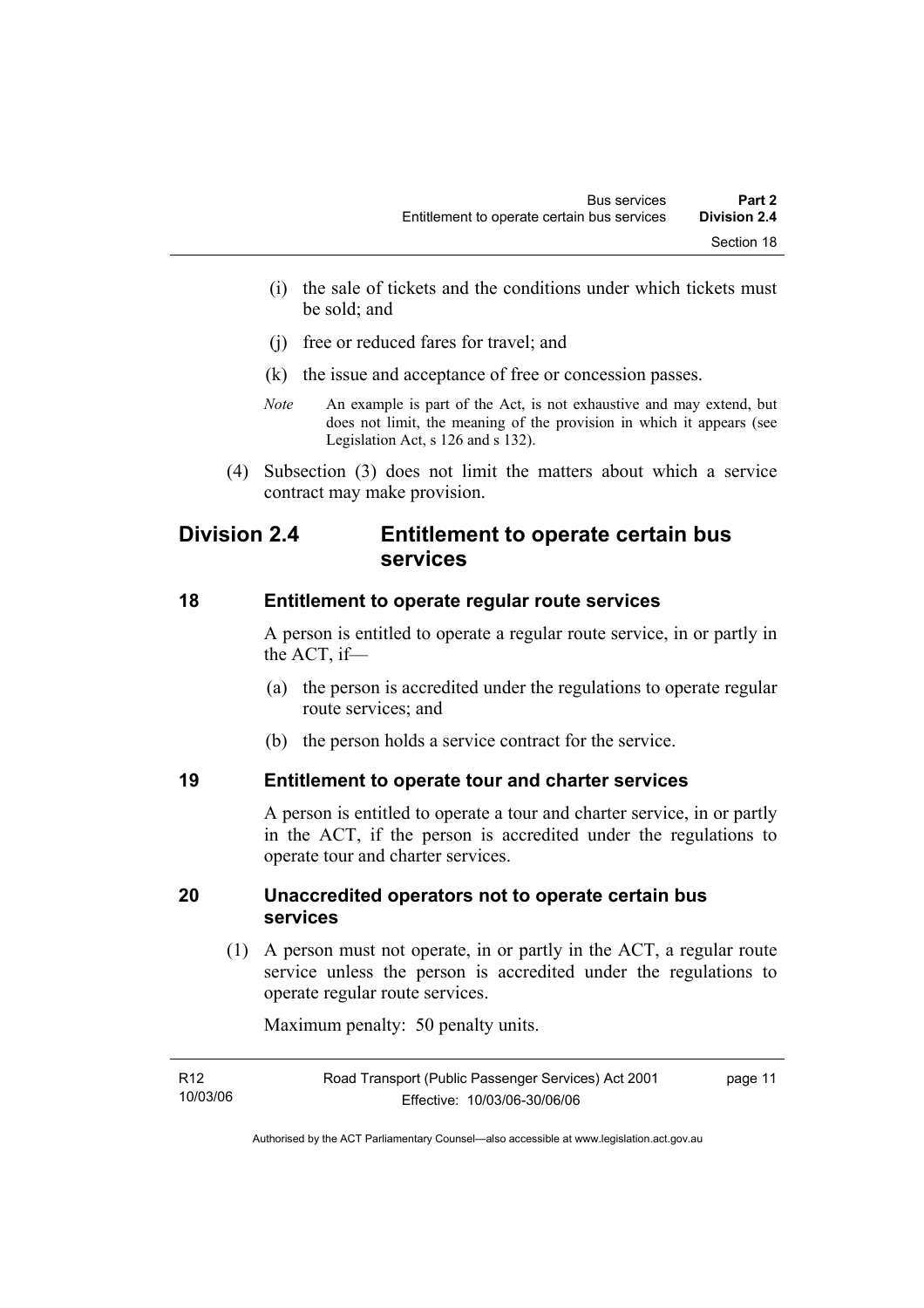(i) the sale of tickets and the conditions under which tickets must be sold; and

(j) free or reduced fares for travel; and

(k) the issue and acceptance of free or concession passes.

*Note* An example is part of the Act, is not exhaustive and may extend, but does not limit, the meaning of the provision in which it appears (see Legislation Act, s 126 and s 132).

(4) Subsection (3) does not limit the matters about which a service contract may make provision.

## Division 2.4 Entitlement to operate certain bus services

### 18 Entitlement to operate regular route services

A person is entitled to operate a regular route service, in or partly in the ACT, if—

(a) the person is accredited under the regulations to operate regular route services; and

(b) the person holds a service contract for the service.

### 19 Entitlement to operate tour and charter services

A person is entitled to operate a tour and charter service, in or partly in the ACT, if the person is accredited under the regulations to operate tour and charter services.

### 20 Unaccredited operators not to operate certain bus services

(1) A person must not operate, in or partly in the ACT, a regular route service unless the person is accredited under the regulations to operate regular route services.

Maximum penalty: 50 penalty units.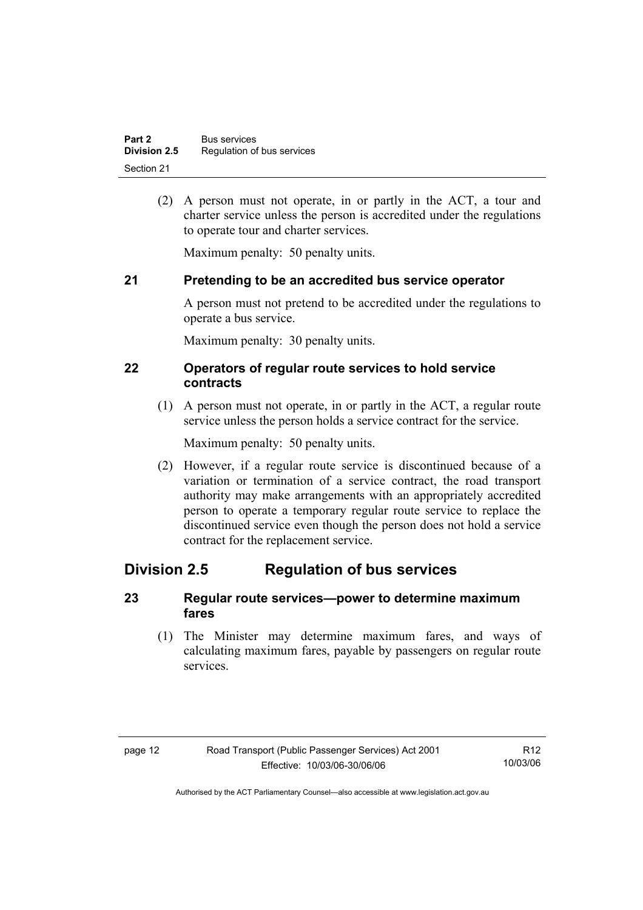(2) A person must not operate, in or partly in the ACT, a tour and charter service unless the person is accredited under the regulations to operate tour and charter services.

Maximum penalty: 50 penalty units.

### 21 Pretending to be an accredited bus service operator

A person must not pretend to be accredited under the regulations to operate a bus service.

Maximum penalty: 30 penalty units.

### 22 Operators of regular route services to hold service contracts

(1) A person must not operate, in or partly in the ACT, a regular route service unless the person holds a service contract for the service.

Maximum penalty: 50 penalty units.

(2) However, if a regular route service is discontinued because of a variation or termination of a service contract, the road transport authority may make arrangements with an appropriately accredited person to operate a temporary regular route service to replace the discontinued service even though the person does not hold a service contract for the replacement service.

## Division 2.5 Regulation of bus services

### 23 Regular route services—power to determine maximum fares

(1) The Minister may determine maximum fares, and ways of calculating maximum fares, payable by passengers on regular route services.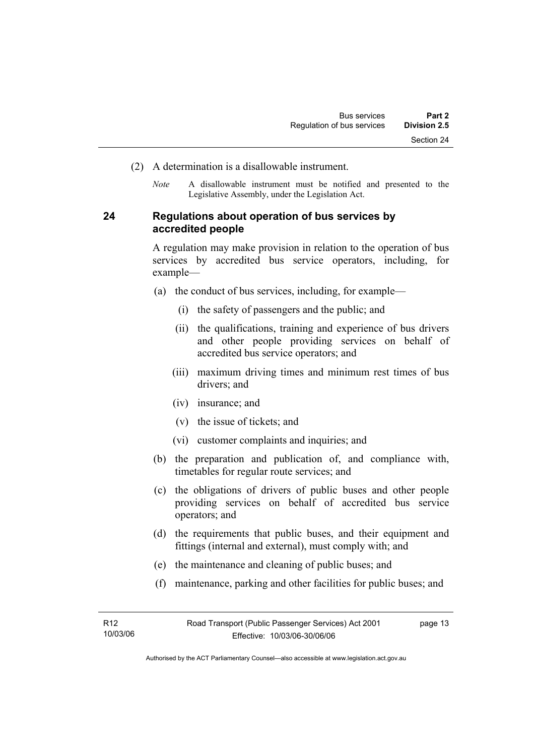(2) A determination is a disallowable instrument.

*Note* A disallowable instrument must be notified and presented to the Legislative Assembly, under the Legislation Act.

## 24 Regulations about operation of bus services by accredited people

A regulation may make provision in relation to the operation of bus services by accredited bus service operators, including, for example—

(a) the conduct of bus services, including, for example—

(i) the safety of passengers and the public; and

(ii) the qualifications, training and experience of bus drivers and other people providing services on behalf of accredited bus service operators; and

(iii) maximum driving times and minimum rest times of bus drivers; and

(iv) insurance; and

(v) the issue of tickets; and

(vi) customer complaints and inquiries; and

(b) the preparation and publication of, and compliance with, timetables for regular route services; and

(c) the obligations of drivers of public buses and other people providing services on behalf of accredited bus service operators; and

(d) the requirements that public buses, and their equipment and fittings (internal and external), must comply with; and

(e) the maintenance and cleaning of public buses; and

(f) maintenance, parking and other facilities for public buses; and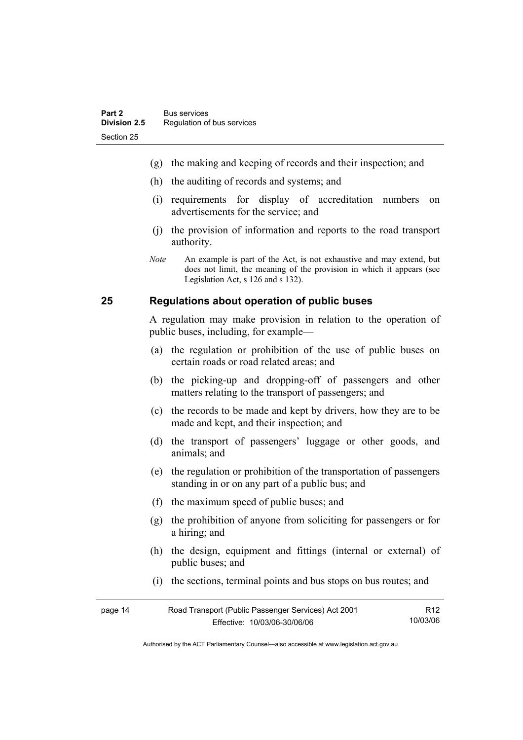(g) the making and keeping of records and their inspection; and

(h) the auditing of records and systems; and

(i) requirements for display of accreditation numbers on advertisements for the service; and

(j) the provision of information and reports to the road transport authority.

*Note* An example is part of the Act, is not exhaustive and may extend, but does not limit, the meaning of the provision in which it appears (see Legislation Act, s 126 and s 132).

## 25 Regulations about operation of public buses

A regulation may make provision in relation to the operation of public buses, including, for example—

(a) the regulation or prohibition of the use of public buses on certain roads or road related areas; and

(b) the picking-up and dropping-off of passengers and other matters relating to the transport of passengers; and

(c) the records to be made and kept by drivers, how they are to be made and kept, and their inspection; and

(d) the transport of passengers' luggage or other goods, and animals; and

(e) the regulation or prohibition of the transportation of passengers standing in or on any part of a public bus; and

(f) the maximum speed of public buses; and

(g) the prohibition of anyone from soliciting for passengers or for a hiring; and

(h) the design, equipment and fittings (internal or external) of public buses; and

(i) the sections, terminal points and bus stops on bus routes; and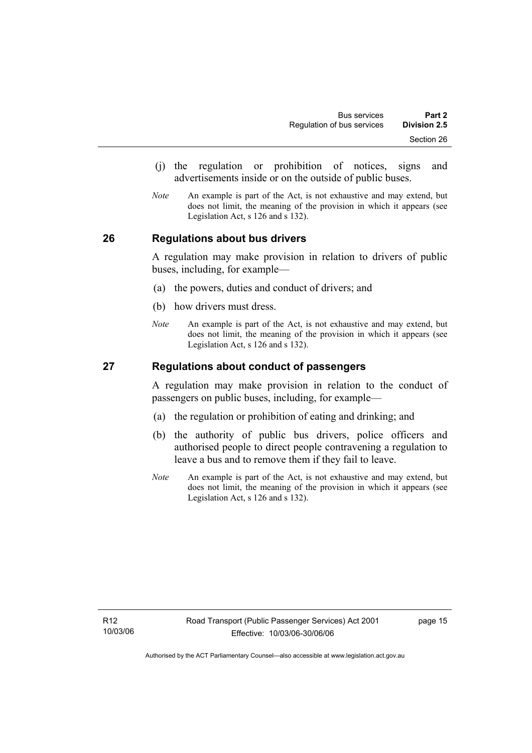(j) the regulation or prohibition of notices, signs and advertisements inside or on the outside of public buses.

*Note* An example is part of the Act, is not exhaustive and may extend, but does not limit, the meaning of the provision in which it appears (see Legislation Act, s 126 and s 132).

## 26 Regulations about bus drivers

A regulation may make provision in relation to drivers of public buses, including, for example—

(a) the powers, duties and conduct of drivers; and

(b) how drivers must dress.

*Note* An example is part of the Act, is not exhaustive and may extend, but does not limit, the meaning of the provision in which it appears (see Legislation Act, s 126 and s 132).

## 27 Regulations about conduct of passengers

A regulation may make provision in relation to the conduct of passengers on public buses, including, for example—

(a) the regulation or prohibition of eating and drinking; and

(b) the authority of public bus drivers, police officers and authorised people to direct people contravening a regulation to leave a bus and to remove them if they fail to leave.

*Note* An example is part of the Act, is not exhaustive and may extend, but does not limit, the meaning of the provision in which it appears (see Legislation Act, s 126 and s 132).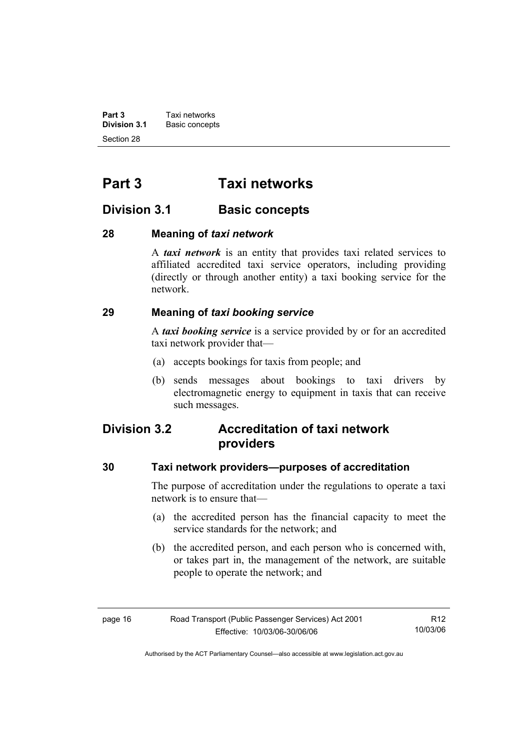# Part 3 Taxi networks

## Division 3.1 Basic concepts

### 28 Meaning of *taxi network*

A ***taxi network*** is an entity that provides taxi related services to affiliated accredited taxi service operators, including providing (directly or through another entity) a taxi booking service for the network.

### 29 Meaning of *taxi booking service*

A ***taxi booking service*** is a service provided by or for an accredited taxi network provider that—

(a) accepts bookings for taxis from people; and

(b) sends messages about bookings to taxi drivers by electromagnetic energy to equipment in taxis that can receive such messages.

## Division 3.2 Accreditation of taxi network providers

### 30 Taxi network providers—purposes of accreditation

The purpose of accreditation under the regulations to operate a taxi network is to ensure that—

(a) the accredited person has the financial capacity to meet the service standards for the network; and

(b) the accredited person, and each person who is concerned with, or takes part in, the management of the network, are suitable people to operate the network; and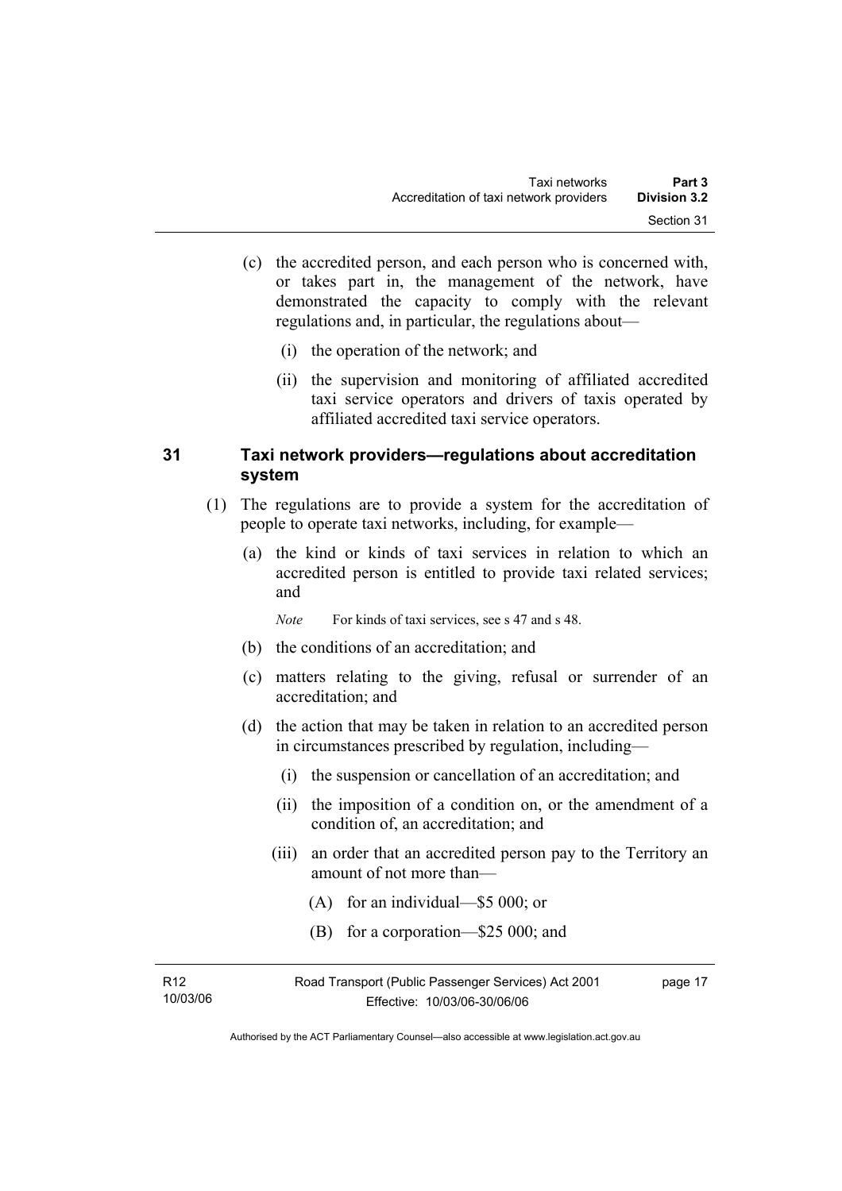(c) the accredited person, and each person who is concerned with, or takes part in, the management of the network, have demonstrated the capacity to comply with the relevant regulations and, in particular, the regulations about—

  (i) the operation of the network; and

  (ii) the supervision and monitoring of affiliated accredited taxi service operators and drivers of taxis operated by affiliated accredited taxi service operators.

## 31 Taxi network providers—regulations about accreditation system

(1) The regulations are to provide a system for the accreditation of people to operate taxi networks, including, for example—

  (a) the kind or kinds of taxi services in relation to which an accredited person is entitled to provide taxi related services; and

  *Note* For kinds of taxi services, see s 47 and s 48.

  (b) the conditions of an accreditation; and

  (c) matters relating to the giving, refusal or surrender of an accreditation; and

  (d) the action that may be taken in relation to an accredited person in circumstances prescribed by regulation, including—

    (i) the suspension or cancellation of an accreditation; and

    (ii) the imposition of a condition on, or the amendment of a condition of, an accreditation; and

    (iii) an order that an accredited person pay to the Territory an amount of not more than—

      (A) for an individual—$5 000; or

      (B) for a corporation—$25 000; and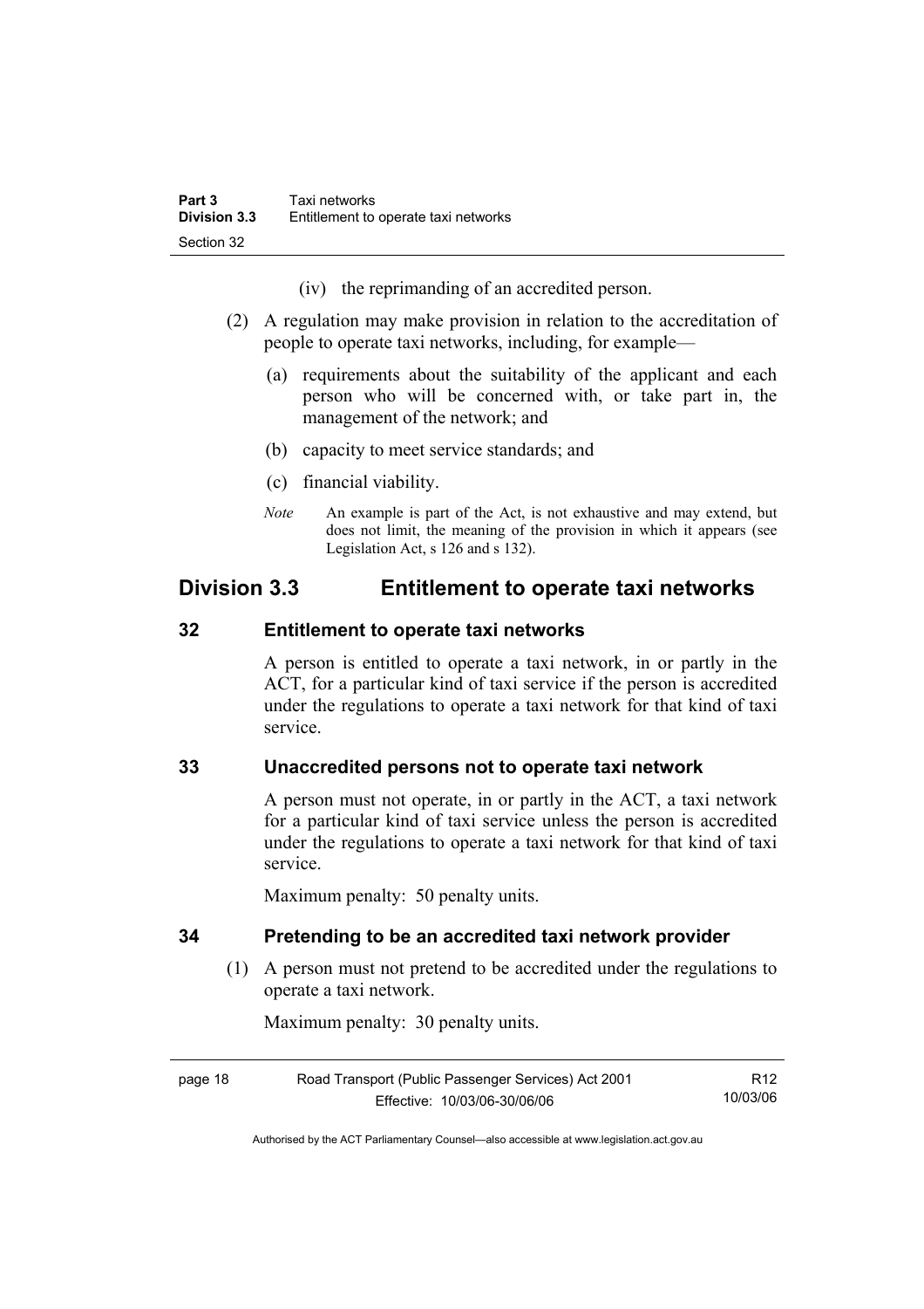(iv) the reprimanding of an accredited person.

(2) A regulation may make provision in relation to the accreditation of people to operate taxi networks, including, for example—

(a) requirements about the suitability of the applicant and each person who will be concerned with, or take part in, the management of the network; and

(b) capacity to meet service standards; and

(c) financial viability.

*Note* An example is part of the Act, is not exhaustive and may extend, but does not limit, the meaning of the provision in which it appears (see Legislation Act, s 126 and s 132).

## Division 3.3 Entitlement to operate taxi networks

### 32 Entitlement to operate taxi networks

A person is entitled to operate a taxi network, in or partly in the ACT, for a particular kind of taxi service if the person is accredited under the regulations to operate a taxi network for that kind of taxi service.

### 33 Unaccredited persons not to operate taxi network

A person must not operate, in or partly in the ACT, a taxi network for a particular kind of taxi service unless the person is accredited under the regulations to operate a taxi network for that kind of taxi service.

Maximum penalty: 50 penalty units.

### 34 Pretending to be an accredited taxi network provider

(1) A person must not pretend to be accredited under the regulations to operate a taxi network.

Maximum penalty: 30 penalty units.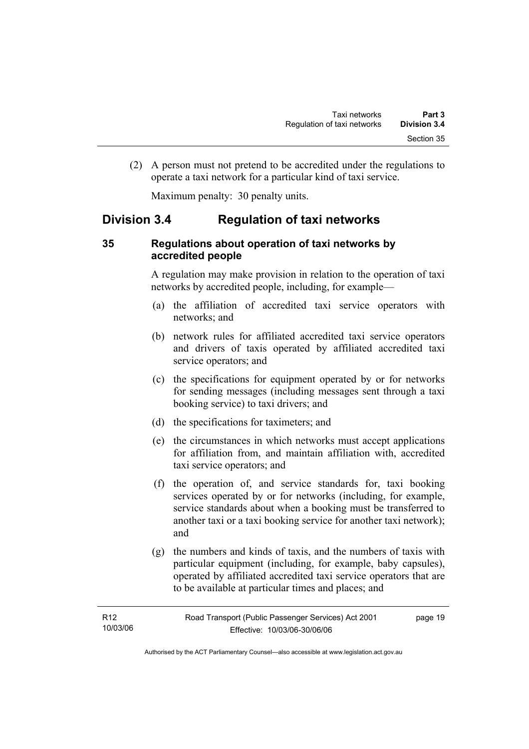(2) A person must not pretend to be accredited under the regulations to operate a taxi network for a particular kind of taxi service.

Maximum penalty: 30 penalty units.

## Division 3.4 Regulation of taxi networks

### 35 Regulations about operation of taxi networks by accredited people

A regulation may make provision in relation to the operation of taxi networks by accredited people, including, for example—

(a) the affiliation of accredited taxi service operators with networks; and

(b) network rules for affiliated accredited taxi service operators and drivers of taxis operated by affiliated accredited taxi service operators; and

(c) the specifications for equipment operated by or for networks for sending messages (including messages sent through a taxi booking service) to taxi drivers; and

(d) the specifications for taximeters; and

(e) the circumstances in which networks must accept applications for affiliation from, and maintain affiliation with, accredited taxi service operators; and

(f) the operation of, and service standards for, taxi booking services operated by or for networks (including, for example, service standards about when a booking must be transferred to another taxi or a taxi booking service for another taxi network); and

(g) the numbers and kinds of taxis, and the numbers of taxis with particular equipment (including, for example, baby capsules), operated by affiliated accredited taxi service operators that are to be available at particular times and places; and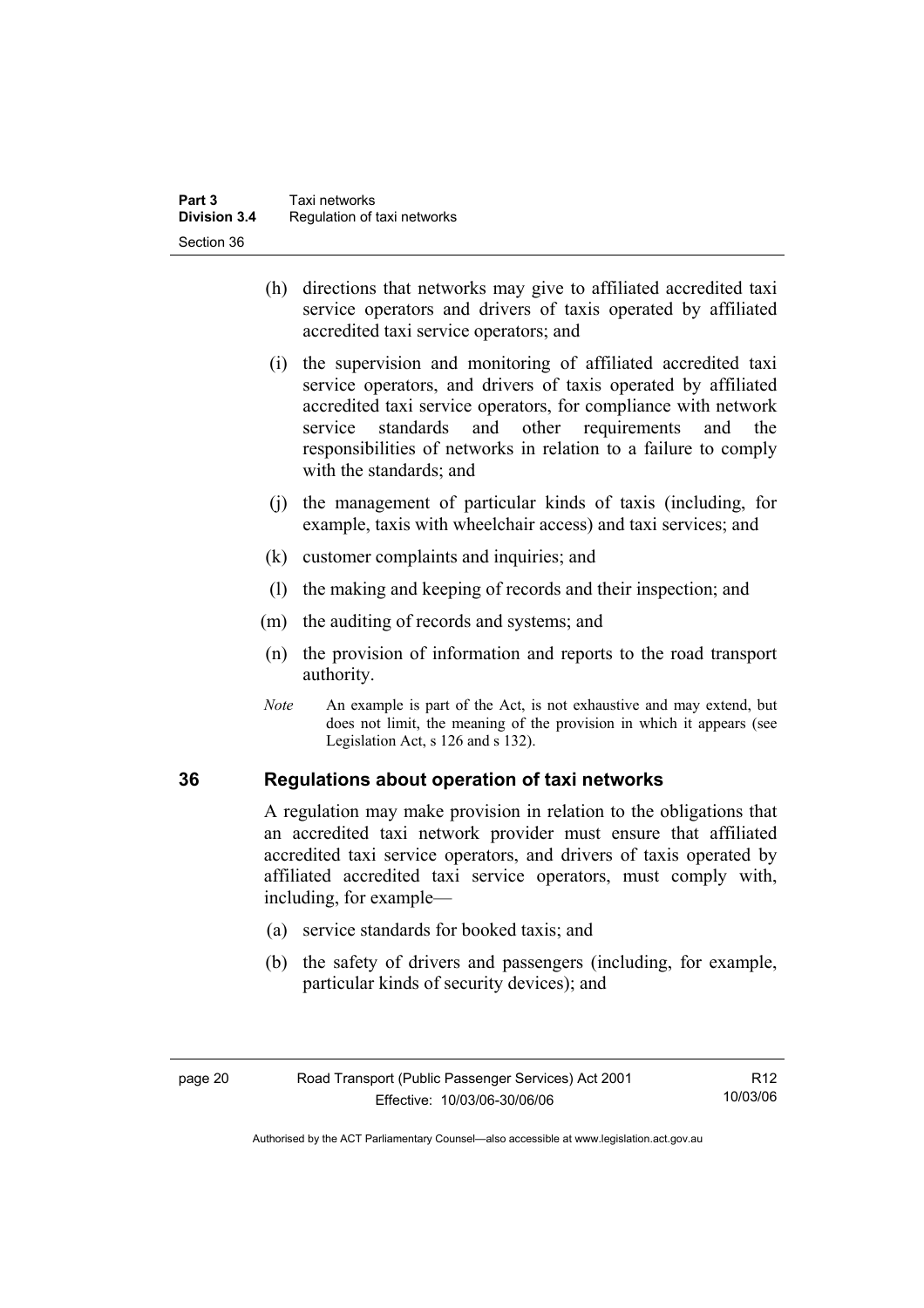(h) directions that networks may give to affiliated accredited taxi service operators and drivers of taxis operated by affiliated accredited taxi service operators; and

(i) the supervision and monitoring of affiliated accredited taxi service operators, and drivers of taxis operated by affiliated accredited taxi service operators, for compliance with network service standards and other requirements and the responsibilities of networks in relation to a failure to comply with the standards; and

(j) the management of particular kinds of taxis (including, for example, taxis with wheelchair access) and taxi services; and

(k) customer complaints and inquiries; and

(l) the making and keeping of records and their inspection; and

(m) the auditing of records and systems; and

(n) the provision of information and reports to the road transport authority.

*Note* An example is part of the Act, is not exhaustive and may extend, but does not limit, the meaning of the provision in which it appears (see Legislation Act, s 126 and s 132).

## 36 Regulations about operation of taxi networks

A regulation may make provision in relation to the obligations that an accredited taxi network provider must ensure that affiliated accredited taxi service operators, and drivers of taxis operated by affiliated accredited taxi service operators, must comply with, including, for example—

(a) service standards for booked taxis; and

(b) the safety of drivers and passengers (including, for example, particular kinds of security devices); and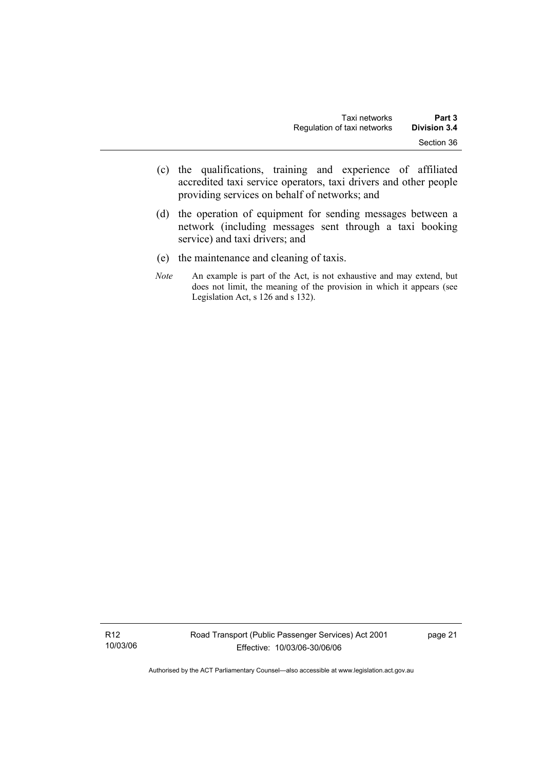(c) the qualifications, training and experience of affiliated accredited taxi service operators, taxi drivers and other people providing services on behalf of networks; and

(d) the operation of equipment for sending messages between a network (including messages sent through a taxi booking service) and taxi drivers; and

(e) the maintenance and cleaning of taxis.

*Note* An example is part of the Act, is not exhaustive and may extend, but does not limit, the meaning of the provision in which it appears (see Legislation Act, s 126 and s 132).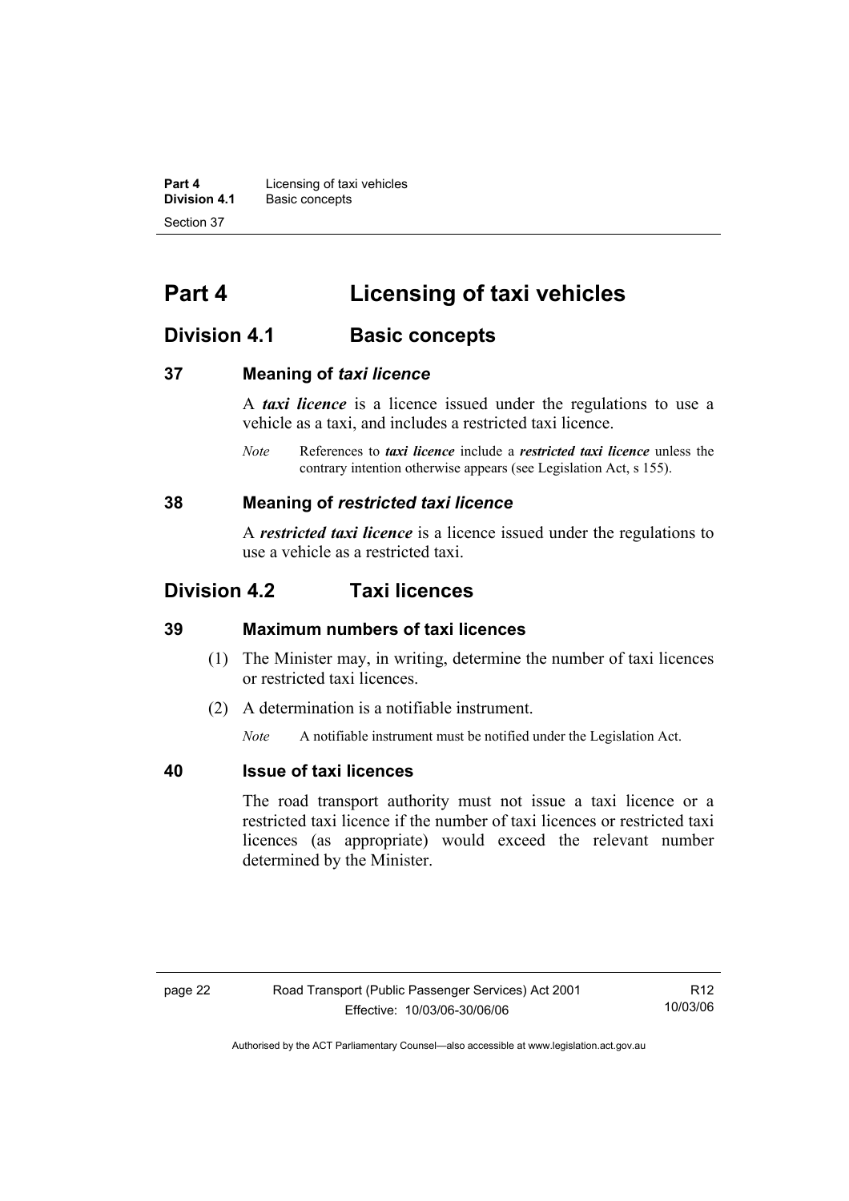# Part 4 Licensing of taxi vehicles

## Division 4.1 Basic concepts

### 37 Meaning of *taxi licence*

A ***taxi licence*** is a licence issued under the regulations to use a vehicle as a taxi, and includes a restricted taxi licence.

*Note* References to ***taxi licence*** include a ***restricted taxi licence*** unless the contrary intention otherwise appears (see Legislation Act, s 155).

### 38 Meaning of *restricted taxi licence*

A ***restricted taxi licence*** is a licence issued under the regulations to use a vehicle as a restricted taxi.

## Division 4.2 Taxi licences

### 39 Maximum numbers of taxi licences

(1) The Minister may, in writing, determine the number of taxi licences or restricted taxi licences.

(2) A determination is a notifiable instrument.

*Note* A notifiable instrument must be notified under the Legislation Act.

### 40 Issue of taxi licences

The road transport authority must not issue a taxi licence or a restricted taxi licence if the number of taxi licences or restricted taxi licences (as appropriate) would exceed the relevant number determined by the Minister.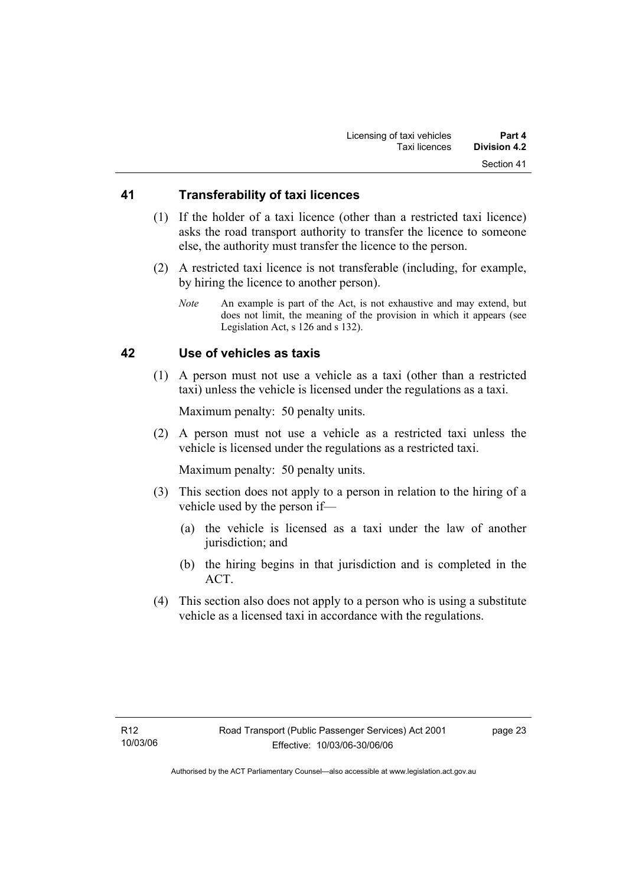## 41 Transferability of taxi licences

(1) If the holder of a taxi licence (other than a restricted taxi licence) asks the road transport authority to transfer the licence to someone else, the authority must transfer the licence to the person.

(2) A restricted taxi licence is not transferable (including, for example, by hiring the licence to another person).

*Note* An example is part of the Act, is not exhaustive and may extend, but does not limit, the meaning of the provision in which it appears (see Legislation Act, s 126 and s 132).

## 42 Use of vehicles as taxis

(1) A person must not use a vehicle as a taxi (other than a restricted taxi) unless the vehicle is licensed under the regulations as a taxi.

Maximum penalty: 50 penalty units.

(2) A person must not use a vehicle as a restricted taxi unless the vehicle is licensed under the regulations as a restricted taxi.

Maximum penalty: 50 penalty units.

(3) This section does not apply to a person in relation to the hiring of a vehicle used by the person if—

(a) the vehicle is licensed as a taxi under the law of another jurisdiction; and

(b) the hiring begins in that jurisdiction and is completed in the ACT.

(4) This section also does not apply to a person who is using a substitute vehicle as a licensed taxi in accordance with the regulations.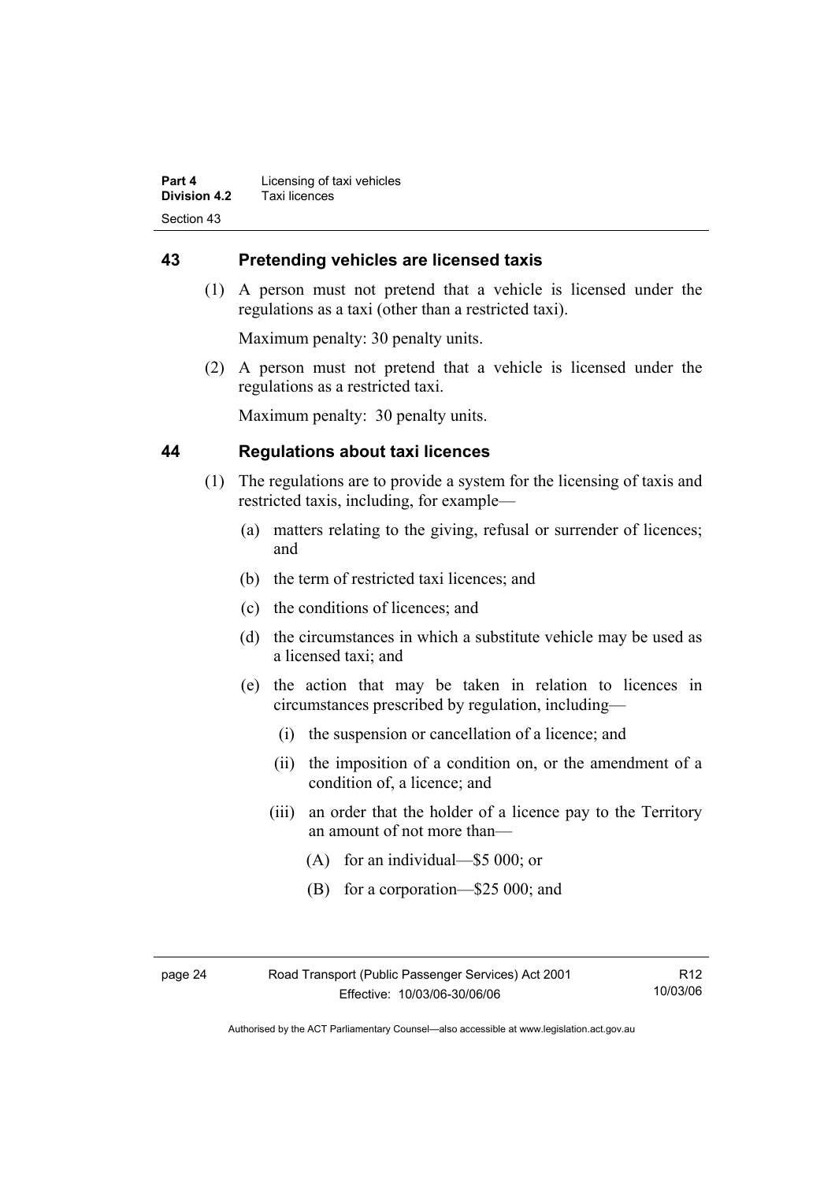## 43 Pretending vehicles are licensed taxis

(1) A person must not pretend that a vehicle is licensed under the regulations as a taxi (other than a restricted taxi).

Maximum penalty: 30 penalty units.

(2) A person must not pretend that a vehicle is licensed under the regulations as a restricted taxi.

Maximum penalty: 30 penalty units.

## 44 Regulations about taxi licences

(1) The regulations are to provide a system for the licensing of taxis and restricted taxis, including, for example—

- (a) matters relating to the giving, refusal or surrender of licences; and
- (b) the term of restricted taxi licences; and
- (c) the conditions of licences; and
- (d) the circumstances in which a substitute vehicle may be used as a licensed taxi; and
- (e) the action that may be taken in relation to licences in circumstances prescribed by regulation, including—
  - (i) the suspension or cancellation of a licence; and
  - (ii) the imposition of a condition on, or the amendment of a condition of, a licence; and
  - (iii) an order that the holder of a licence pay to the Territory an amount of not more than—
    - (A) for an individual—$5 000; or
    - (B) for a corporation—$25 000; and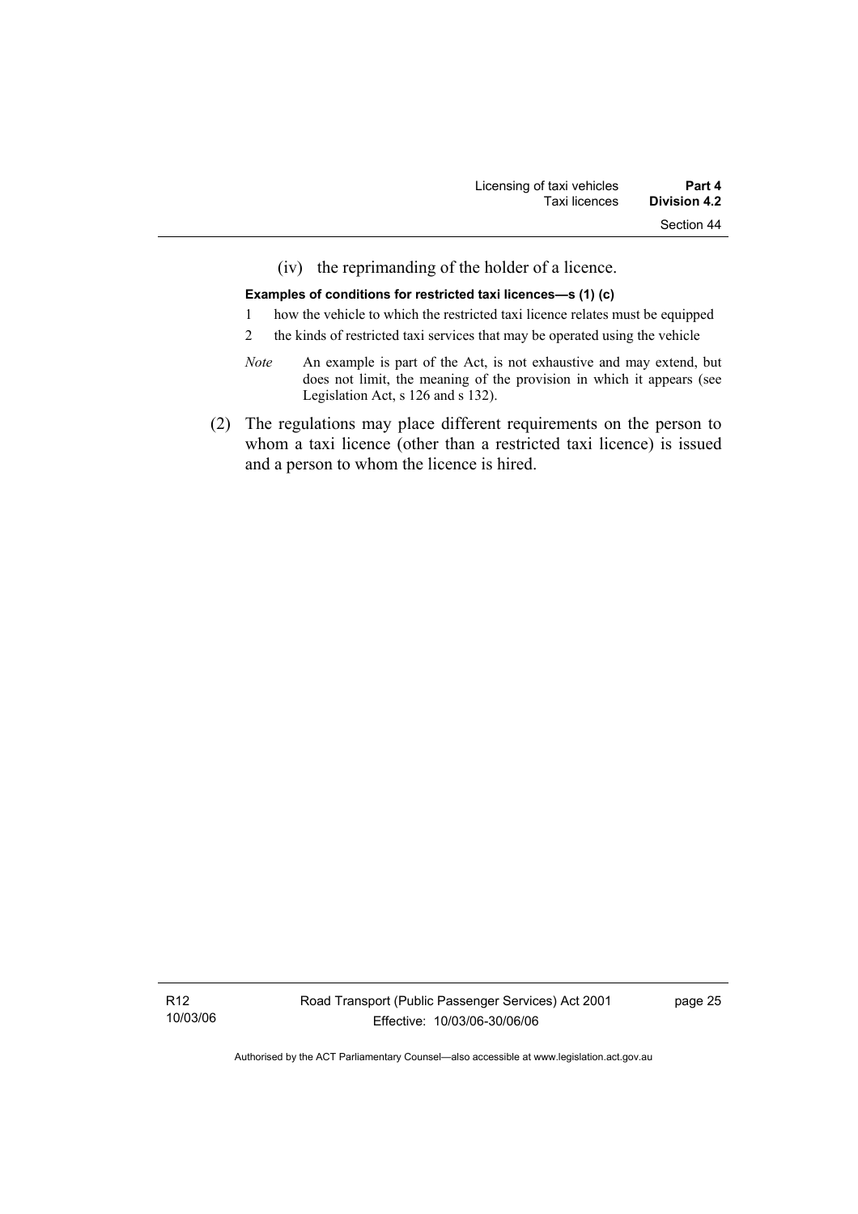(iv) the reprimanding of the holder of a licence.

**Examples of conditions for restricted taxi licences—s (1) (c)**

1 how the vehicle to which the restricted taxi licence relates must be equipped

2 the kinds of restricted taxi services that may be operated using the vehicle

*Note* An example is part of the Act, is not exhaustive and may extend, but does not limit, the meaning of the provision in which it appears (see Legislation Act, s 126 and s 132).

(2) The regulations may place different requirements on the person to whom a taxi licence (other than a restricted taxi licence) is issued and a person to whom the licence is hired.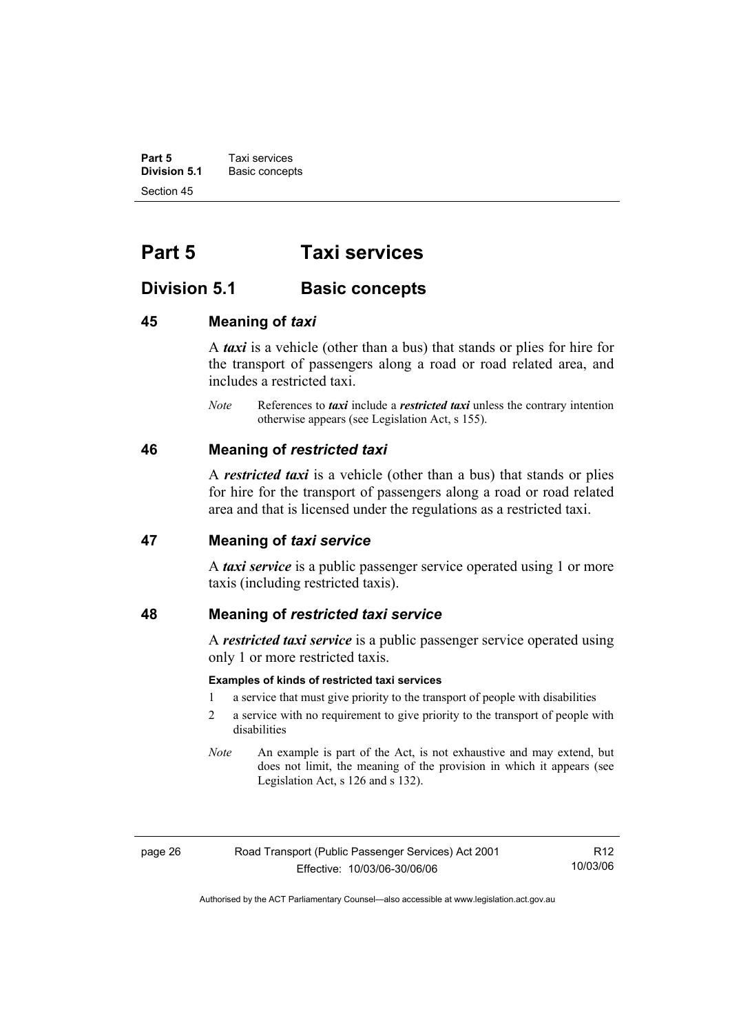# Part 5 Taxi services

## Division 5.1 Basic concepts

### 45 Meaning of *taxi*

A ***taxi*** is a vehicle (other than a bus) that stands or plies for hire for the transport of passengers along a road or road related area, and includes a restricted taxi.

*Note* References to ***taxi*** include a ***restricted taxi*** unless the contrary intention otherwise appears (see Legislation Act, s 155).

### 46 Meaning of *restricted taxi*

A ***restricted taxi*** is a vehicle (other than a bus) that stands or plies for hire for the transport of passengers along a road or road related area and that is licensed under the regulations as a restricted taxi.

### 47 Meaning of *taxi service*

A ***taxi service*** is a public passenger service operated using 1 or more taxis (including restricted taxis).

### 48 Meaning of *restricted taxi service*

A ***restricted taxi service*** is a public passenger service operated using only 1 or more restricted taxis.

**Examples of kinds of restricted taxi services**

1 a service that must give priority to the transport of people with disabilities
2 a service with no requirement to give priority to the transport of people with disabilities

*Note* An example is part of the Act, is not exhaustive and may extend, but does not limit, the meaning of the provision in which it appears (see Legislation Act, s 126 and s 132).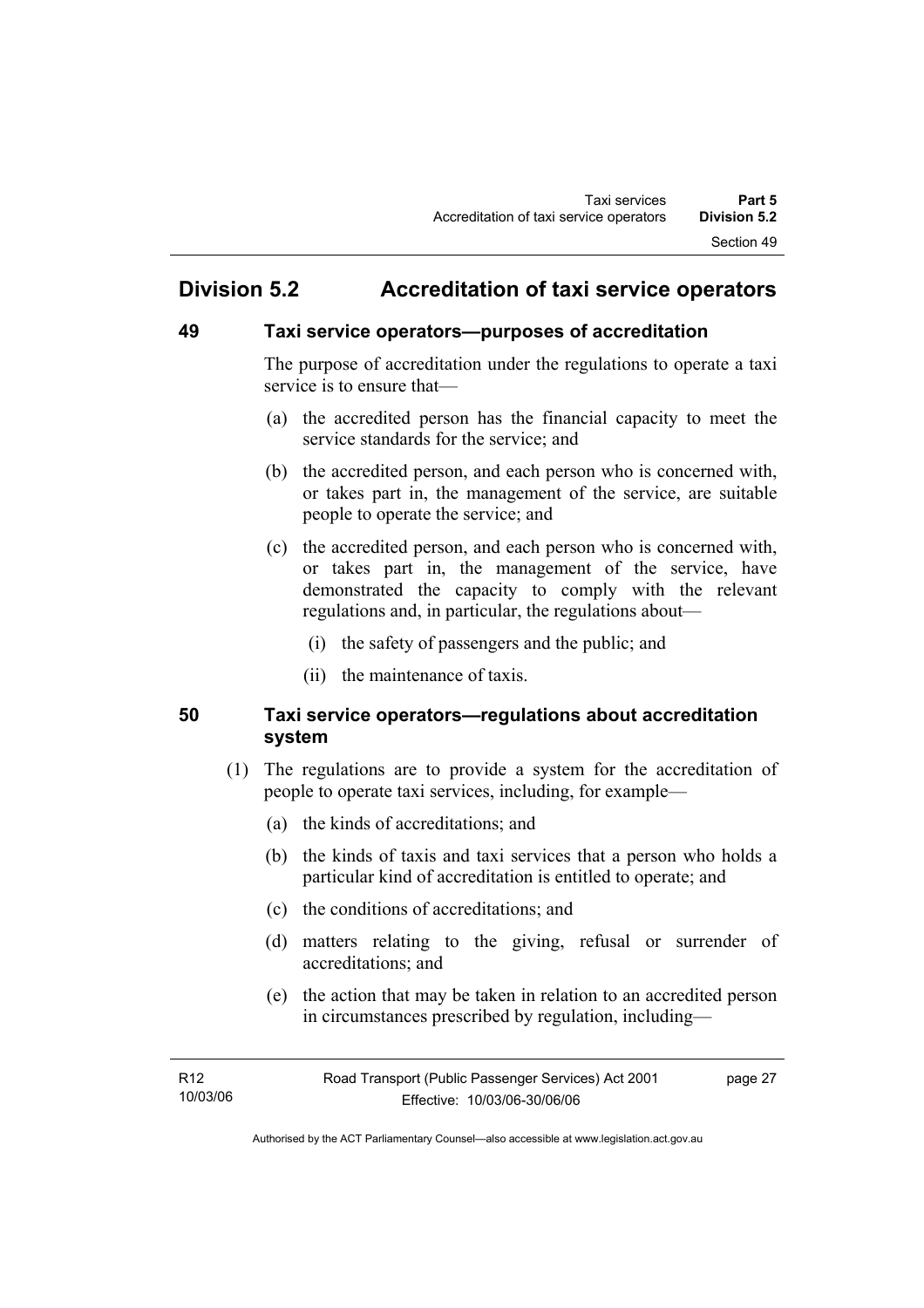## Division 5.2 Accreditation of taxi service operators

### 49 Taxi service operators—purposes of accreditation

The purpose of accreditation under the regulations to operate a taxi service is to ensure that—

(a) the accredited person has the financial capacity to meet the service standards for the service; and

(b) the accredited person, and each person who is concerned with, or takes part in, the management of the service, are suitable people to operate the service; and

(c) the accredited person, and each person who is concerned with, or takes part in, the management of the service, have demonstrated the capacity to comply with the relevant regulations and, in particular, the regulations about—

(i) the safety of passengers and the public; and

(ii) the maintenance of taxis.

### 50 Taxi service operators—regulations about accreditation system

(1) The regulations are to provide a system for the accreditation of people to operate taxi services, including, for example—

(a) the kinds of accreditations; and

(b) the kinds of taxis and taxi services that a person who holds a particular kind of accreditation is entitled to operate; and

(c) the conditions of accreditations; and

(d) matters relating to the giving, refusal or surrender of accreditations; and

(e) the action that may be taken in relation to an accredited person in circumstances prescribed by regulation, including—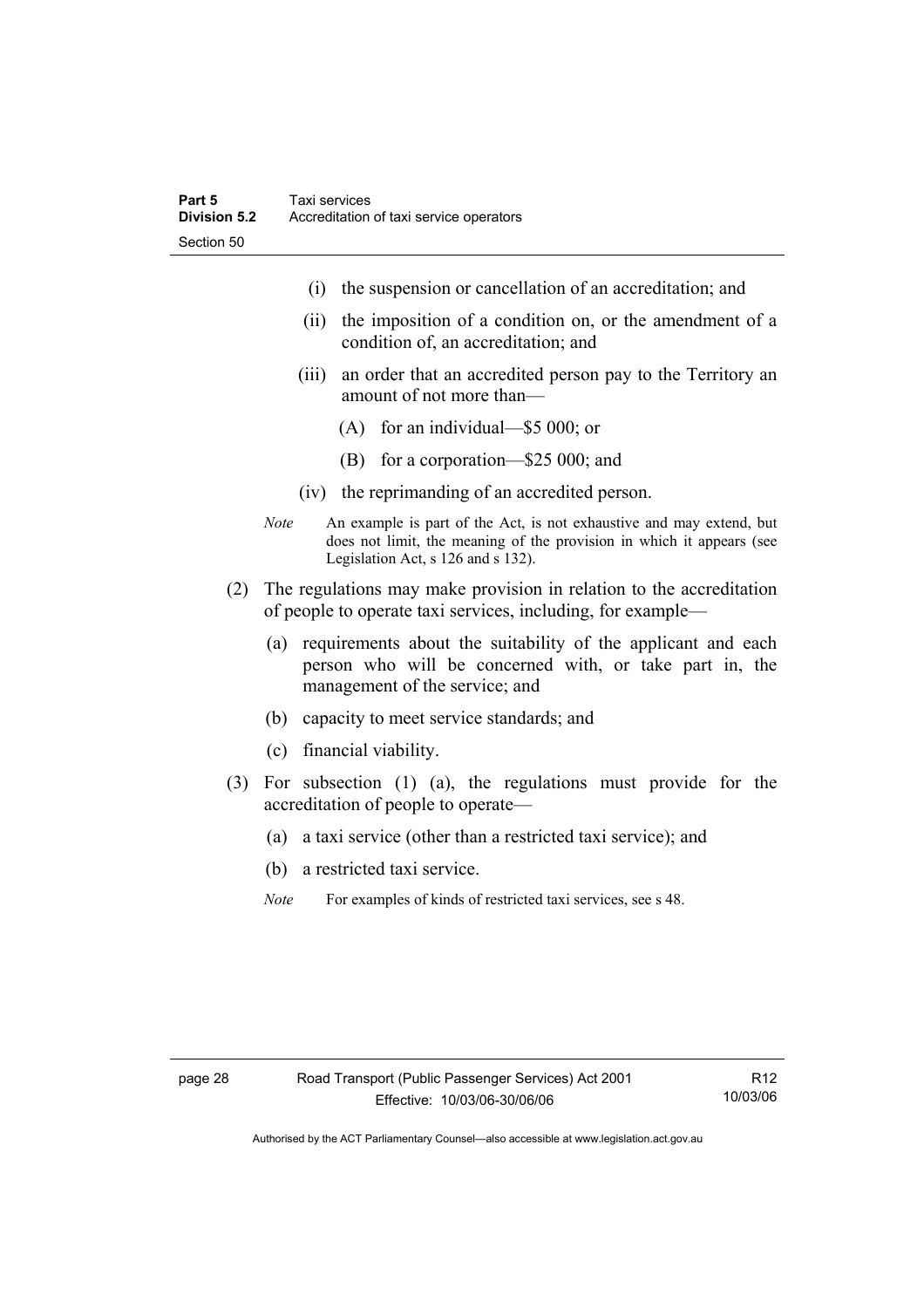(i) the suspension or cancellation of an accreditation; and

(ii) the imposition of a condition on, or the amendment of a condition of, an accreditation; and

(iii) an order that an accredited person pay to the Territory an amount of not more than—

(A) for an individual—$5 000; or

(B) for a corporation—$25 000; and

(iv) the reprimanding of an accredited person.

*Note* An example is part of the Act, is not exhaustive and may extend, but does not limit, the meaning of the provision in which it appears (see Legislation Act, s 126 and s 132).

(2) The regulations may make provision in relation to the accreditation of people to operate taxi services, including, for example—

(a) requirements about the suitability of the applicant and each person who will be concerned with, or take part in, the management of the service; and

(b) capacity to meet service standards; and

(c) financial viability.

(3) For subsection (1) (a), the regulations must provide for the accreditation of people to operate—

(a) a taxi service (other than a restricted taxi service); and

(b) a restricted taxi service.

*Note* For examples of kinds of restricted taxi services, see s 48.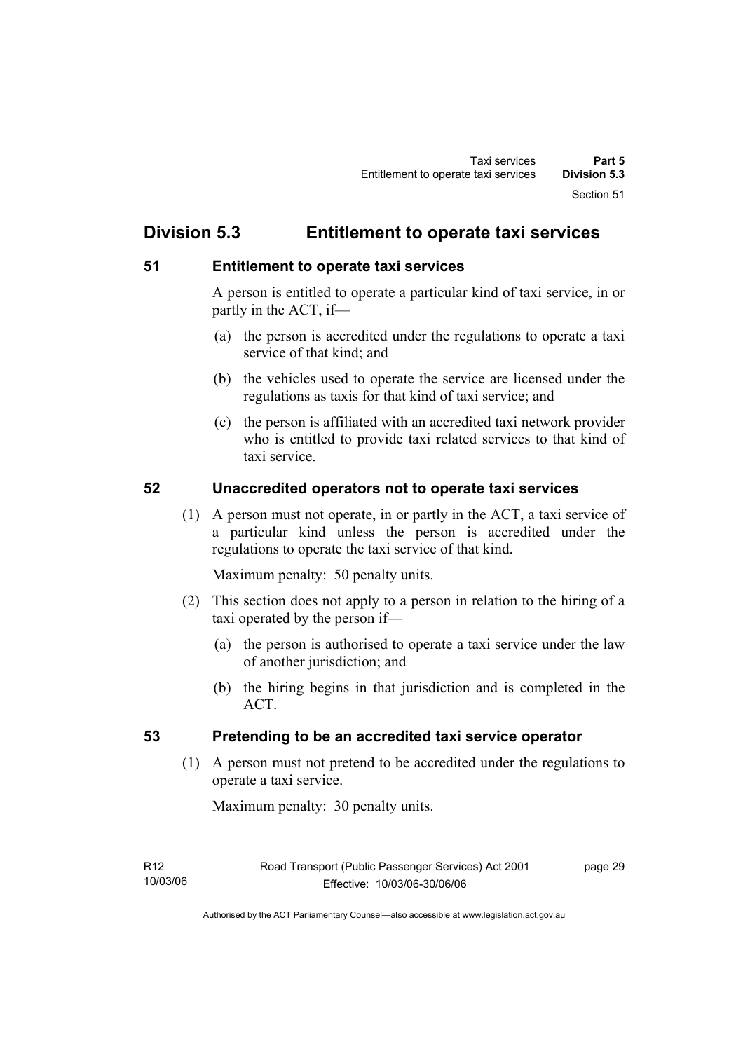## Division 5.3 Entitlement to operate taxi services

### 51 Entitlement to operate taxi services

A person is entitled to operate a particular kind of taxi service, in or partly in the ACT, if—

(a) the person is accredited under the regulations to operate a taxi service of that kind; and

(b) the vehicles used to operate the service are licensed under the regulations as taxis for that kind of taxi service; and

(c) the person is affiliated with an accredited taxi network provider who is entitled to provide taxi related services to that kind of taxi service.

### 52 Unaccredited operators not to operate taxi services

(1) A person must not operate, in or partly in the ACT, a taxi service of a particular kind unless the person is accredited under the regulations to operate the taxi service of that kind.

Maximum penalty: 50 penalty units.

(2) This section does not apply to a person in relation to the hiring of a taxi operated by the person if—

(a) the person is authorised to operate a taxi service under the law of another jurisdiction; and

(b) the hiring begins in that jurisdiction and is completed in the ACT.

### 53 Pretending to be an accredited taxi service operator

(1) A person must not pretend to be accredited under the regulations to operate a taxi service.

Maximum penalty: 30 penalty units.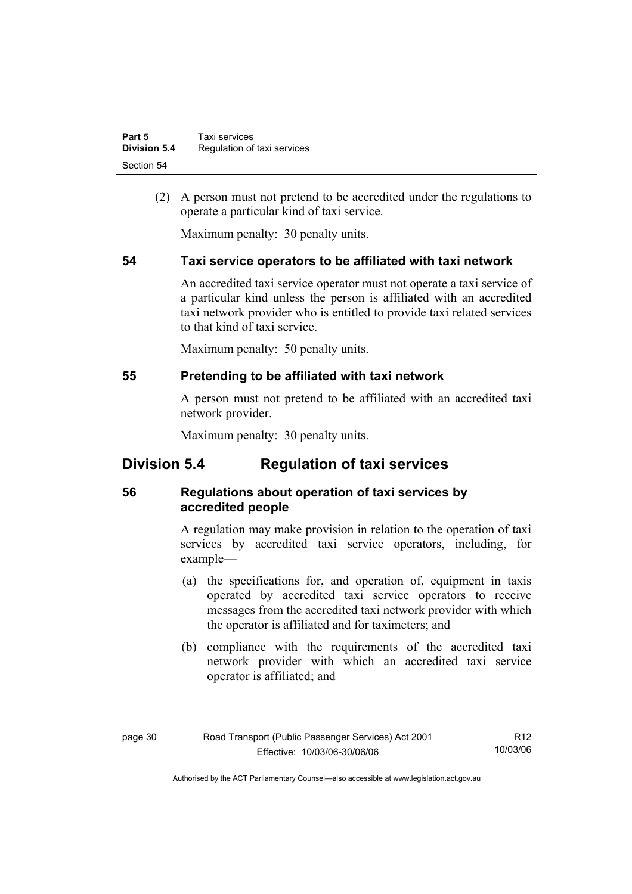(2) A person must not pretend to be accredited under the regulations to operate a particular kind of taxi service.

Maximum penalty: 30 penalty units.

### 54 Taxi service operators to be affiliated with taxi network

An accredited taxi service operator must not operate a taxi service of a particular kind unless the person is affiliated with an accredited taxi network provider who is entitled to provide taxi related services to that kind of taxi service.

Maximum penalty: 50 penalty units.

### 55 Pretending to be affiliated with taxi network

A person must not pretend to be affiliated with an accredited taxi network provider.

Maximum penalty: 30 penalty units.

## Division 5.4 Regulation of taxi services

### 56 Regulations about operation of taxi services by accredited people

A regulation may make provision in relation to the operation of taxi services by accredited taxi service operators, including, for example—

(a) the specifications for, and operation of, equipment in taxis operated by accredited taxi service operators to receive messages from the accredited taxi network provider with which the operator is affiliated and for taximeters; and

(b) compliance with the requirements of the accredited taxi network provider with which an accredited taxi service operator is affiliated; and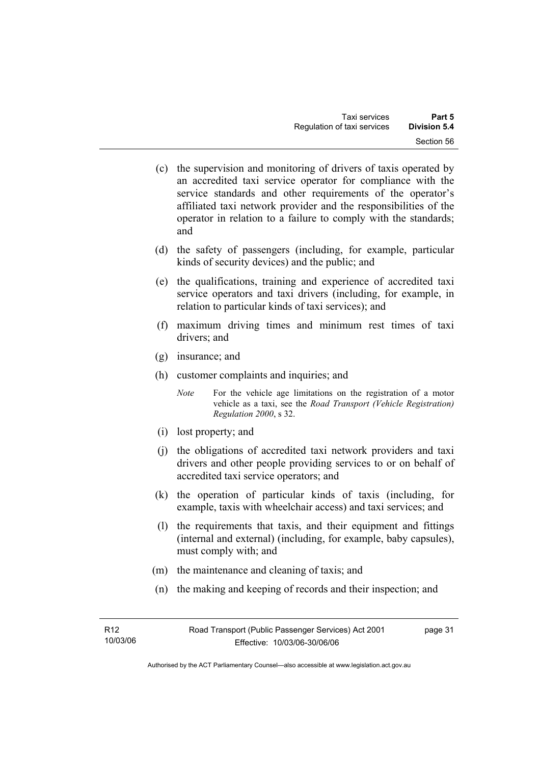(c) the supervision and monitoring of drivers of taxis operated by an accredited taxi service operator for compliance with the service standards and other requirements of the operator's affiliated taxi network provider and the responsibilities of the operator in relation to a failure to comply with the standards; and

(d) the safety of passengers (including, for example, particular kinds of security devices) and the public; and

(e) the qualifications, training and experience of accredited taxi service operators and taxi drivers (including, for example, in relation to particular kinds of taxi services); and

(f) maximum driving times and minimum rest times of taxi drivers; and

(g) insurance; and

(h) customer complaints and inquiries; and

*Note* For the vehicle age limitations on the registration of a motor vehicle as a taxi, see the *Road Transport (Vehicle Registration) Regulation 2000*, s 32.

(i) lost property; and

(j) the obligations of accredited taxi network providers and taxi drivers and other people providing services to or on behalf of accredited taxi service operators; and

(k) the operation of particular kinds of taxis (including, for example, taxis with wheelchair access) and taxi services; and

(l) the requirements that taxis, and their equipment and fittings (internal and external) (including, for example, baby capsules), must comply with; and

(m) the maintenance and cleaning of taxis; and

(n) the making and keeping of records and their inspection; and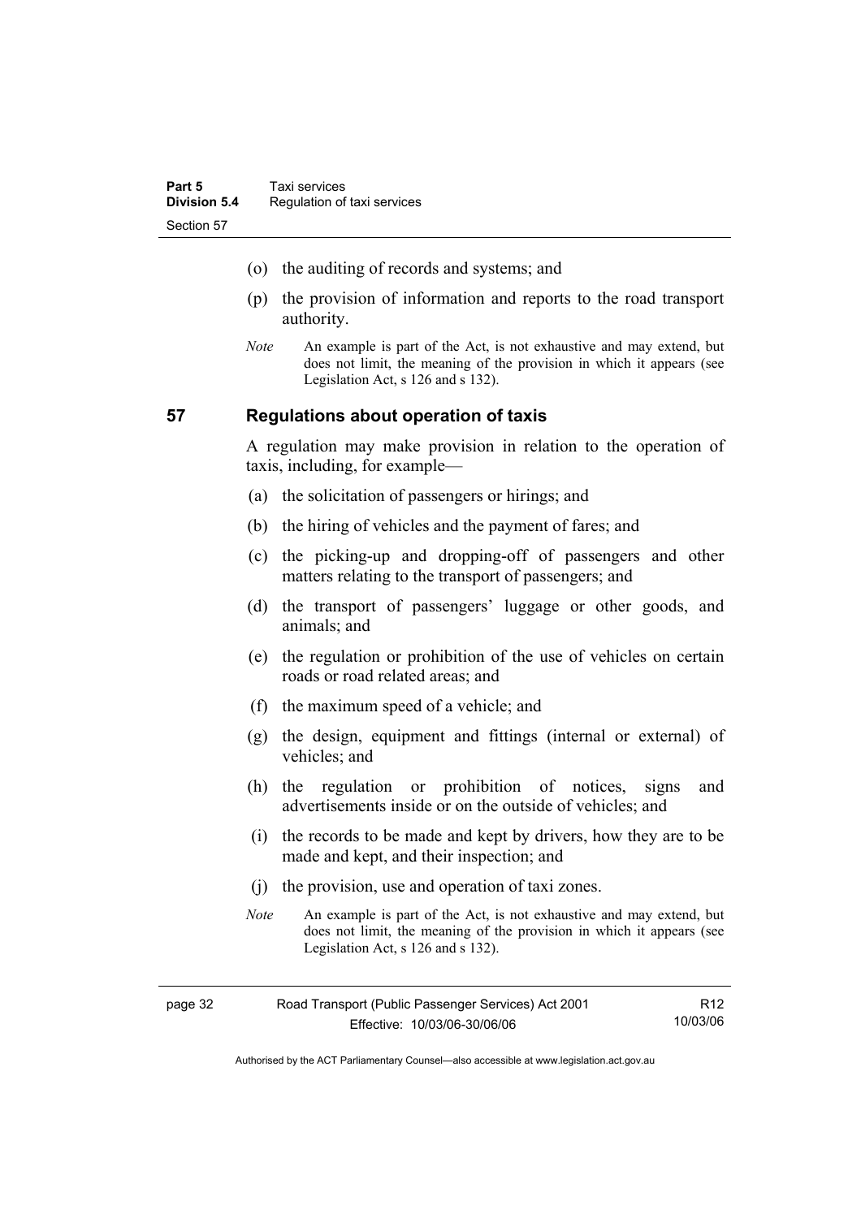(o) the auditing of records and systems; and

(p) the provision of information and reports to the road transport authority.

*Note* An example is part of the Act, is not exhaustive and may extend, but does not limit, the meaning of the provision in which it appears (see Legislation Act, s 126 and s 132).

## 57 Regulations about operation of taxis

A regulation may make provision in relation to the operation of taxis, including, for example—

(a) the solicitation of passengers or hirings; and

(b) the hiring of vehicles and the payment of fares; and

(c) the picking-up and dropping-off of passengers and other matters relating to the transport of passengers; and

(d) the transport of passengers' luggage or other goods, and animals; and

(e) the regulation or prohibition of the use of vehicles on certain roads or road related areas; and

(f) the maximum speed of a vehicle; and

(g) the design, equipment and fittings (internal or external) of vehicles; and

(h) the regulation or prohibition of notices, signs and advertisements inside or on the outside of vehicles; and

(i) the records to be made and kept by drivers, how they are to be made and kept, and their inspection; and

(j) the provision, use and operation of taxi zones.

*Note* An example is part of the Act, is not exhaustive and may extend, but does not limit, the meaning of the provision in which it appears (see Legislation Act, s 126 and s 132).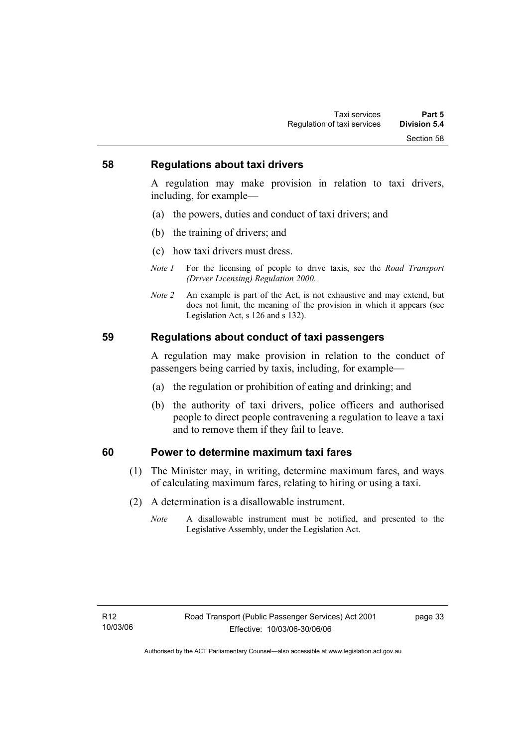## 58 Regulations about taxi drivers

A regulation may make provision in relation to taxi drivers, including, for example—

(a) the powers, duties and conduct of taxi drivers; and

(b) the training of drivers; and

(c) how taxi drivers must dress.

*Note 1* For the licensing of people to drive taxis, see the *Road Transport (Driver Licensing) Regulation 2000*.

*Note 2* An example is part of the Act, is not exhaustive and may extend, but does not limit, the meaning of the provision in which it appears (see Legislation Act, s 126 and s 132).

## 59 Regulations about conduct of taxi passengers

A regulation may make provision in relation to the conduct of passengers being carried by taxis, including, for example—

(a) the regulation or prohibition of eating and drinking; and

(b) the authority of taxi drivers, police officers and authorised people to direct people contravening a regulation to leave a taxi and to remove them if they fail to leave.

## 60 Power to determine maximum taxi fares

(1) The Minister may, in writing, determine maximum fares, and ways of calculating maximum fares, relating to hiring or using a taxi.

(2) A determination is a disallowable instrument.

*Note* A disallowable instrument must be notified, and presented to the Legislative Assembly, under the Legislation Act.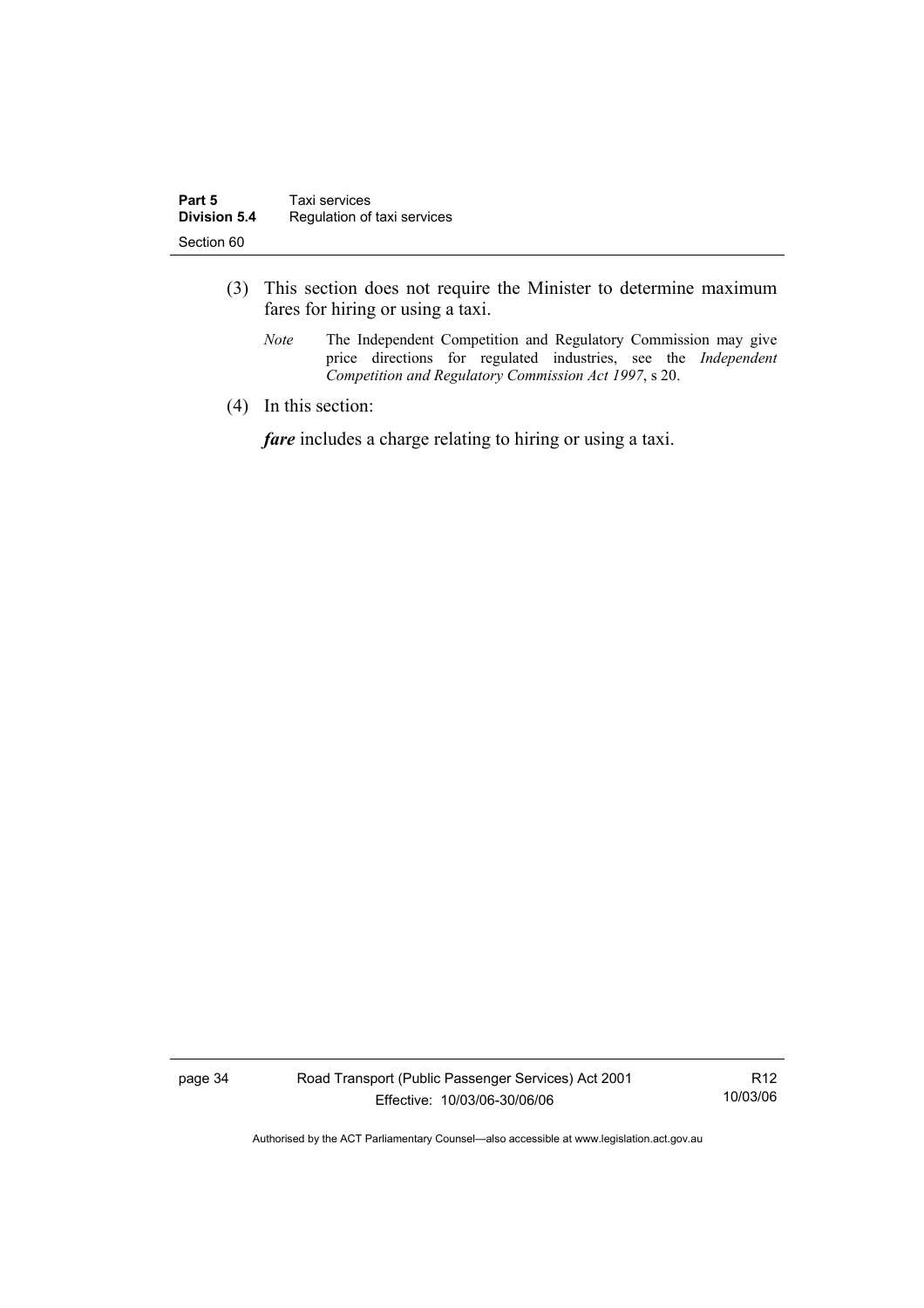(3) This section does not require the Minister to determine maximum fares for hiring or using a taxi.

*Note* The Independent Competition and Regulatory Commission may give price directions for regulated industries, see the *Independent Competition and Regulatory Commission Act 1997*, s 20.

(4) In this section:

***fare*** includes a charge relating to hiring or using a taxi.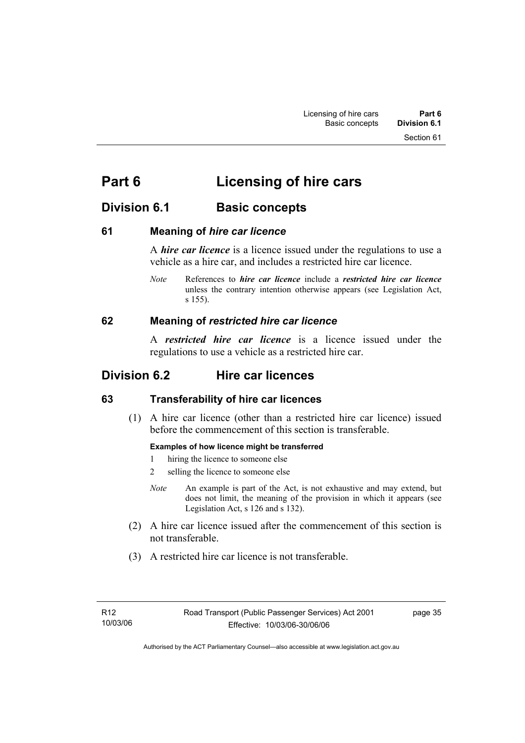# Part 6 Licensing of hire cars

## Division 6.1 Basic concepts

### 61 Meaning of *hire car licence*

A ***hire car licence*** is a licence issued under the regulations to use a vehicle as a hire car, and includes a restricted hire car licence.

*Note* References to ***hire car licence*** include a ***restricted hire car licence*** unless the contrary intention otherwise appears (see Legislation Act, s 155).

### 62 Meaning of *restricted hire car licence*

A ***restricted hire car licence*** is a licence issued under the regulations to use a vehicle as a restricted hire car.

## Division 6.2 Hire car licences

### 63 Transferability of hire car licences

(1) A hire car licence (other than a restricted hire car licence) issued before the commencement of this section is transferable.

**Examples of how licence might be transferred**

1 hiring the licence to someone else

2 selling the licence to someone else

*Note* An example is part of the Act, is not exhaustive and may extend, but does not limit, the meaning of the provision in which it appears (see Legislation Act, s 126 and s 132).

(2) A hire car licence issued after the commencement of this section is not transferable.

(3) A restricted hire car licence is not transferable.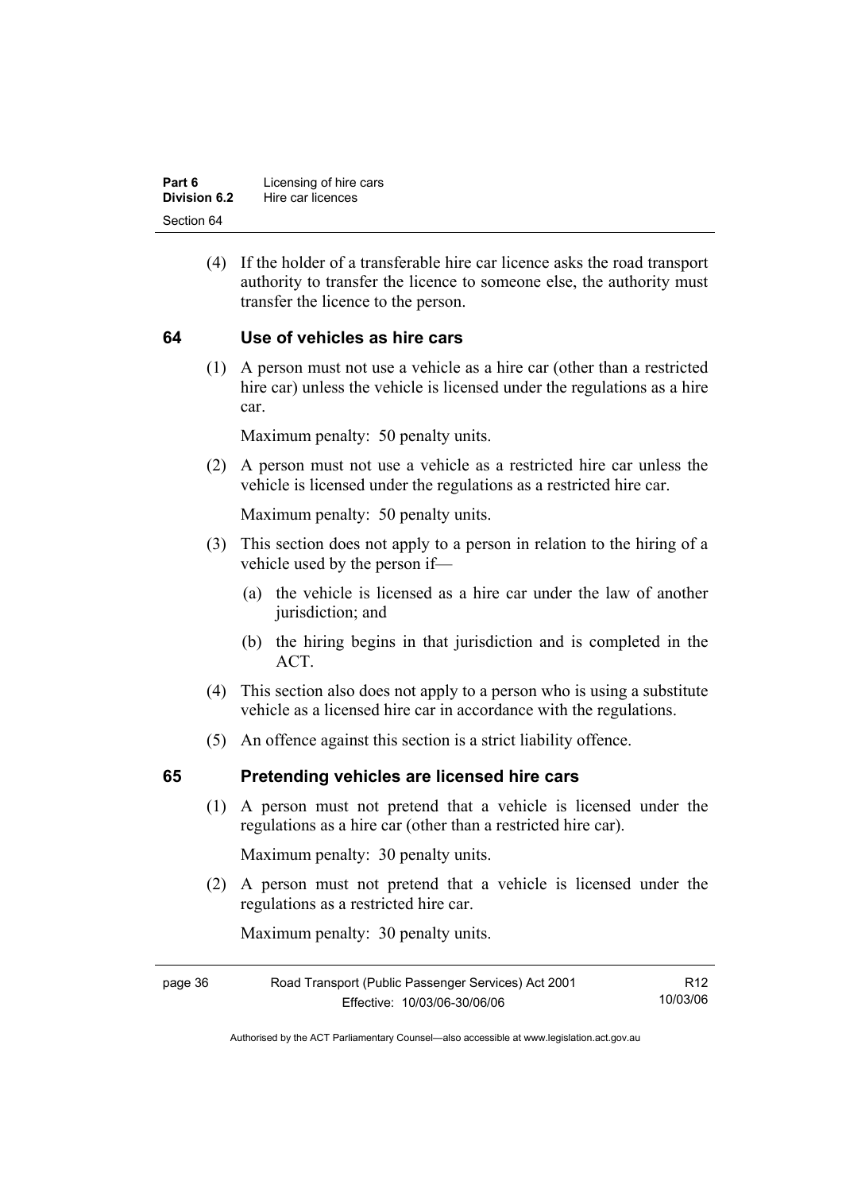(4) If the holder of a transferable hire car licence asks the road transport authority to transfer the licence to someone else, the authority must transfer the licence to the person.

## 64 Use of vehicles as hire cars

(1) A person must not use a vehicle as a hire car (other than a restricted hire car) unless the vehicle is licensed under the regulations as a hire car.

Maximum penalty: 50 penalty units.

(2) A person must not use a vehicle as a restricted hire car unless the vehicle is licensed under the regulations as a restricted hire car.

Maximum penalty: 50 penalty units.

(3) This section does not apply to a person in relation to the hiring of a vehicle used by the person if—

(a) the vehicle is licensed as a hire car under the law of another jurisdiction; and

(b) the hiring begins in that jurisdiction and is completed in the ACT.

(4) This section also does not apply to a person who is using a substitute vehicle as a licensed hire car in accordance with the regulations.

(5) An offence against this section is a strict liability offence.

## 65 Pretending vehicles are licensed hire cars

(1) A person must not pretend that a vehicle is licensed under the regulations as a hire car (other than a restricted hire car).

Maximum penalty: 30 penalty units.

(2) A person must not pretend that a vehicle is licensed under the regulations as a restricted hire car.

Maximum penalty: 30 penalty units.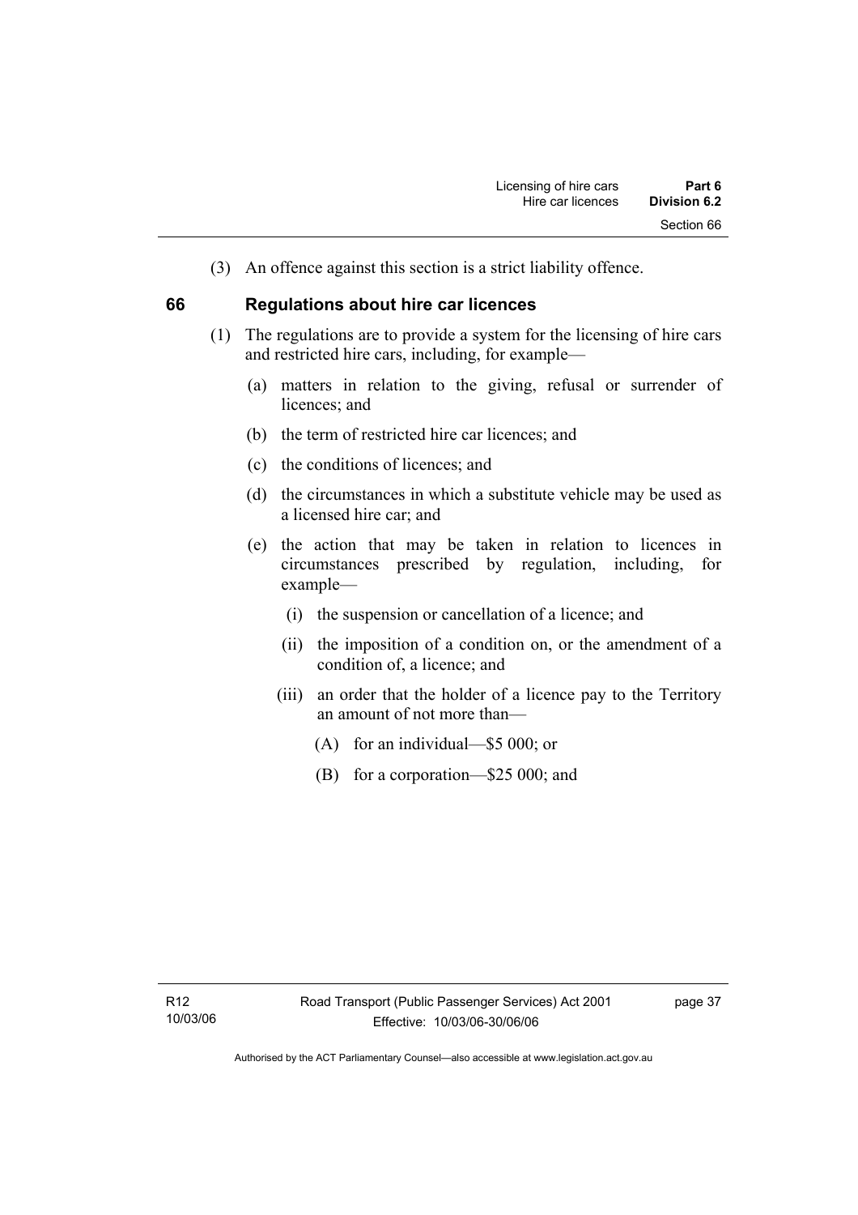(3) An offence against this section is a strict liability offence.

## 66 Regulations about hire car licences

(1) The regulations are to provide a system for the licensing of hire cars and restricted hire cars, including, for example—

(a) matters in relation to the giving, refusal or surrender of licences; and

(b) the term of restricted hire car licences; and

(c) the conditions of licences; and

(d) the circumstances in which a substitute vehicle may be used as a licensed hire car; and

(e) the action that may be taken in relation to licences in circumstances prescribed by regulation, including, for example—

(i) the suspension or cancellation of a licence; and

(ii) the imposition of a condition on, or the amendment of a condition of, a licence; and

(iii) an order that the holder of a licence pay to the Territory an amount of not more than—

(A) for an individual—$5 000; or

(B) for a corporation—$25 000; and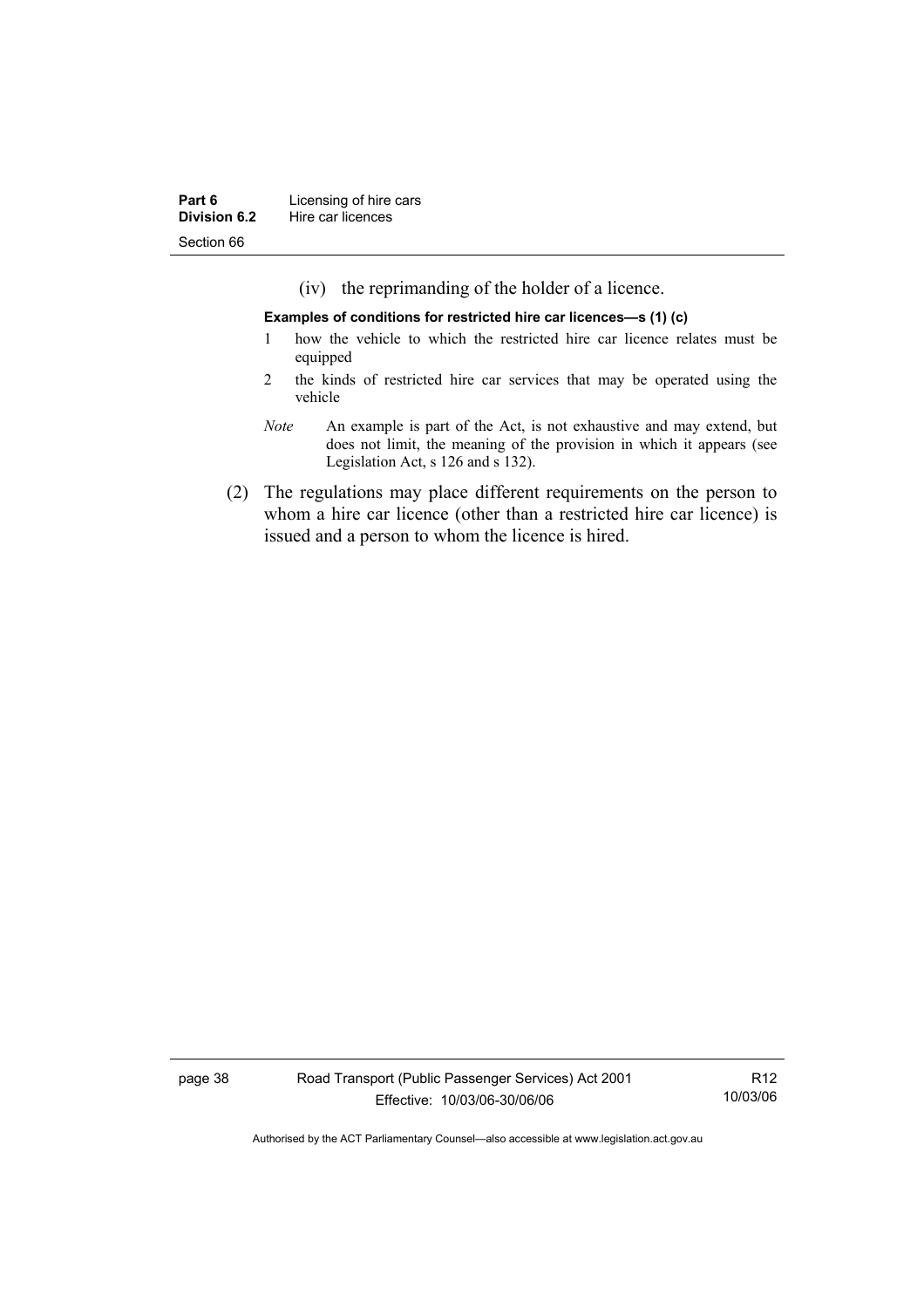(iv) the reprimanding of the holder of a licence.

**Examples of conditions for restricted hire car licences—s (1) (c)**

1 how the vehicle to which the restricted hire car licence relates must be equipped

2 the kinds of restricted hire car services that may be operated using the vehicle

*Note* An example is part of the Act, is not exhaustive and may extend, but does not limit, the meaning of the provision in which it appears (see Legislation Act, s 126 and s 132).

(2) The regulations may place different requirements on the person to whom a hire car licence (other than a restricted hire car licence) is issued and a person to whom the licence is hired.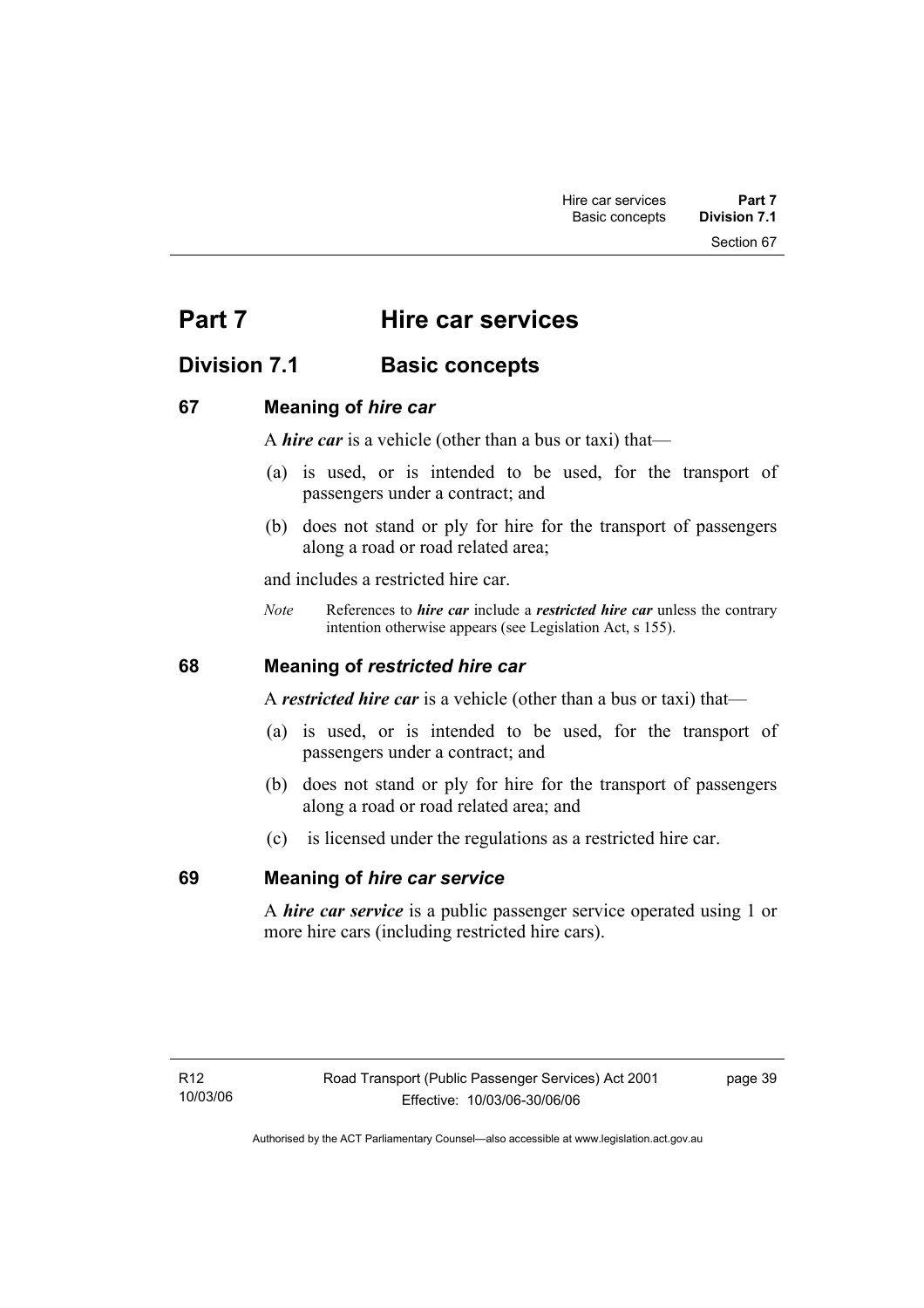# Part 7 Hire car services

## Division 7.1 Basic concepts

### 67 Meaning of *hire car*

A ***hire car*** is a vehicle (other than a bus or taxi) that—

(a) is used, or is intended to be used, for the transport of passengers under a contract; and

(b) does not stand or ply for hire for the transport of passengers along a road or road related area;

and includes a restricted hire car.

*Note* References to ***hire car*** include a ***restricted hire car*** unless the contrary intention otherwise appears (see Legislation Act, s 155).

### 68 Meaning of *restricted hire car*

A ***restricted hire car*** is a vehicle (other than a bus or taxi) that—

(a) is used, or is intended to be used, for the transport of passengers under a contract; and

(b) does not stand or ply for hire for the transport of passengers along a road or road related area; and

(c) is licensed under the regulations as a restricted hire car.

### 69 Meaning of *hire car service*

A ***hire car service*** is a public passenger service operated using 1 or more hire cars (including restricted hire cars).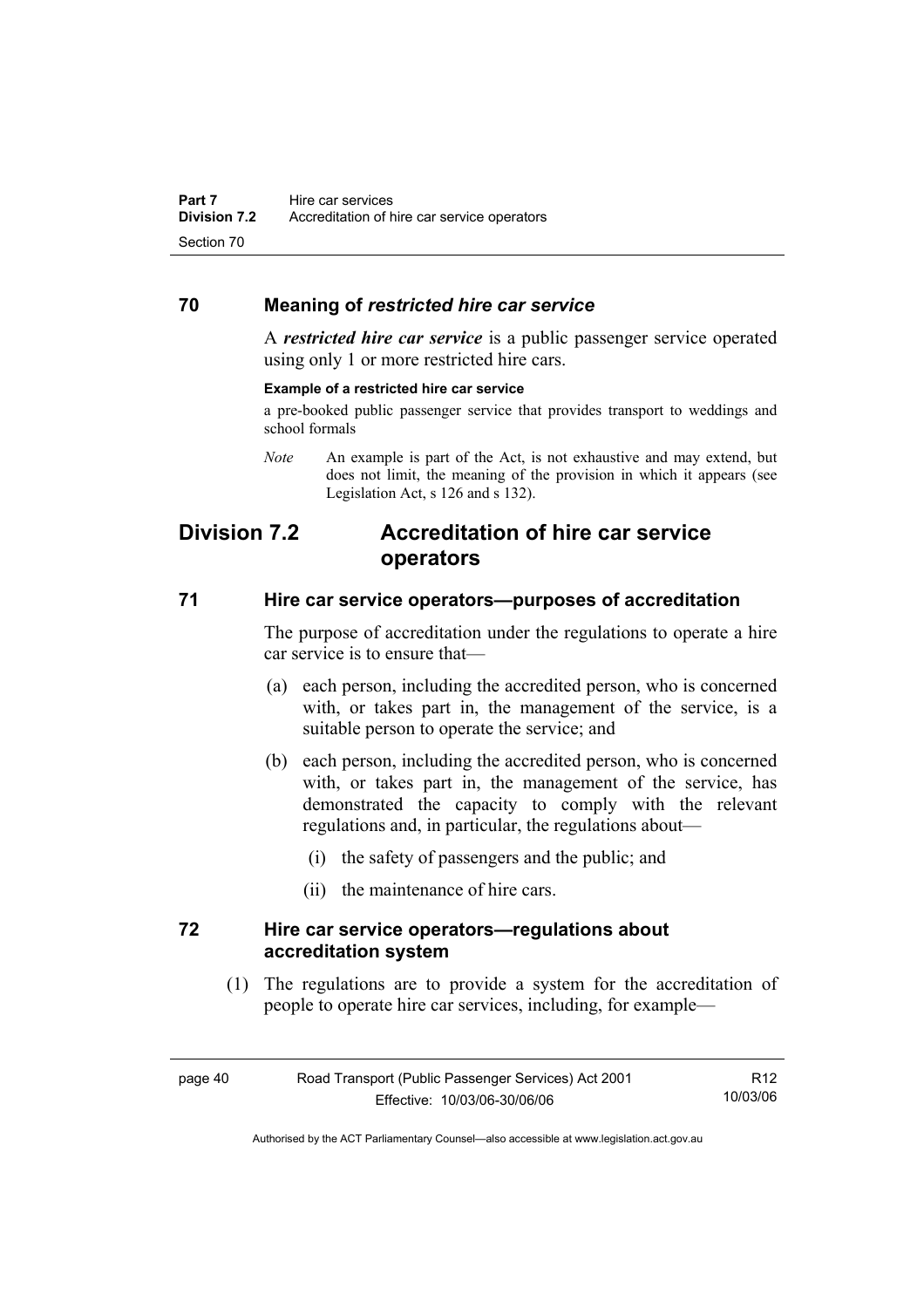## 70 Meaning of *restricted hire car service*

A ***restricted hire car service*** is a public passenger service operated using only 1 or more restricted hire cars.

**Example of a restricted hire car service**

a pre-booked public passenger service that provides transport to weddings and school formals

*Note* An example is part of the Act, is not exhaustive and may extend, but does not limit, the meaning of the provision in which it appears (see Legislation Act, s 126 and s 132).

# Division 7.2 Accreditation of hire car service operators

## 71 Hire car service operators—purposes of accreditation

The purpose of accreditation under the regulations to operate a hire car service is to ensure that—

(a) each person, including the accredited person, who is concerned with, or takes part in, the management of the service, is a suitable person to operate the service; and

(b) each person, including the accredited person, who is concerned with, or takes part in, the management of the service, has demonstrated the capacity to comply with the relevant regulations and, in particular, the regulations about—

(i) the safety of passengers and the public; and

(ii) the maintenance of hire cars.

## 72 Hire car service operators—regulations about accreditation system

(1) The regulations are to provide a system for the accreditation of people to operate hire car services, including, for example—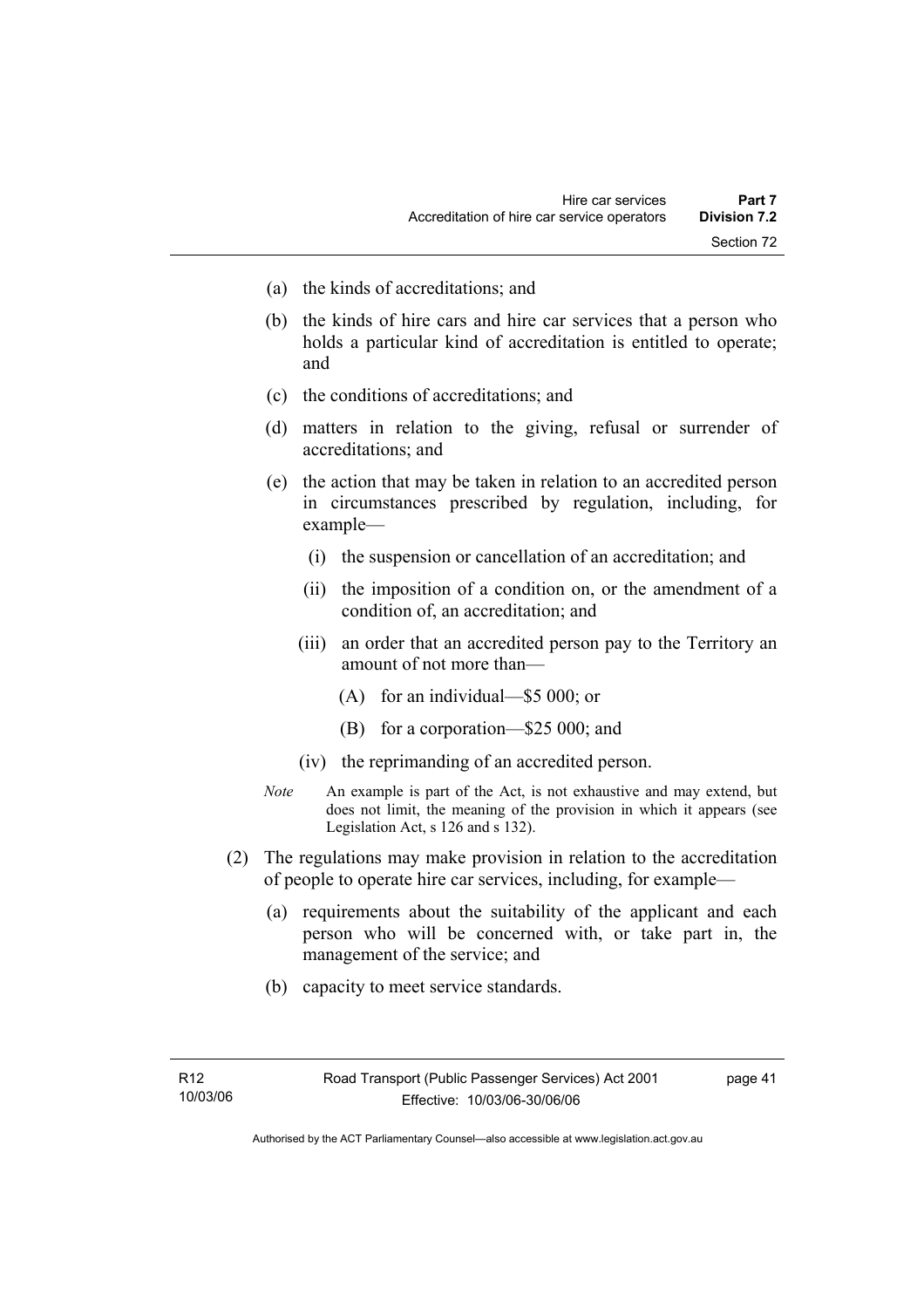(a) the kinds of accreditations; and

(b) the kinds of hire cars and hire car services that a person who holds a particular kind of accreditation is entitled to operate; and

(c) the conditions of accreditations; and

(d) matters in relation to the giving, refusal or surrender of accreditations; and

(e) the action that may be taken in relation to an accredited person in circumstances prescribed by regulation, including, for example—

 (i) the suspension or cancellation of an accreditation; and

 (ii) the imposition of a condition on, or the amendment of a condition of, an accreditation; and

 (iii) an order that an accredited person pay to the Territory an amount of not more than—

  (A) for an individual—$5 000; or

  (B) for a corporation—$25 000; and

 (iv) the reprimanding of an accredited person.

*Note* An example is part of the Act, is not exhaustive and may extend, but does not limit, the meaning of the provision in which it appears (see Legislation Act, s 126 and s 132).

(2) The regulations may make provision in relation to the accreditation of people to operate hire car services, including, for example—

(a) requirements about the suitability of the applicant and each person who will be concerned with, or take part in, the management of the service; and

(b) capacity to meet service standards.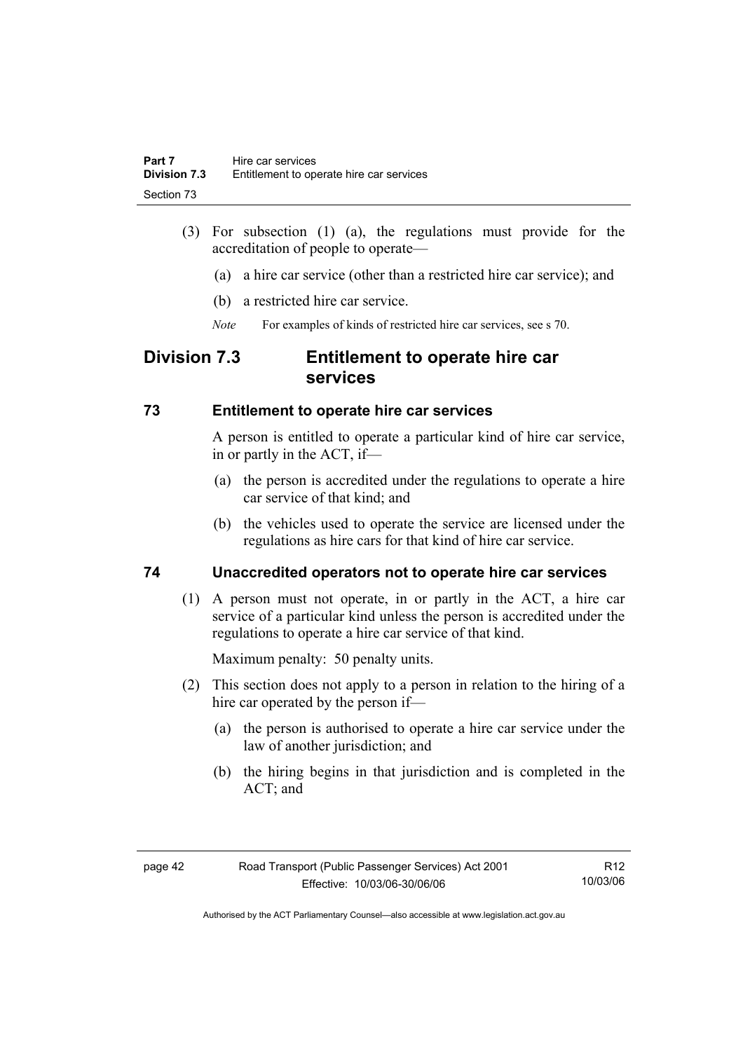(3) For subsection (1) (a), the regulations must provide for the accreditation of people to operate—

(a) a hire car service (other than a restricted hire car service); and

(b) a restricted hire car service.

*Note* For examples of kinds of restricted hire car services, see s 70.

## Division 7.3 Entitlement to operate hire car services

### 73 Entitlement to operate hire car services

A person is entitled to operate a particular kind of hire car service, in or partly in the ACT, if—

(a) the person is accredited under the regulations to operate a hire car service of that kind; and

(b) the vehicles used to operate the service are licensed under the regulations as hire cars for that kind of hire car service.

### 74 Unaccredited operators not to operate hire car services

(1) A person must not operate, in or partly in the ACT, a hire car service of a particular kind unless the person is accredited under the regulations to operate a hire car service of that kind.

Maximum penalty: 50 penalty units.

(2) This section does not apply to a person in relation to the hiring of a hire car operated by the person if—

(a) the person is authorised to operate a hire car service under the law of another jurisdiction; and

(b) the hiring begins in that jurisdiction and is completed in the ACT; and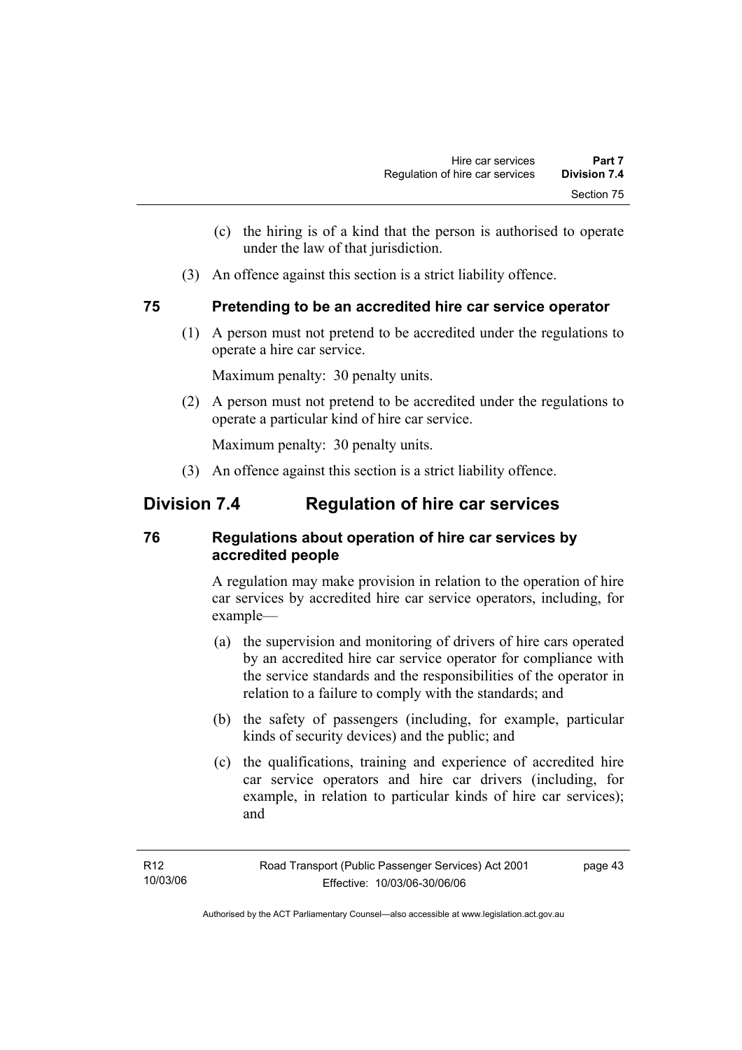(c) the hiring is of a kind that the person is authorised to operate under the law of that jurisdiction.

(3) An offence against this section is a strict liability offence.

### 75 Pretending to be an accredited hire car service operator

(1) A person must not pretend to be accredited under the regulations to operate a hire car service.

Maximum penalty: 30 penalty units.

(2) A person must not pretend to be accredited under the regulations to operate a particular kind of hire car service.

Maximum penalty: 30 penalty units.

(3) An offence against this section is a strict liability offence.

## Division 7.4 Regulation of hire car services

### 76 Regulations about operation of hire car services by accredited people

A regulation may make provision in relation to the operation of hire car services by accredited hire car service operators, including, for example—

(a) the supervision and monitoring of drivers of hire cars operated by an accredited hire car service operator for compliance with the service standards and the responsibilities of the operator in relation to a failure to comply with the standards; and

(b) the safety of passengers (including, for example, particular kinds of security devices) and the public; and

(c) the qualifications, training and experience of accredited hire car service operators and hire car drivers (including, for example, in relation to particular kinds of hire car services); and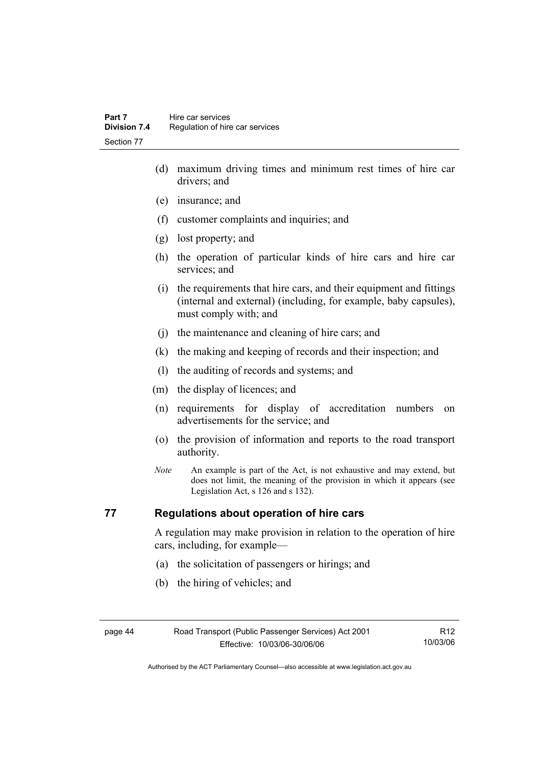(d) maximum driving times and minimum rest times of hire car drivers; and

(e) insurance; and

(f) customer complaints and inquiries; and

(g) lost property; and

(h) the operation of particular kinds of hire cars and hire car services; and

(i) the requirements that hire cars, and their equipment and fittings (internal and external) (including, for example, baby capsules), must comply with; and

(j) the maintenance and cleaning of hire cars; and

(k) the making and keeping of records and their inspection; and

(l) the auditing of records and systems; and

(m) the display of licences; and

(n) requirements for display of accreditation numbers on advertisements for the service; and

(o) the provision of information and reports to the road transport authority.

*Note* An example is part of the Act, is not exhaustive and may extend, but does not limit, the meaning of the provision in which it appears (see Legislation Act, s 126 and s 132).

## 77 Regulations about operation of hire cars

A regulation may make provision in relation to the operation of hire cars, including, for example—

(a) the solicitation of passengers or hirings; and

(b) the hiring of vehicles; and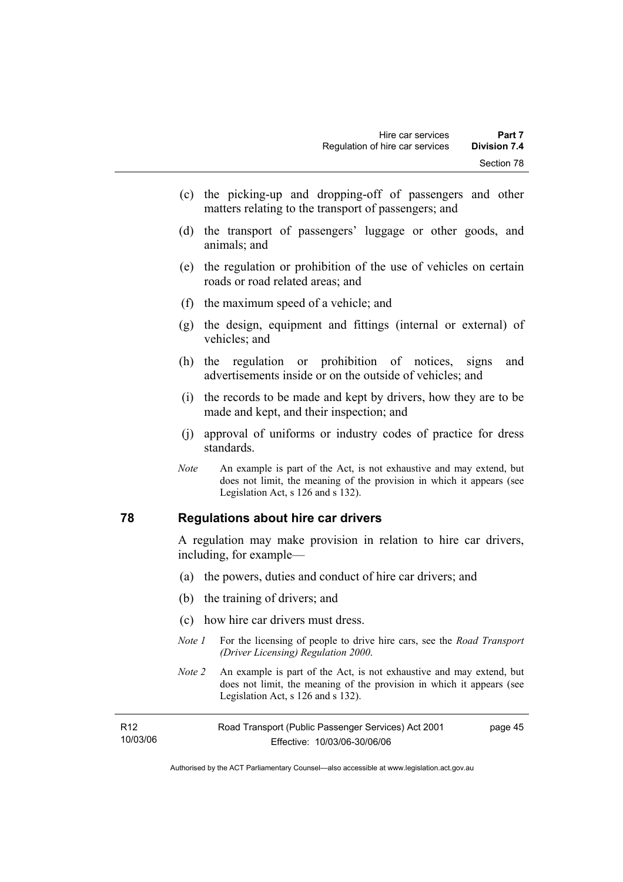(c) the picking-up and dropping-off of passengers and other matters relating to the transport of passengers; and

(d) the transport of passengers' luggage or other goods, and animals; and

(e) the regulation or prohibition of the use of vehicles on certain roads or road related areas; and

(f) the maximum speed of a vehicle; and

(g) the design, equipment and fittings (internal or external) of vehicles; and

(h) the regulation or prohibition of notices, signs and advertisements inside or on the outside of vehicles; and

(i) the records to be made and kept by drivers, how they are to be made and kept, and their inspection; and

(j) approval of uniforms or industry codes of practice for dress standards.

*Note* An example is part of the Act, is not exhaustive and may extend, but does not limit, the meaning of the provision in which it appears (see Legislation Act, s 126 and s 132).

## 78 Regulations about hire car drivers

A regulation may make provision in relation to hire car drivers, including, for example—

(a) the powers, duties and conduct of hire car drivers; and

(b) the training of drivers; and

(c) how hire car drivers must dress.

*Note 1* For the licensing of people to drive hire cars, see the *Road Transport (Driver Licensing) Regulation 2000*.

*Note 2* An example is part of the Act, is not exhaustive and may extend, but does not limit, the meaning of the provision in which it appears (see Legislation Act, s 126 and s 132).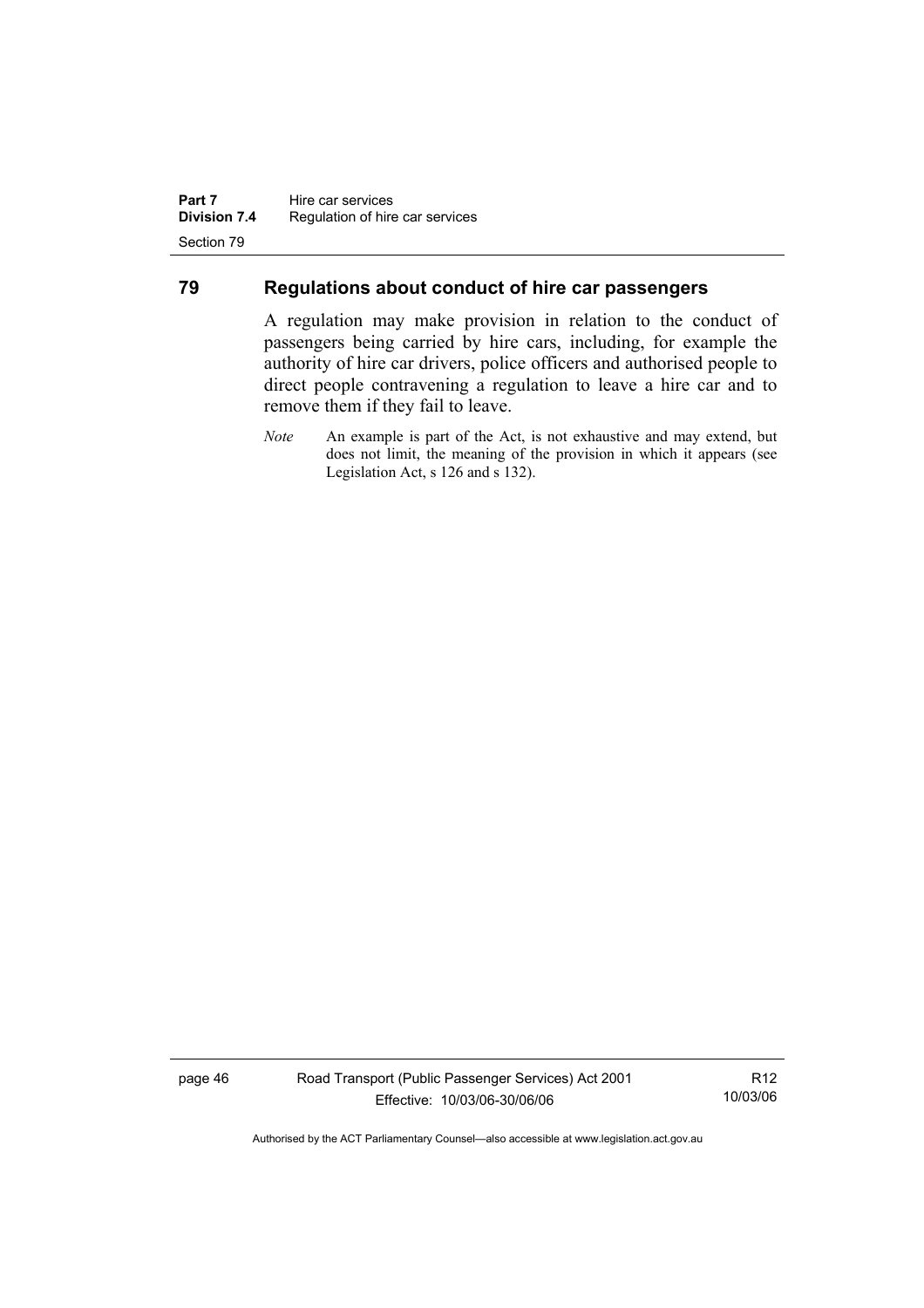## 79 Regulations about conduct of hire car passengers

A regulation may make provision in relation to the conduct of passengers being carried by hire cars, including, for example the authority of hire car drivers, police officers and authorised people to direct people contravening a regulation to leave a hire car and to remove them if they fail to leave.

*Note* An example is part of the Act, is not exhaustive and may extend, but does not limit, the meaning of the provision in which it appears (see Legislation Act, s 126 and s 132).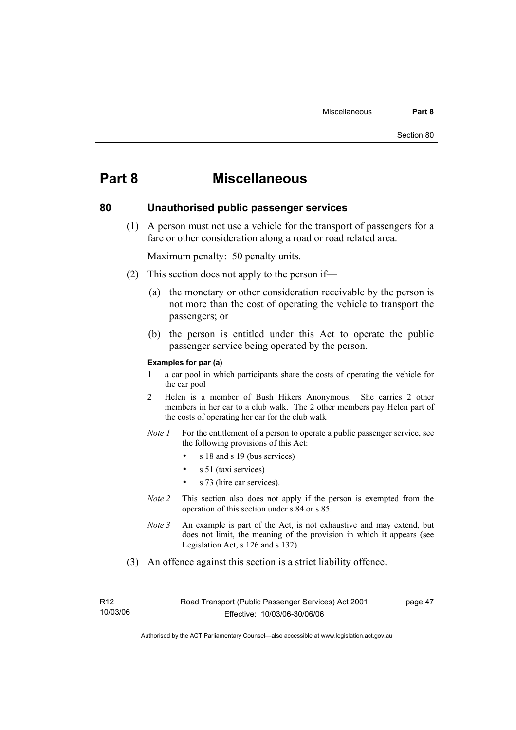# Part 8 Miscellaneous

## 80 Unauthorised public passenger services

(1) A person must not use a vehicle for the transport of passengers for a fare or other consideration along a road or road related area.

Maximum penalty: 50 penalty units.

(2) This section does not apply to the person if—

(a) the monetary or other consideration receivable by the person is not more than the cost of operating the vehicle to transport the passengers; or

(b) the person is entitled under this Act to operate the public passenger service being operated by the person.

**Examples for par (a)**

1 a car pool in which participants share the costs of operating the vehicle for the car pool

2 Helen is a member of Bush Hikers Anonymous. She carries 2 other members in her car to a club walk. The 2 other members pay Helen part of the costs of operating her car for the club walk

*Note 1* For the entitlement of a person to operate a public passenger service, see the following provisions of this Act:

- s 18 and s 19 (bus services)
- s 51 (taxi services)
- s 73 (hire car services).

*Note 2* This section also does not apply if the person is exempted from the operation of this section under s 84 or s 85.

*Note 3* An example is part of the Act, is not exhaustive and may extend, but does not limit, the meaning of the provision in which it appears (see Legislation Act, s 126 and s 132).

(3) An offence against this section is a strict liability offence.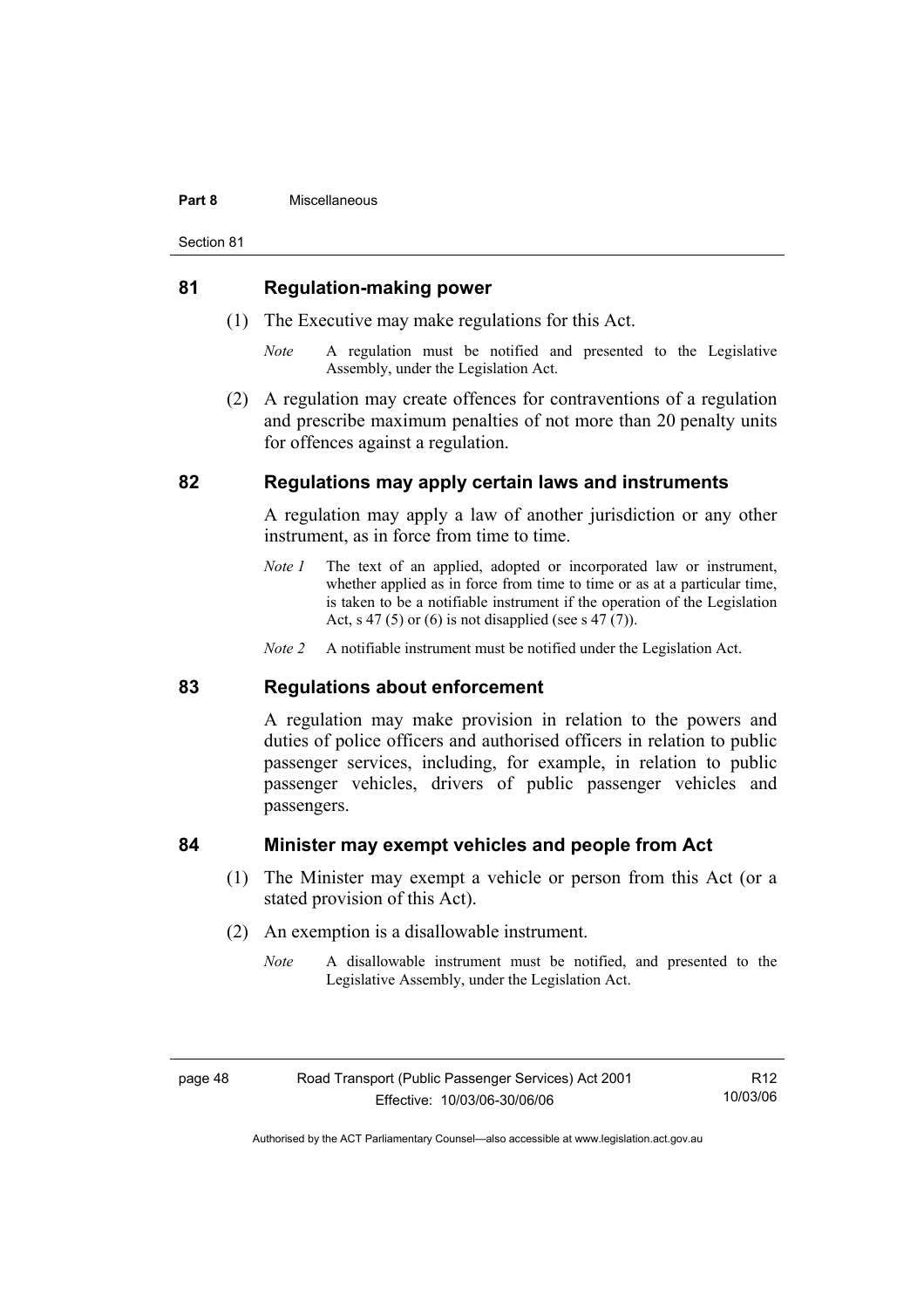## 81 Regulation-making power

(1) The Executive may make regulations for this Act.

*Note* A regulation must be notified and presented to the Legislative Assembly, under the Legislation Act.

(2) A regulation may create offences for contraventions of a regulation and prescribe maximum penalties of not more than 20 penalty units for offences against a regulation.

## 82 Regulations may apply certain laws and instruments

A regulation may apply a law of another jurisdiction or any other instrument, as in force from time to time.

*Note 1* The text of an applied, adopted or incorporated law or instrument, whether applied as in force from time to time or as at a particular time, is taken to be a notifiable instrument if the operation of the Legislation Act, s 47 (5) or (6) is not disapplied (see s 47 (7)).

*Note 2* A notifiable instrument must be notified under the Legislation Act.

## 83 Regulations about enforcement

A regulation may make provision in relation to the powers and duties of police officers and authorised officers in relation to public passenger services, including, for example, in relation to public passenger vehicles, drivers of public passenger vehicles and passengers.

## 84 Minister may exempt vehicles and people from Act

(1) The Minister may exempt a vehicle or person from this Act (or a stated provision of this Act).

(2) An exemption is a disallowable instrument.

*Note* A disallowable instrument must be notified, and presented to the Legislative Assembly, under the Legislation Act.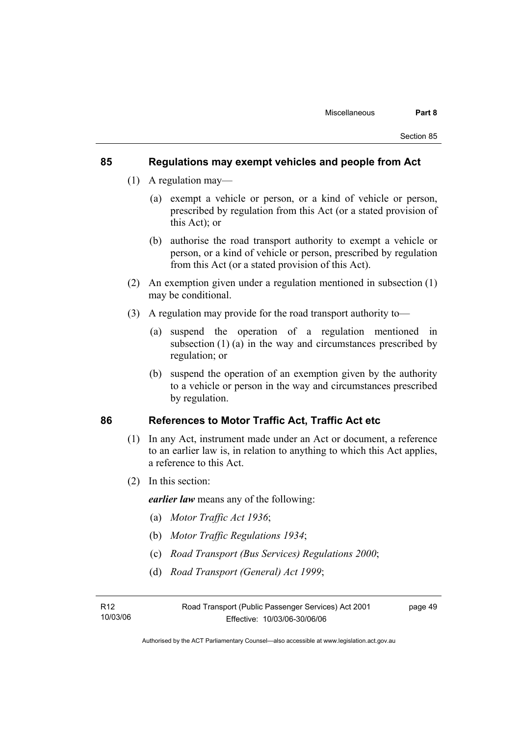## 85 Regulations may exempt vehicles and people from Act

(1) A regulation may—

(a) exempt a vehicle or person, or a kind of vehicle or person, prescribed by regulation from this Act (or a stated provision of this Act); or

(b) authorise the road transport authority to exempt a vehicle or person, or a kind of vehicle or person, prescribed by regulation from this Act (or a stated provision of this Act).

(2) An exemption given under a regulation mentioned in subsection (1) may be conditional.

(3) A regulation may provide for the road transport authority to—

(a) suspend the operation of a regulation mentioned in subsection (1) (a) in the way and circumstances prescribed by regulation; or

(b) suspend the operation of an exemption given by the authority to a vehicle or person in the way and circumstances prescribed by regulation.

## 86 References to Motor Traffic Act, Traffic Act etc

(1) In any Act, instrument made under an Act or document, a reference to an earlier law is, in relation to anything to which this Act applies, a reference to this Act.

(2) In this section:

***earlier law*** means any of the following:

(a) *Motor Traffic Act 1936*;

(b) *Motor Traffic Regulations 1934*;

(c) *Road Transport (Bus Services) Regulations 2000*;

(d) *Road Transport (General) Act 1999*;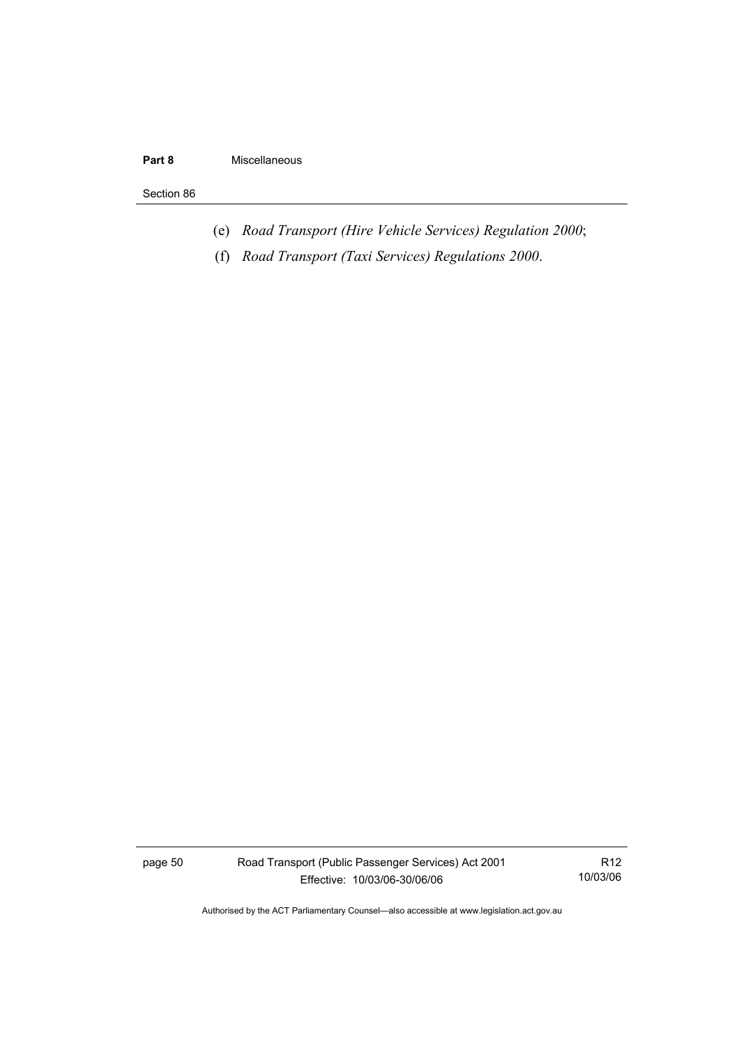(e) *Road Transport (Hire Vehicle Services) Regulation 2000*;

(f) *Road Transport (Taxi Services) Regulations 2000*.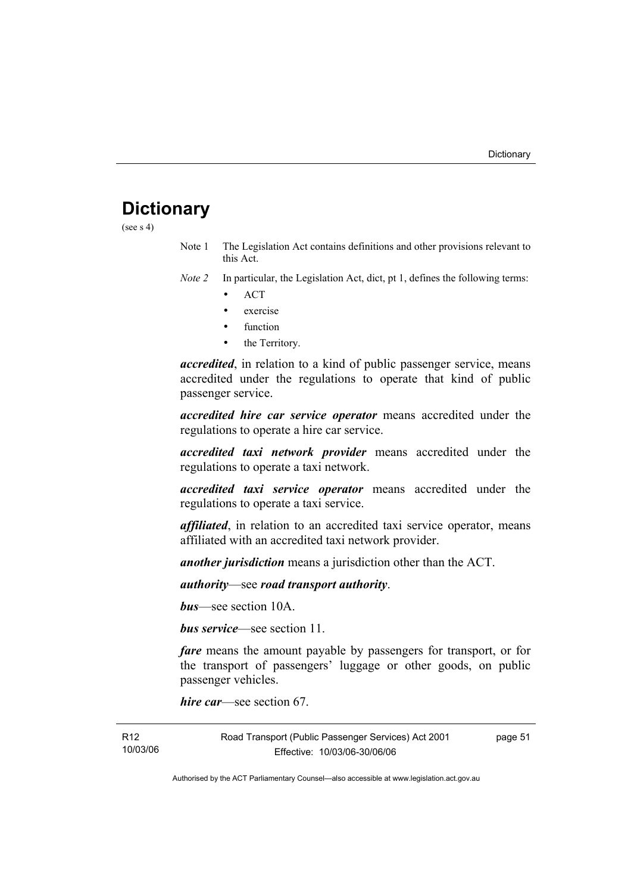# Dictionary

(see s 4)

Note 1 The Legislation Act contains definitions and other provisions relevant to this Act.

*Note 2* In particular, the Legislation Act, dict, pt 1, defines the following terms:

- ACT
- exercise
- function
- the Territory.

***accredited***, in relation to a kind of public passenger service, means accredited under the regulations to operate that kind of public passenger service.

***accredited hire car service operator*** means accredited under the regulations to operate a hire car service.

***accredited taxi network provider*** means accredited under the regulations to operate a taxi network.

***accredited taxi service operator*** means accredited under the regulations to operate a taxi service.

***affiliated***, in relation to an accredited taxi service operator, means affiliated with an accredited taxi network provider.

***another jurisdiction*** means a jurisdiction other than the ACT.

***authority***—see ***road transport authority***.

***bus***—see section 10A.

***bus service***—see section 11.

***fare*** means the amount payable by passengers for transport, or for the transport of passengers' luggage or other goods, on public passenger vehicles.

***hire car***—see section 67.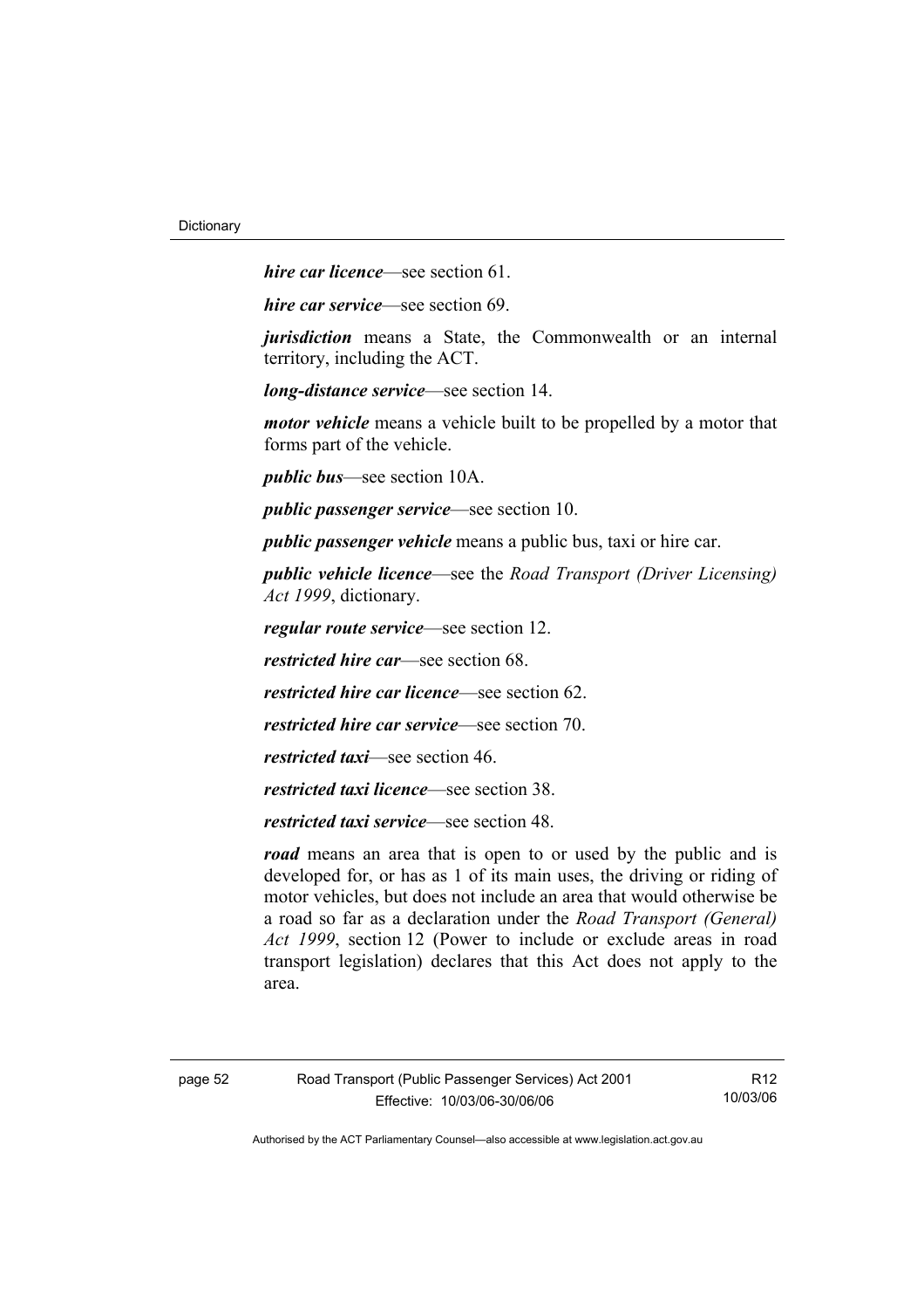***hire car licence***—see section 61.

***hire car service***—see section 69.

***jurisdiction*** means a State, the Commonwealth or an internal territory, including the ACT.

***long-distance service***—see section 14.

***motor vehicle*** means a vehicle built to be propelled by a motor that forms part of the vehicle.

***public bus***—see section 10A.

***public passenger service***—see section 10.

***public passenger vehicle*** means a public bus, taxi or hire car.

***public vehicle licence***—see the *Road Transport (Driver Licensing) Act 1999*, dictionary.

***regular route service***—see section 12.

***restricted hire car***—see section 68.

***restricted hire car licence***—see section 62.

***restricted hire car service***—see section 70.

***restricted taxi***—see section 46.

***restricted taxi licence***—see section 38.

***restricted taxi service***—see section 48.

***road*** means an area that is open to or used by the public and is developed for, or has as 1 of its main uses, the driving or riding of motor vehicles, but does not include an area that would otherwise be a road so far as a declaration under the *Road Transport (General) Act 1999*, section 12 (Power to include or exclude areas in road transport legislation) declares that this Act does not apply to the area.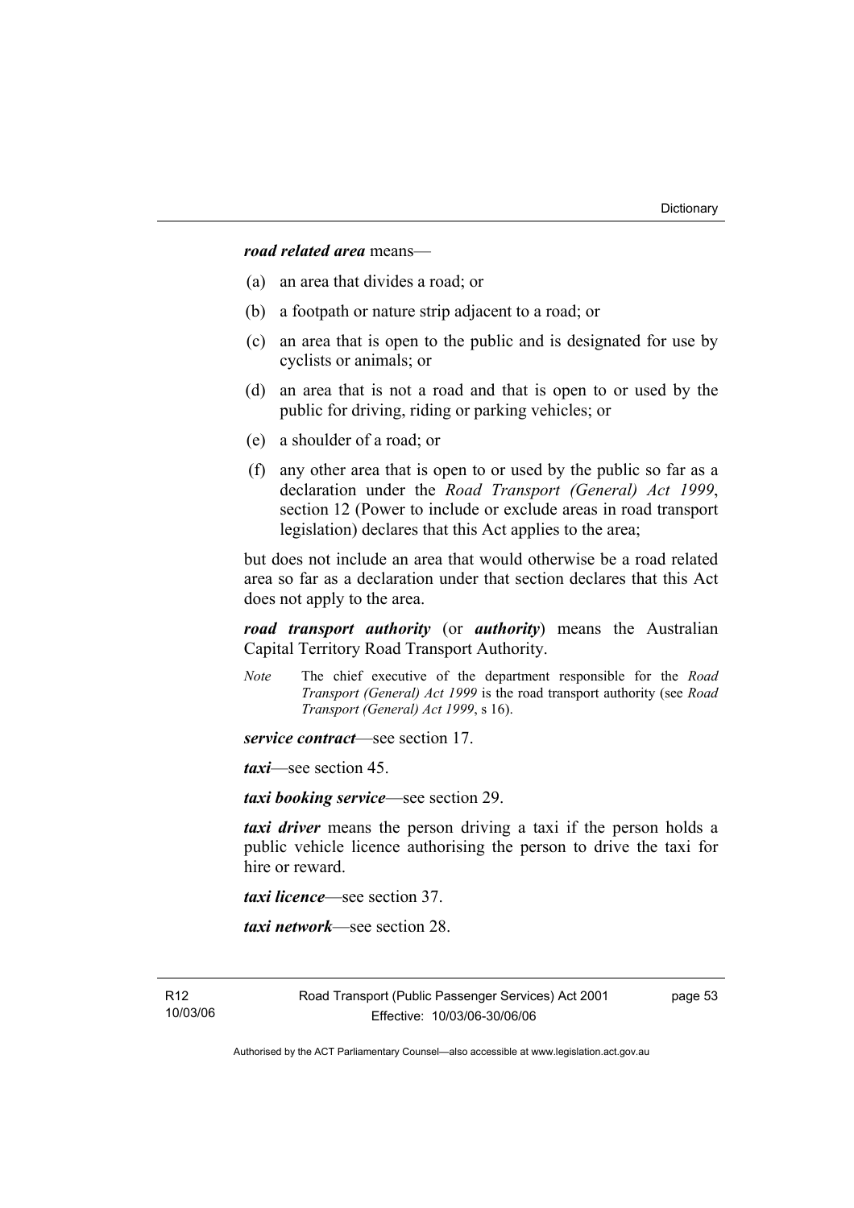***road related area*** means—

(a) an area that divides a road; or

(b) a footpath or nature strip adjacent to a road; or

(c) an area that is open to the public and is designated for use by cyclists or animals; or

(d) an area that is not a road and that is open to or used by the public for driving, riding or parking vehicles; or

(e) a shoulder of a road; or

(f) any other area that is open to or used by the public so far as a declaration under the *Road Transport (General) Act 1999*, section 12 (Power to include or exclude areas in road transport legislation) declares that this Act applies to the area;

but does not include an area that would otherwise be a road related area so far as a declaration under that section declares that this Act does not apply to the area.

***road transport authority*** (or ***authority***) means the Australian Capital Territory Road Transport Authority.

*Note* The chief executive of the department responsible for the *Road Transport (General) Act 1999* is the road transport authority (see *Road Transport (General) Act 1999*, s 16).

***service contract***—see section 17.

***taxi***—see section 45.

***taxi booking service***—see section 29.

***taxi driver*** means the person driving a taxi if the person holds a public vehicle licence authorising the person to drive the taxi for hire or reward.

***taxi licence***—see section 37.

***taxi network***—see section 28.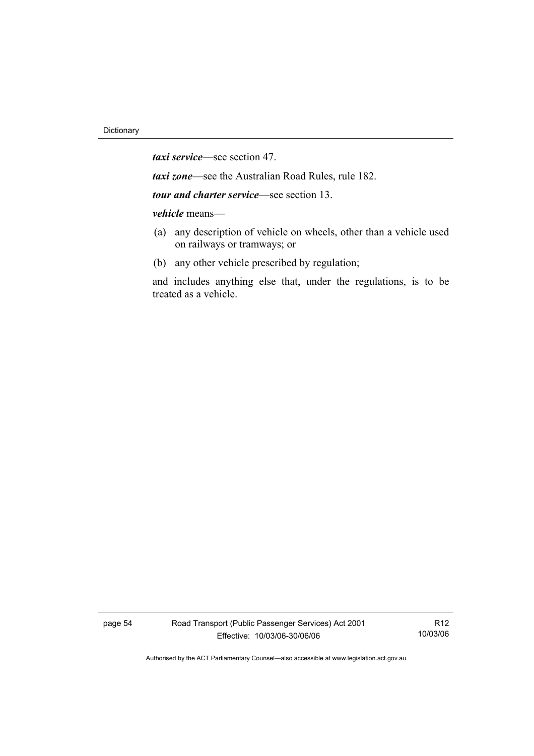***taxi service***—see section 47.

***taxi zone***—see the Australian Road Rules, rule 182.

***tour and charter service***—see section 13.

***vehicle*** means—

(a) any description of vehicle on wheels, other than a vehicle used on railways or tramways; or

(b) any other vehicle prescribed by regulation;

and includes anything else that, under the regulations, is to be treated as a vehicle.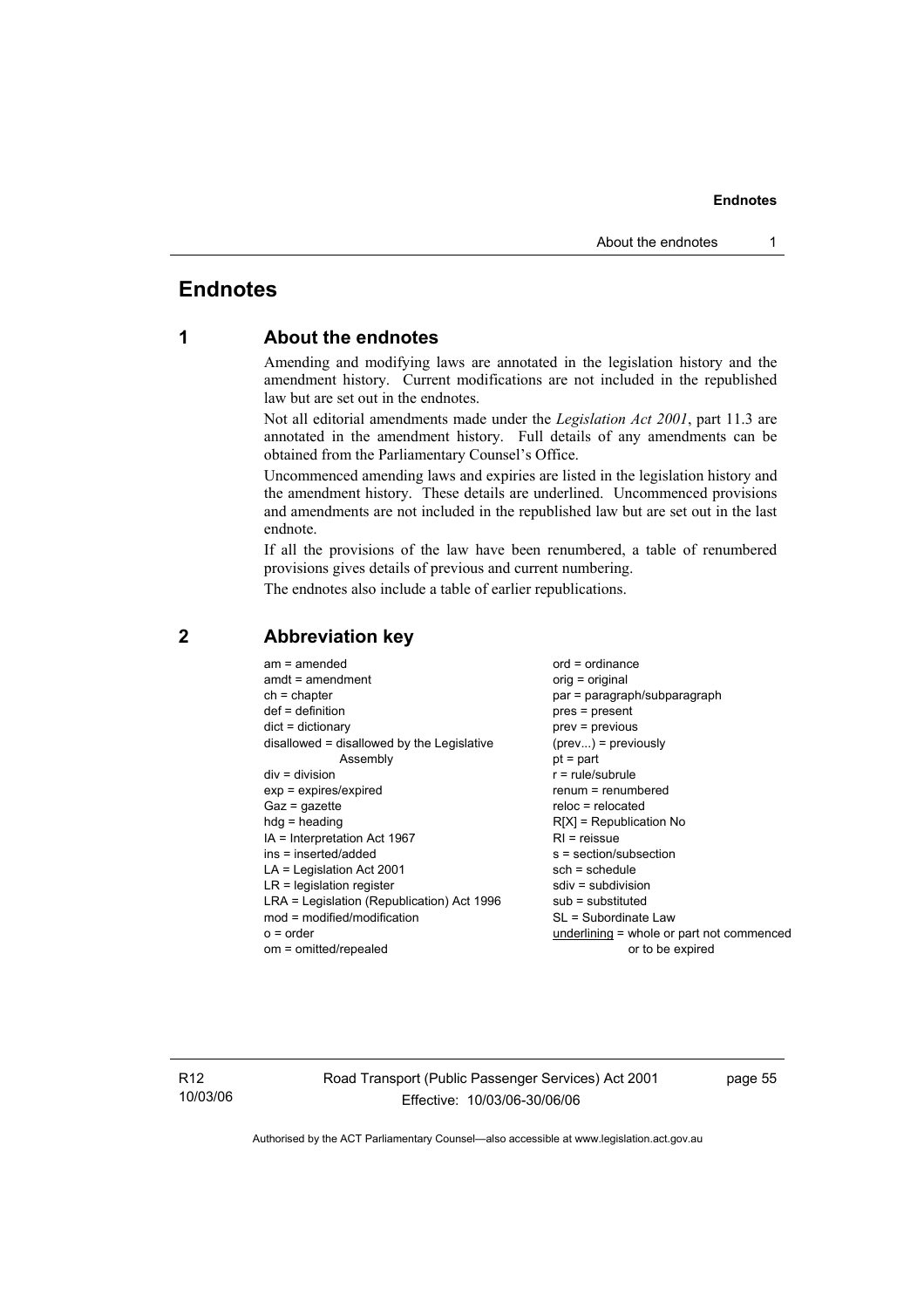# Endnotes

## 1 About the endnotes

Amending and modifying laws are annotated in the legislation history and the amendment history. Current modifications are not included in the republished law but are set out in the endnotes.

Not all editorial amendments made under the *Legislation Act 2001*, part 11.3 are annotated in the amendment history. Full details of any amendments can be obtained from the Parliamentary Counsel's Office.

Uncommenced amending laws and expiries are listed in the legislation history and the amendment history. These details are underlined. Uncommenced provisions and amendments are not included in the republished law but are set out in the last endnote.

If all the provisions of the law have been renumbered, a table of renumbered provisions gives details of previous and current numbering.

The endnotes also include a table of earlier republications.

## 2 Abbreviation key

am = amended
amdt = amendment
ch = chapter
def = definition
dict = dictionary
disallowed = disallowed by the Legislative Assembly
div = division
exp = expires/expired
Gaz = gazette
hdg = heading
IA = Interpretation Act 1967
ins = inserted/added
LA = Legislation Act 2001
LR = legislation register
LRA = Legislation (Republication) Act 1996
mod = modified/modification
o = order
om = omitted/repealed
ord = ordinance
orig = original
par = paragraph/subparagraph
pres = present
prev = previous
(prev...) = previously
pt = part
r = rule/subrule
renum = renumbered
reloc = relocated
R[X] = Republication No
RI = reissue
s = section/subsection
sch = schedule
sdiv = subdivision
sub = substituted
SL = Subordinate Law
underlining = whole or part not commenced or to be expired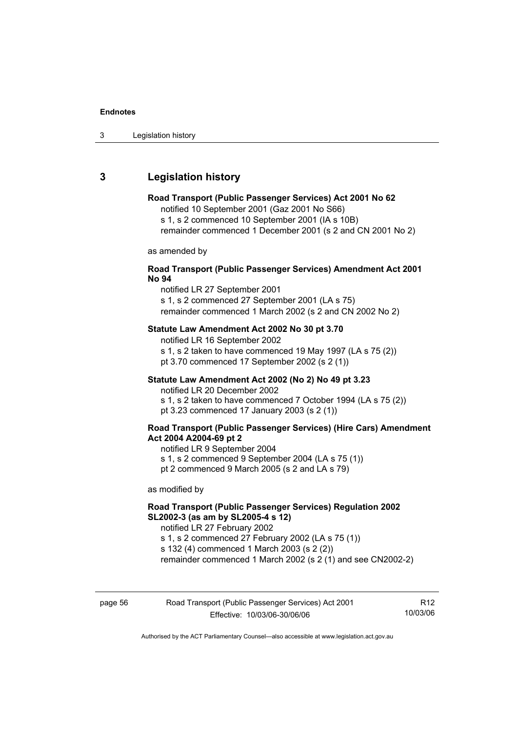## 3 Legislation history

**Road Transport (Public Passenger Services) Act 2001 No 62**

notified 10 September 2001 (Gaz 2001 No S66)
s 1, s 2 commenced 10 September 2001 (IA s 10B)
remainder commenced 1 December 2001 (s 2 and CN 2001 No 2)

as amended by

**Road Transport (Public Passenger Services) Amendment Act 2001 No 94**

notified LR 27 September 2001
s 1, s 2 commenced 27 September 2001 (LA s 75)
remainder commenced 1 March 2002 (s 2 and CN 2002 No 2)

**Statute Law Amendment Act 2002 No 30 pt 3.70**

notified LR 16 September 2002
s 1, s 2 taken to have commenced 19 May 1997 (LA s 75 (2))
pt 3.70 commenced 17 September 2002 (s 2 (1))

**Statute Law Amendment Act 2002 (No 2) No 49 pt 3.23**

notified LR 20 December 2002
s 1, s 2 taken to have commenced 7 October 1994 (LA s 75 (2))
pt 3.23 commenced 17 January 2003 (s 2 (1))

**Road Transport (Public Passenger Services) (Hire Cars) Amendment Act 2004 A2004-69 pt 2**

notified LR 9 September 2004
s 1, s 2 commenced 9 September 2004 (LA s 75 (1))
pt 2 commenced 9 March 2005 (s 2 and LA s 79)

as modified by

**Road Transport (Public Passenger Services) Regulation 2002 SL2002-3 (as am by SL2005-4 s 12)**

notified LR 27 February 2002
s 1, s 2 commenced 27 February 2002 (LA s 75 (1))
s 132 (4) commenced 1 March 2003 (s 2 (2))
remainder commenced 1 March 2002 (s 2 (1) and see CN2002-2)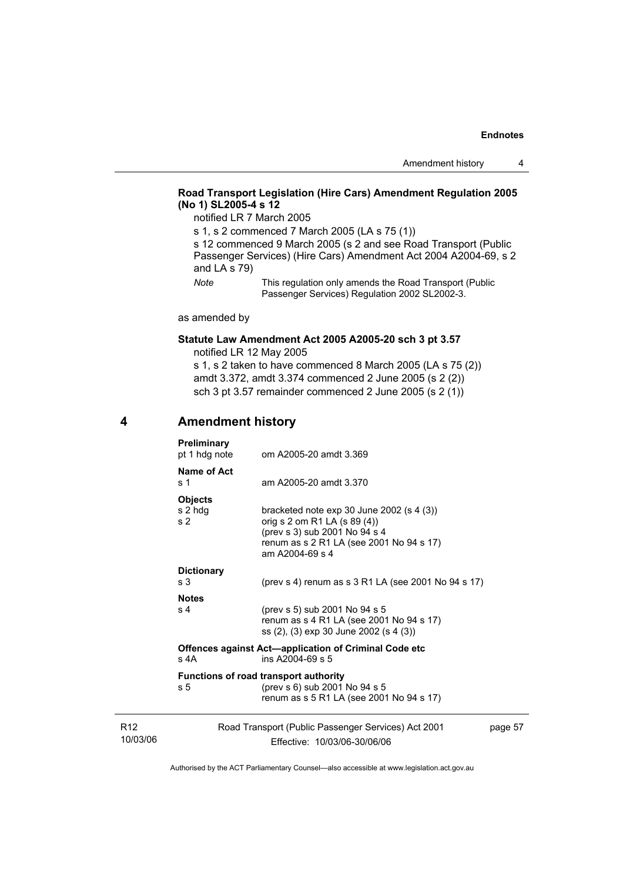**Road Transport Legislation (Hire Cars) Amendment Regulation 2005 (No 1) SL2005-4 s 12**

notified LR 7 March 2005

s 1, s 2 commenced 7 March 2005 (LA s 75 (1))

s 12 commenced 9 March 2005 (s 2 and see Road Transport (Public Passenger Services) (Hire Cars) Amendment Act 2004 A2004-69, s 2 and LA s 79)

*Note* This regulation only amends the Road Transport (Public Passenger Services) Regulation 2002 SL2002-3.

as amended by

**Statute Law Amendment Act 2005 A2005-20 sch 3 pt 3.57**

notified LR 12 May 2005

s 1, s 2 taken to have commenced 8 March 2005 (LA s 75 (2))

amdt 3.372, amdt 3.374 commenced 2 June 2005 (s 2 (2))

sch 3 pt 3.57 remainder commenced 2 June 2005 (s 2 (1))

## 4 Amendment history

**Preliminary**

| | |
|---|---|
| pt 1 hdg note | om A2005-20 amdt 3.369 |

**Name of Act**

| | |
|---|---|
| s 1 | am A2005-20 amdt 3.370 |

**Objects**

| | |
|---|---|
| s 2 hdg | bracketed note exp 30 June 2002 (s 4 (3)) |
| s 2 | orig s 2 om R1 LA (s 89 (4))<br>(prev s 3) sub 2001 No 94 s 4<br>renum as s 2 R1 LA (see 2001 No 94 s 17)<br>am A2004-69 s 4 |

**Dictionary**

| | |
|---|---|
| s 3 | (prev s 4) renum as s 3 R1 LA (see 2001 No 94 s 17) |

**Notes**

| | |
|---|---|
| s 4 | (prev s 5) sub 2001 No 94 s 5<br>renum as s 4 R1 LA (see 2001 No 94 s 17)<br>ss (2), (3) exp 30 June 2002 (s 4 (3)) |

**Offences against Act—application of Criminal Code etc**

| | |
|---|---|
| s 4A | ins A2004-69 s 5 |

**Functions of road transport authority**

| | |
|---|---|
| s 5 | (prev s 6) sub 2001 No 94 s 5<br>renum as s 5 R1 LA (see 2001 No 94 s 17) |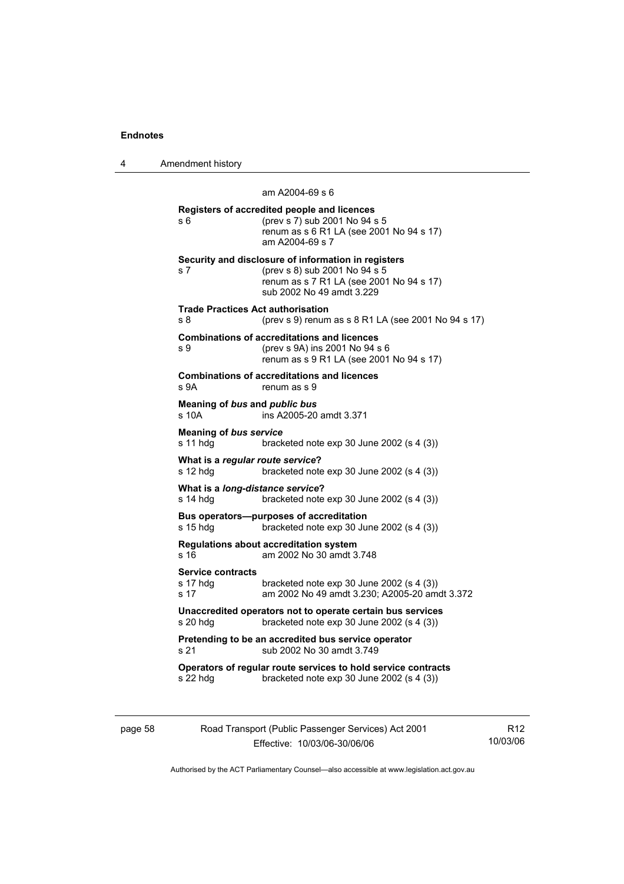am A2004-69 s 6

**Registers of accredited people and licences**

s 6 (prev s 7) sub 2001 No 94 s 5
renum as s 6 R1 LA (see 2001 No 94 s 17)
am A2004-69 s 7

**Security and disclosure of information in registers**

s 7 (prev s 8) sub 2001 No 94 s 5
renum as s 7 R1 LA (see 2001 No 94 s 17)
sub 2002 No 49 amdt 3.229

**Trade Practices Act authorisation**

s 8 (prev s 9) renum as s 8 R1 LA (see 2001 No 94 s 17)

**Combinations of accreditations and licences**

s 9 (prev s 9A) ins 2001 No 94 s 6
renum as s 9 R1 LA (see 2001 No 94 s 17)

**Combinations of accreditations and licences**

s 9A renum as s 9

**Meaning of *bus* and *public bus***

s 10A ins A2005-20 amdt 3.371

**Meaning of *bus service***

s 11 hdg bracketed note exp 30 June 2002 (s 4 (3))

**What is a *regular route service*?**

s 12 hdg bracketed note exp 30 June 2002 (s 4 (3))

**What is a *long-distance service*?**

s 14 hdg bracketed note exp 30 June 2002 (s 4 (3))

**Bus operators—purposes of accreditation**

s 15 hdg bracketed note exp 30 June 2002 (s 4 (3))

**Regulations about accreditation system**

s 16 am 2002 No 30 amdt 3.748

**Service contracts**

s 17 hdg bracketed note exp 30 June 2002 (s 4 (3))
s 17 am 2002 No 49 amdt 3.230; A2005-20 amdt 3.372

**Unaccredited operators not to operate certain bus services**

s 20 hdg bracketed note exp 30 June 2002 (s 4 (3))

**Pretending to be an accredited bus service operator**

s 21 sub 2002 No 30 amdt 3.749

**Operators of regular route services to hold service contracts**

s 22 hdg bracketed note exp 30 June 2002 (s 4 (3))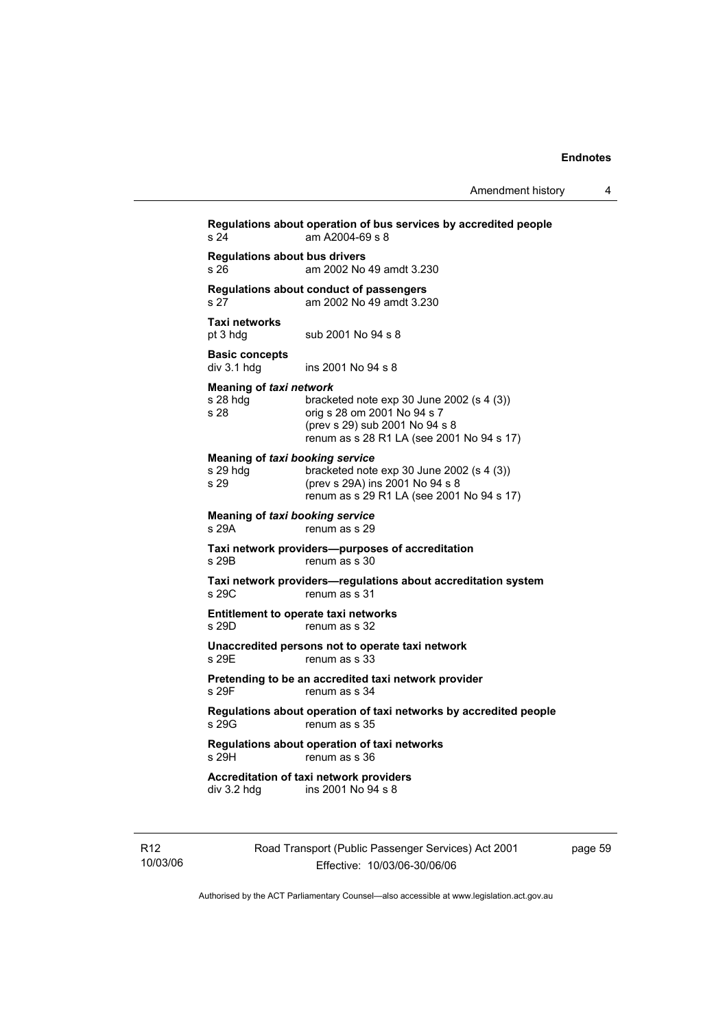**Regulations about operation of bus services by accredited people**
s 24 am A2004-69 s 8

**Regulations about bus drivers**
s 26 am 2002 No 49 amdt 3.230

**Regulations about conduct of passengers**
s 27 am 2002 No 49 amdt 3.230

**Taxi networks**
pt 3 hdg sub 2001 No 94 s 8

**Basic concepts**
div 3.1 hdg ins 2001 No 94 s 8

**Meaning of *taxi network***
s 28 hdg bracketed note exp 30 June 2002 (s 4 (3))
s 28 orig s 28 om 2001 No 94 s 7
(prev s 29) sub 2001 No 94 s 8
renum as s 28 R1 LA (see 2001 No 94 s 17)

**Meaning of *taxi booking service***
s 29 hdg bracketed note exp 30 June 2002 (s 4 (3))
s 29 (prev s 29A) ins 2001 No 94 s 8
renum as s 29 R1 LA (see 2001 No 94 s 17)

**Meaning of *taxi booking service***
s 29A renum as s 29

**Taxi network providers—purposes of accreditation**
s 29B renum as s 30

**Taxi network providers—regulations about accreditation system**
s 29C renum as s 31

**Entitlement to operate taxi networks**
s 29D renum as s 32

**Unaccredited persons not to operate taxi network**
s 29E renum as s 33

**Pretending to be an accredited taxi network provider**
s 29F renum as s 34

**Regulations about operation of taxi networks by accredited people**
s 29G renum as s 35

**Regulations about operation of taxi networks**
s 29H renum as s 36

**Accreditation of taxi network providers**
div 3.2 hdg ins 2001 No 94 s 8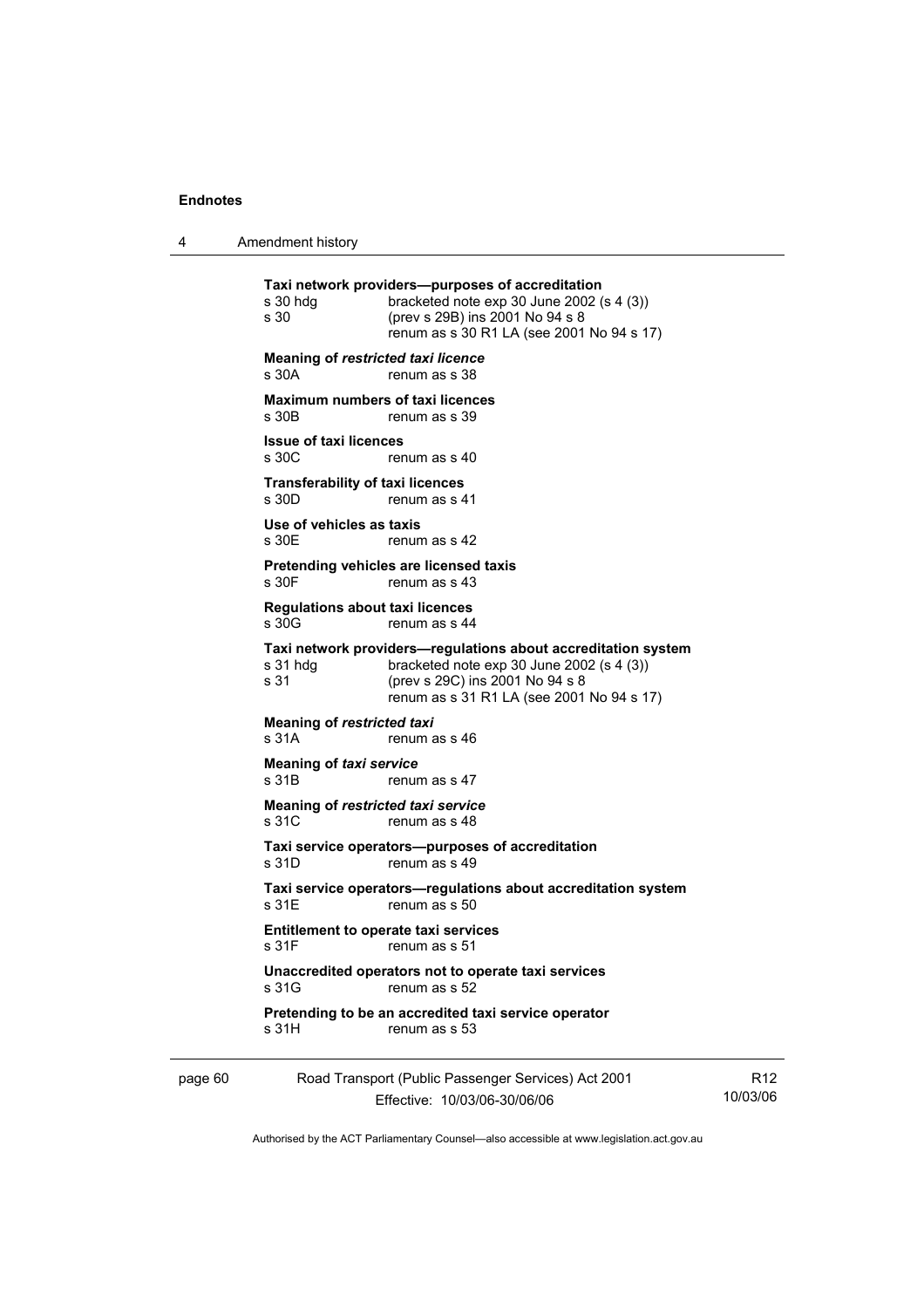**Taxi network providers—purposes of accreditation**
s 30 hdg bracketed note exp 30 June 2002 (s 4 (3))
s 30 (prev s 29B) ins 2001 No 94 s 8
renum as s 30 R1 LA (see 2001 No 94 s 17)

**Meaning of *restricted taxi licence***
s 30A renum as s 38

**Maximum numbers of taxi licences**
s 30B renum as s 39

**Issue of taxi licences**
s 30C renum as s 40

**Transferability of taxi licences**
s 30D renum as s 41

**Use of vehicles as taxis**
s 30E renum as s 42

**Pretending vehicles are licensed taxis**
s 30F renum as s 43

**Regulations about taxi licences**
s 30G renum as s 44

**Taxi network providers—regulations about accreditation system**
s 31 hdg bracketed note exp 30 June 2002 (s 4 (3))
s 31 (prev s 29C) ins 2001 No 94 s 8
renum as s 31 R1 LA (see 2001 No 94 s 17)

**Meaning of *restricted taxi***
s 31A renum as s 46

**Meaning of *taxi service***
s 31B renum as s 47

**Meaning of *restricted taxi service***
s 31C renum as s 48

**Taxi service operators—purposes of accreditation**
s 31D renum as s 49

**Taxi service operators—regulations about accreditation system**
s 31E renum as s 50

**Entitlement to operate taxi services**
s 31F renum as s 51

**Unaccredited operators not to operate taxi services**
s 31G renum as s 52

**Pretending to be an accredited taxi service operator**
s 31H renum as s 53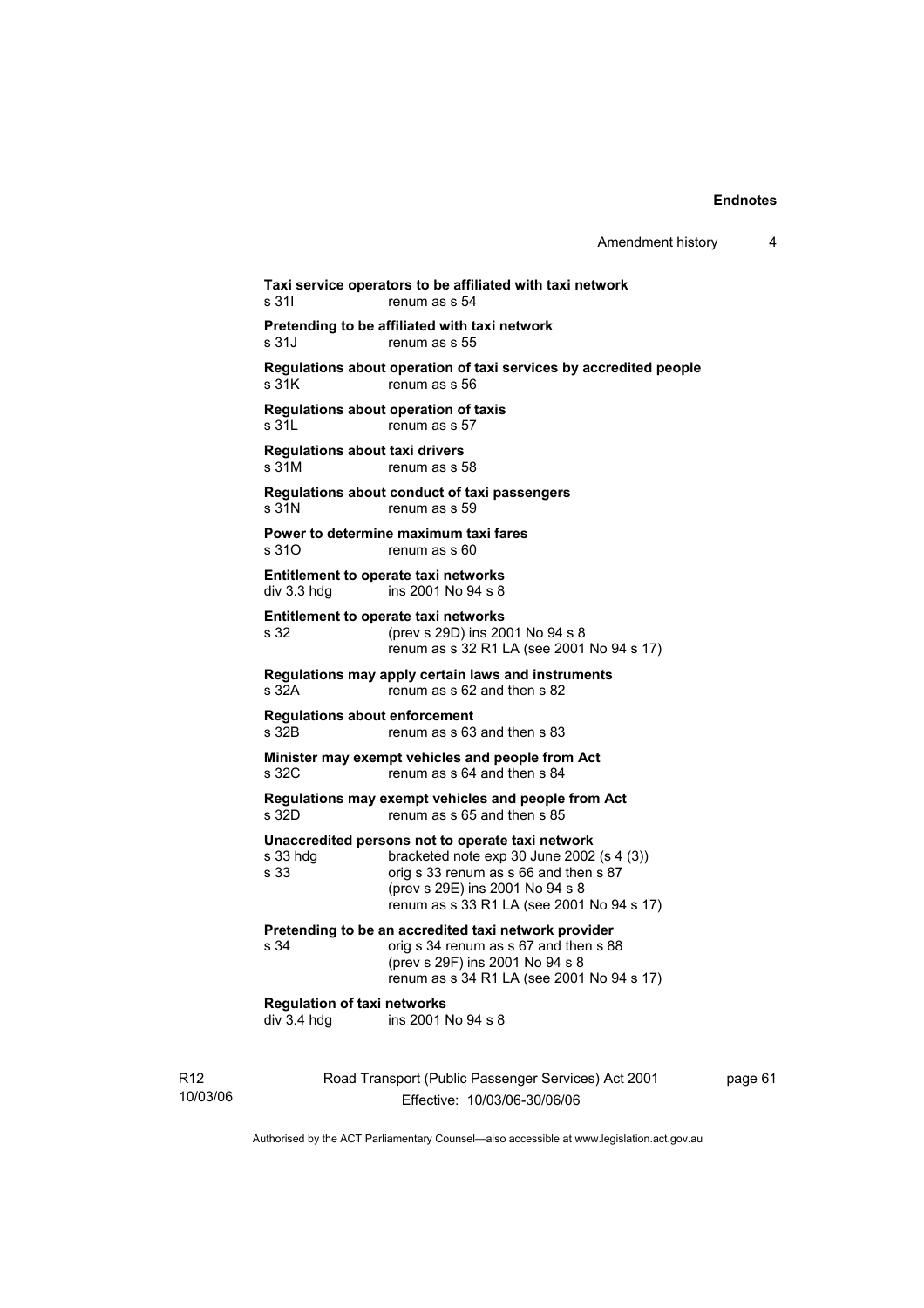**Taxi service operators to be affiliated with taxi network**
s 31I renum as s 54

**Pretending to be affiliated with taxi network**
s 31J renum as s 55

**Regulations about operation of taxi services by accredited people**
s 31K renum as s 56

**Regulations about operation of taxis**
s 31L renum as s 57

**Regulations about taxi drivers**
s 31M renum as s 58

**Regulations about conduct of taxi passengers**
s 31N renum as s 59

**Power to determine maximum taxi fares**
s 31O renum as s 60

**Entitlement to operate taxi networks**
div 3.3 hdg ins 2001 No 94 s 8

**Entitlement to operate taxi networks**
s 32 (prev s 29D) ins 2001 No 94 s 8
renum as s 32 R1 LA (see 2001 No 94 s 17)

**Regulations may apply certain laws and instruments**
s 32A renum as s 62 and then s 82

**Regulations about enforcement**
s 32B renum as s 63 and then s 83

**Minister may exempt vehicles and people from Act**
s 32C renum as s 64 and then s 84

**Regulations may exempt vehicles and people from Act**
s 32D renum as s 65 and then s 85

**Unaccredited persons not to operate taxi network**
s 33 hdg bracketed note exp 30 June 2002 (s 4 (3))
s 33 orig s 33 renum as s 66 and then s 87
(prev s 29E) ins 2001 No 94 s 8
renum as s 33 R1 LA (see 2001 No 94 s 17)

**Pretending to be an accredited taxi network provider**
s 34 orig s 34 renum as s 67 and then s 88
(prev s 29F) ins 2001 No 94 s 8
renum as s 34 R1 LA (see 2001 No 94 s 17)

**Regulation of taxi networks**
div 3.4 hdg ins 2001 No 94 s 8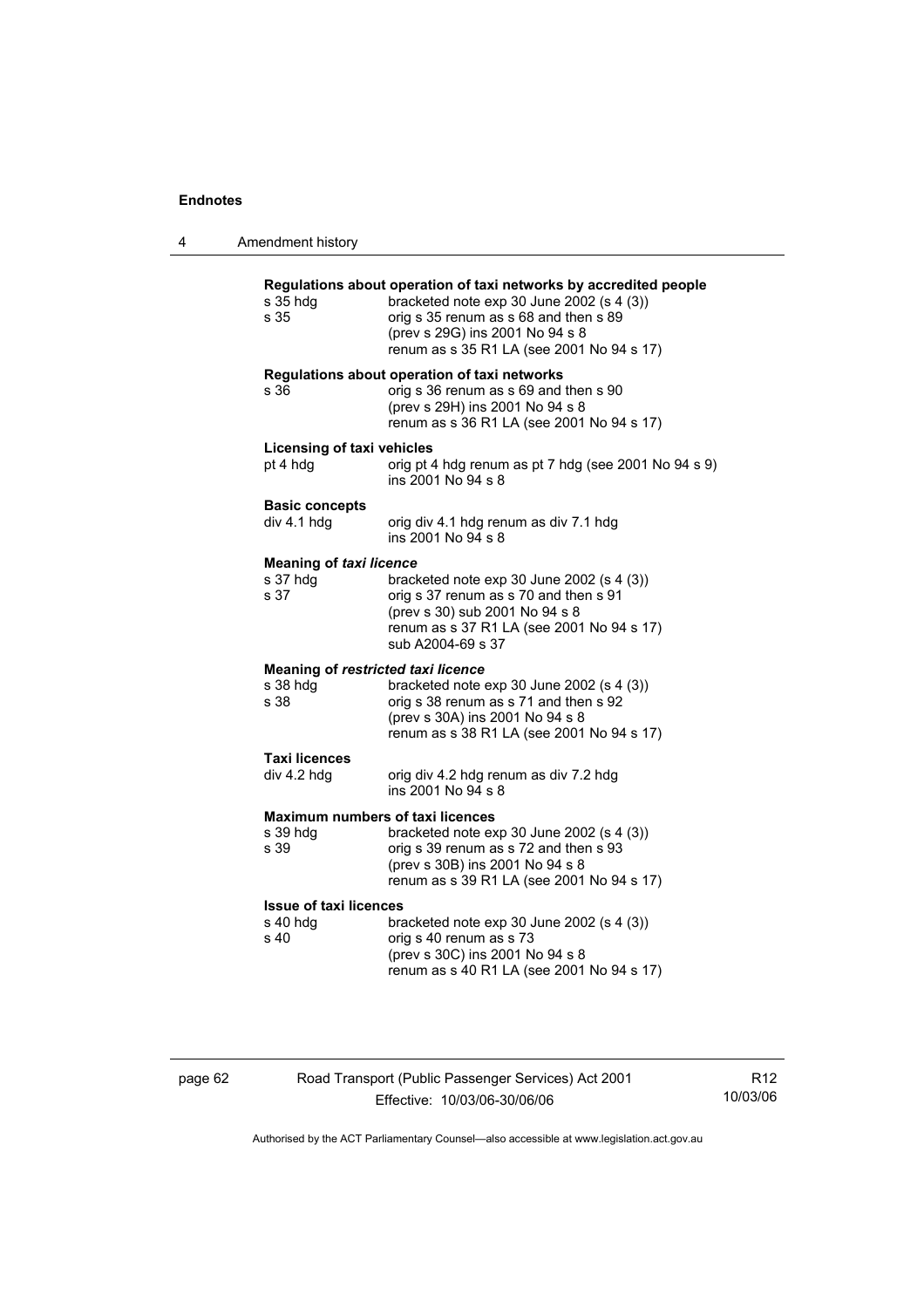**Regulations about operation of taxi networks by accredited people**

s 35 hdg bracketed note exp 30 June 2002 (s 4 (3))
s 35 orig s 35 renum as s 68 and then s 89
(prev s 29G) ins 2001 No 94 s 8
renum as s 35 R1 LA (see 2001 No 94 s 17)

**Regulations about operation of taxi networks**

s 36 orig s 36 renum as s 69 and then s 90
(prev s 29H) ins 2001 No 94 s 8
renum as s 36 R1 LA (see 2001 No 94 s 17)

**Licensing of taxi vehicles**

pt 4 hdg orig pt 4 hdg renum as pt 7 hdg (see 2001 No 94 s 9)
ins 2001 No 94 s 8

**Basic concepts**

div 4.1 hdg orig div 4.1 hdg renum as div 7.1 hdg
ins 2001 No 94 s 8

**Meaning of *taxi licence***

s 37 hdg bracketed note exp 30 June 2002 (s 4 (3))
s 37 orig s 37 renum as s 70 and then s 91
(prev s 30) sub 2001 No 94 s 8
renum as s 37 R1 LA (see 2001 No 94 s 17)
sub A2004-69 s 37

**Meaning of *restricted taxi licence***

s 38 hdg bracketed note exp 30 June 2002 (s 4 (3))
s 38 orig s 38 renum as s 71 and then s 92
(prev s 30A) ins 2001 No 94 s 8
renum as s 38 R1 LA (see 2001 No 94 s 17)

**Taxi licences**

div 4.2 hdg orig div 4.2 hdg renum as div 7.2 hdg
ins 2001 No 94 s 8

**Maximum numbers of taxi licences**

s 39 hdg bracketed note exp 30 June 2002 (s 4 (3))
s 39 orig s 39 renum as s 72 and then s 93
(prev s 30B) ins 2001 No 94 s 8
renum as s 39 R1 LA (see 2001 No 94 s 17)

**Issue of taxi licences**

s 40 hdg bracketed note exp 30 June 2002 (s 4 (3))
s 40 orig s 40 renum as s 73
(prev s 30C) ins 2001 No 94 s 8
renum as s 40 R1 LA (see 2001 No 94 s 17)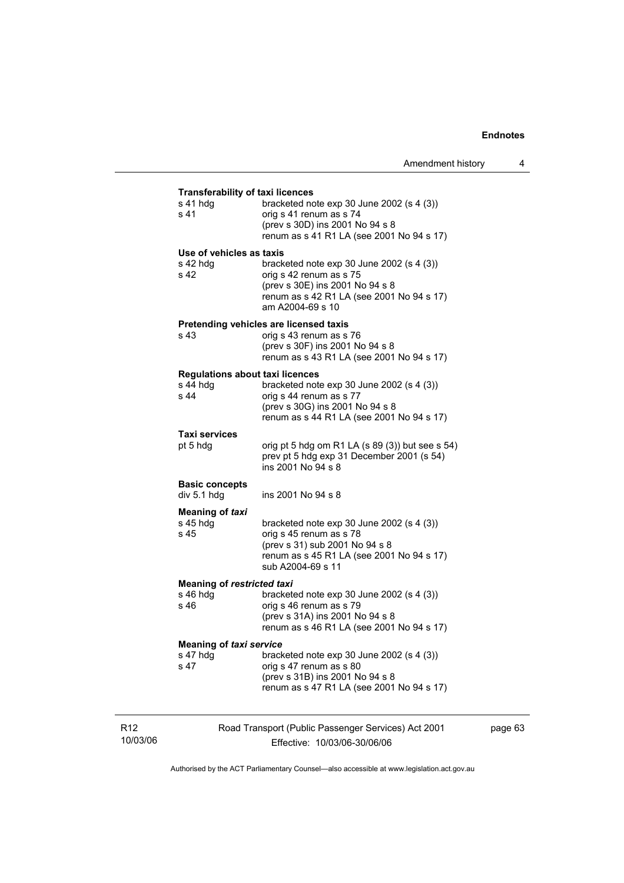**Transferability of taxi licences**

| | |
|---|---|
| s 41 hdg | bracketed note exp 30 June 2002 (s 4 (3)) |
| s 41 | orig s 41 renum as s 74<br>(prev s 30D) ins 2001 No 94 s 8<br>renum as s 41 R1 LA (see 2001 No 94 s 17) |

**Use of vehicles as taxis**

| | |
|---|---|
| s 42 hdg | bracketed note exp 30 June 2002 (s 4 (3)) |
| s 42 | orig s 42 renum as s 75<br>(prev s 30E) ins 2001 No 94 s 8<br>renum as s 42 R1 LA (see 2001 No 94 s 17)<br>am A2004-69 s 10 |

**Pretending vehicles are licensed taxis**

| | |
|---|---|
| s 43 | orig s 43 renum as s 76<br>(prev s 30F) ins 2001 No 94 s 8<br>renum as s 43 R1 LA (see 2001 No 94 s 17) |

**Regulations about taxi licences**

| | |
|---|---|
| s 44 hdg | bracketed note exp 30 June 2002 (s 4 (3)) |
| s 44 | orig s 44 renum as s 77<br>(prev s 30G) ins 2001 No 94 s 8<br>renum as s 44 R1 LA (see 2001 No 94 s 17) |

**Taxi services**

| | |
|---|---|
| pt 5 hdg | orig pt 5 hdg om R1 LA (s 89 (3)) but see s 54)<br>prev pt 5 hdg exp 31 December 2001 (s 54)<br>ins 2001 No 94 s 8 |

**Basic concepts**

| | |
|---|---|
| div 5.1 hdg | ins 2001 No 94 s 8 |

**Meaning of *taxi***

| | |
|---|---|
| s 45 hdg | bracketed note exp 30 June 2002 (s 4 (3)) |
| s 45 | orig s 45 renum as s 78<br>(prev s 31) sub 2001 No 94 s 8<br>renum as s 45 R1 LA (see 2001 No 94 s 17)<br>sub A2004-69 s 11 |

**Meaning of *restricted taxi***

| | |
|---|---|
| s 46 hdg | bracketed note exp 30 June 2002 (s 4 (3)) |
| s 46 | orig s 46 renum as s 79<br>(prev s 31A) ins 2001 No 94 s 8<br>renum as s 46 R1 LA (see 2001 No 94 s 17) |

**Meaning of *taxi service***

| | |
|---|---|
| s 47 hdg | bracketed note exp 30 June 2002 (s 4 (3)) |
| s 47 | orig s 47 renum as s 80<br>(prev s 31B) ins 2001 No 94 s 8<br>renum as s 47 R1 LA (see 2001 No 94 s 17) |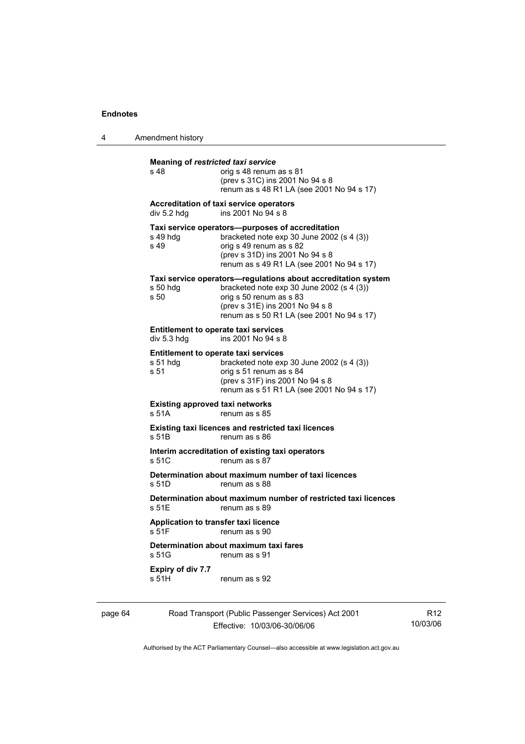**Meaning of *restricted taxi service***

s 48 — orig s 48 renum as s 81
(prev s 31C) ins 2001 No 94 s 8
renum as s 48 R1 LA (see 2001 No 94 s 17)

**Accreditation of taxi service operators**

div 5.2 hdg — ins 2001 No 94 s 8

**Taxi service operators—purposes of accreditation**

s 49 hdg — bracketed note exp 30 June 2002 (s 4 (3))
s 49 — orig s 49 renum as s 82
(prev s 31D) ins 2001 No 94 s 8
renum as s 49 R1 LA (see 2001 No 94 s 17)

**Taxi service operators—regulations about accreditation system**

s 50 hdg — bracketed note exp 30 June 2002 (s 4 (3))
s 50 — orig s 50 renum as s 83
(prev s 31E) ins 2001 No 94 s 8
renum as s 50 R1 LA (see 2001 No 94 s 17)

**Entitlement to operate taxi services**

div 5.3 hdg — ins 2001 No 94 s 8

**Entitlement to operate taxi services**

s 51 hdg — bracketed note exp 30 June 2002 (s 4 (3))
s 51 — orig s 51 renum as s 84
(prev s 31F) ins 2001 No 94 s 8
renum as s 51 R1 LA (see 2001 No 94 s 17)

**Existing approved taxi networks**

s 51A — renum as s 85

**Existing taxi licences and restricted taxi licences**

s 51B — renum as s 86

**Interim accreditation of existing taxi operators**

s 51C — renum as s 87

**Determination about maximum number of taxi licences**

s 51D — renum as s 88

**Determination about maximum number of restricted taxi licences**

s 51E — renum as s 89

**Application to transfer taxi licence**

s 51F — renum as s 90

**Determination about maximum taxi fares**

s 51G — renum as s 91

**Expiry of div 7.7**

s 51H — renum as s 92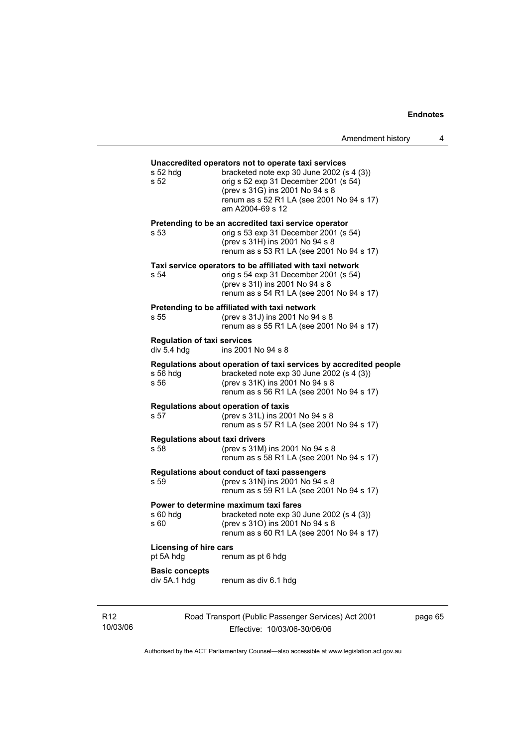**Unaccredited operators not to operate taxi services**

s 52 hdg — bracketed note exp 30 June 2002 (s 4 (3))

s 52 — orig s 52 exp 31 December 2001 (s 54)
(prev s 31G) ins 2001 No 94 s 8
renum as s 52 R1 LA (see 2001 No 94 s 17)
am A2004-69 s 12

**Pretending to be an accredited taxi service operator**

s 53 — orig s 53 exp 31 December 2001 (s 54)
(prev s 31H) ins 2001 No 94 s 8
renum as s 53 R1 LA (see 2001 No 94 s 17)

**Taxi service operators to be affiliated with taxi network**

s 54 — orig s 54 exp 31 December 2001 (s 54)
(prev s 31I) ins 2001 No 94 s 8
renum as s 54 R1 LA (see 2001 No 94 s 17)

**Pretending to be affiliated with taxi network**

s 55 — (prev s 31J) ins 2001 No 94 s 8
renum as s 55 R1 LA (see 2001 No 94 s 17)

**Regulation of taxi services**

div 5.4 hdg — ins 2001 No 94 s 8

**Regulations about operation of taxi services by accredited people**

s 56 hdg — bracketed note exp 30 June 2002 (s 4 (3))

s 56 — (prev s 31K) ins 2001 No 94 s 8
renum as s 56 R1 LA (see 2001 No 94 s 17)

**Regulations about operation of taxis**

s 57 — (prev s 31L) ins 2001 No 94 s 8
renum as s 57 R1 LA (see 2001 No 94 s 17)

**Regulations about taxi drivers**

s 58 — (prev s 31M) ins 2001 No 94 s 8
renum as s 58 R1 LA (see 2001 No 94 s 17)

**Regulations about conduct of taxi passengers**

s 59 — (prev s 31N) ins 2001 No 94 s 8
renum as s 59 R1 LA (see 2001 No 94 s 17)

**Power to determine maximum taxi fares**

s 60 hdg — bracketed note exp 30 June 2002 (s 4 (3))

s 60 — (prev s 31O) ins 2001 No 94 s 8
renum as s 60 R1 LA (see 2001 No 94 s 17)

**Licensing of hire cars**

pt 5A hdg — renum as pt 6 hdg

**Basic concepts**

div 5A.1 hdg — renum as div 6.1 hdg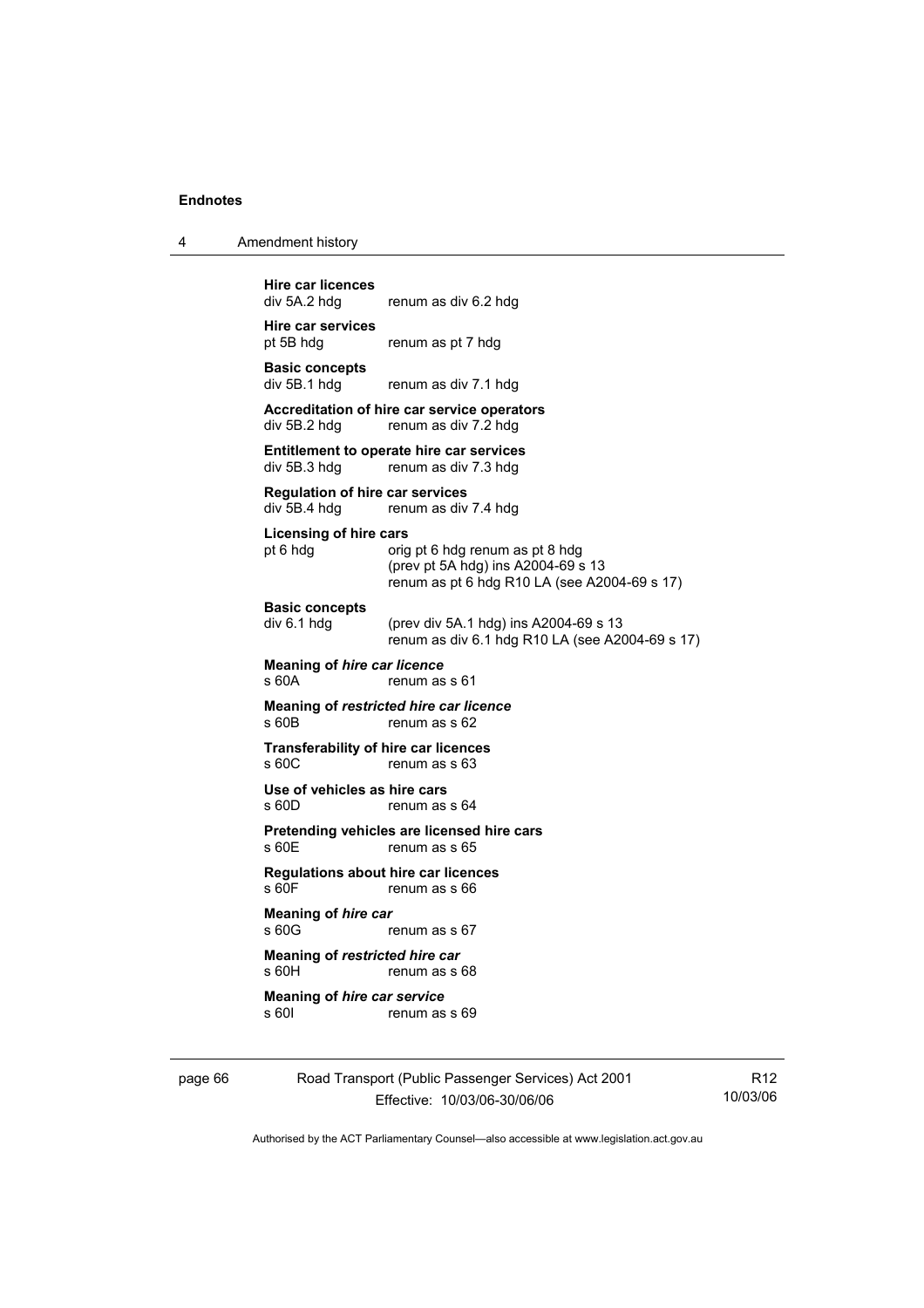**Hire car licences**
div 5A.2 hdg renum as div 6.2 hdg

**Hire car services**
pt 5B hdg renum as pt 7 hdg

**Basic concepts**
div 5B.1 hdg renum as div 7.1 hdg

**Accreditation of hire car service operators**
div 5B.2 hdg renum as div 7.2 hdg

**Entitlement to operate hire car services**
div 5B.3 hdg renum as div 7.3 hdg

**Regulation of hire car services**
div 5B.4 hdg renum as div 7.4 hdg

**Licensing of hire cars**
pt 6 hdg orig pt 6 hdg renum as pt 8 hdg
(prev pt 5A hdg) ins A2004-69 s 13
renum as pt 6 hdg R10 LA (see A2004-69 s 17)

**Basic concepts**
div 6.1 hdg (prev div 5A.1 hdg) ins A2004-69 s 13
renum as div 6.1 hdg R10 LA (see A2004-69 s 17)

**Meaning of *hire car licence***
s 60A renum as s 61

**Meaning of *restricted hire car licence***
s 60B renum as s 62

**Transferability of hire car licences**
s 60C renum as s 63

**Use of vehicles as hire cars**
s 60D renum as s 64

**Pretending vehicles are licensed hire cars**
s 60E renum as s 65

**Regulations about hire car licences**
s 60F renum as s 66

**Meaning of *hire car***
s 60G renum as s 67

**Meaning of *restricted hire car***
s 60H renum as s 68

**Meaning of *hire car service***
s 60I renum as s 69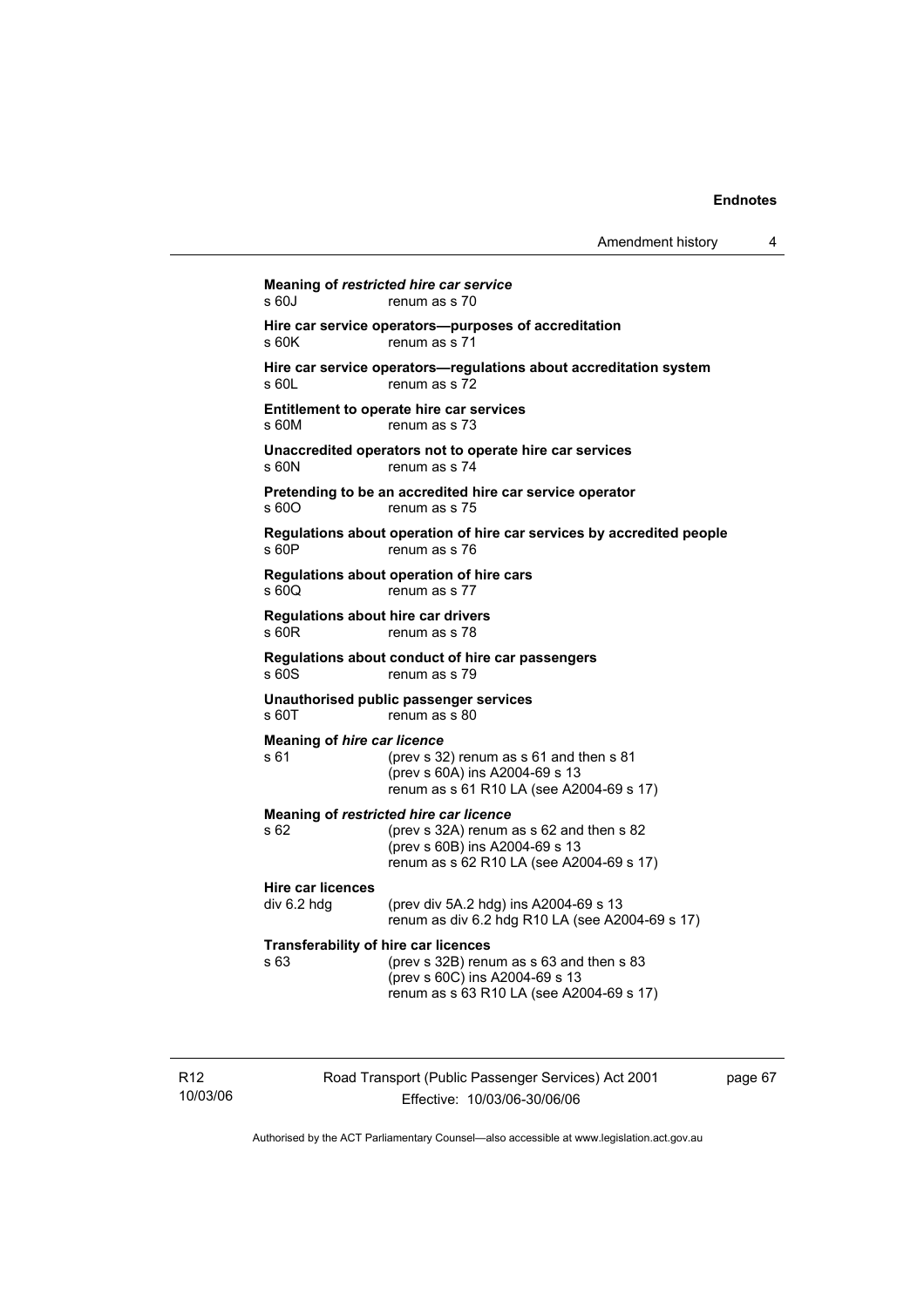**Meaning of *restricted hire car service***
s 60J renum as s 70

**Hire car service operators—purposes of accreditation**
s 60K renum as s 71

**Hire car service operators—regulations about accreditation system**
s 60L renum as s 72

**Entitlement to operate hire car services**
s 60M renum as s 73

**Unaccredited operators not to operate hire car services**
s 60N renum as s 74

**Pretending to be an accredited hire car service operator**
s 60O renum as s 75

**Regulations about operation of hire car services by accredited people**
s 60P renum as s 76

**Regulations about operation of hire cars**
s 60Q renum as s 77

**Regulations about hire car drivers**
s 60R renum as s 78

**Regulations about conduct of hire car passengers**
s 60S renum as s 79

**Unauthorised public passenger services**
s 60T renum as s 80

**Meaning of *hire car licence***
s 61 (prev s 32) renum as s 61 and then s 81
(prev s 60A) ins A2004-69 s 13
renum as s 61 R10 LA (see A2004-69 s 17)

**Meaning of *restricted hire car licence***
s 62 (prev s 32A) renum as s 62 and then s 82
(prev s 60B) ins A2004-69 s 13
renum as s 62 R10 LA (see A2004-69 s 17)

**Hire car licences**
div 6.2 hdg (prev div 5A.2 hdg) ins A2004-69 s 13
renum as div 6.2 hdg R10 LA (see A2004-69 s 17)

**Transferability of hire car licences**
s 63 (prev s 32B) renum as s 63 and then s 83
(prev s 60C) ins A2004-69 s 13
renum as s 63 R10 LA (see A2004-69 s 17)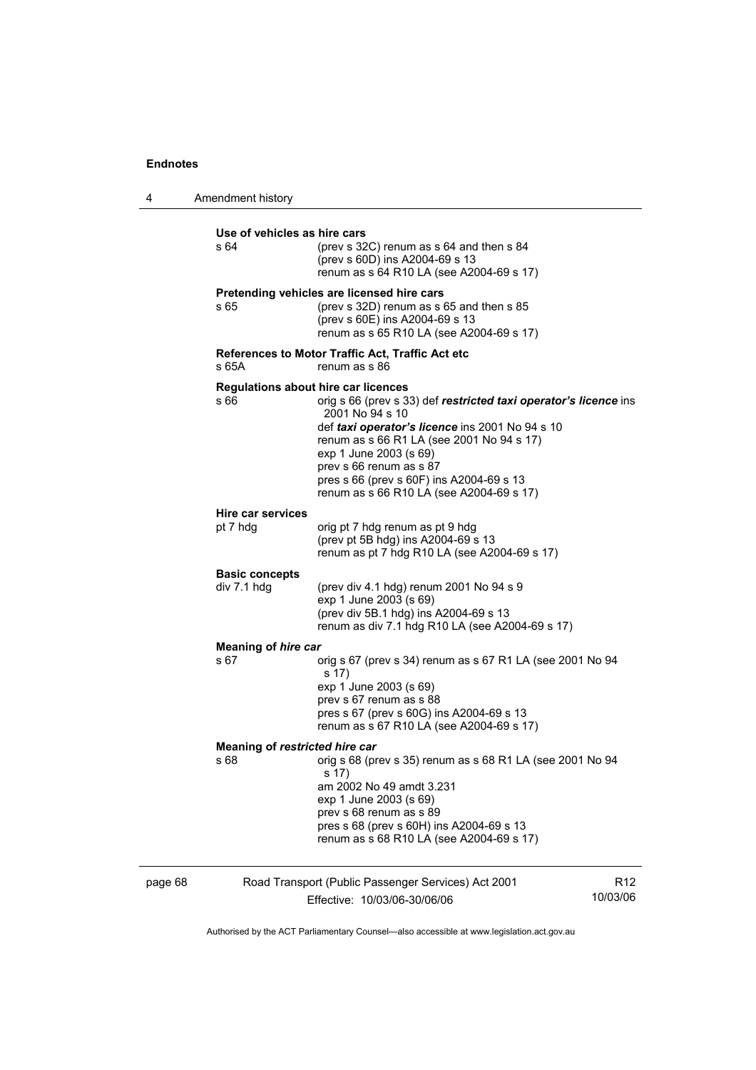**Use of vehicles as hire cars**

s 64 (prev s 32C) renum as s 64 and then s 84
(prev s 60D) ins A2004-69 s 13
renum as s 64 R10 LA (see A2004-69 s 17)

**Pretending vehicles are licensed hire cars**

s 65 (prev s 32D) renum as s 65 and then s 85
(prev s 60E) ins A2004-69 s 13
renum as s 65 R10 LA (see A2004-69 s 17)

**References to Motor Traffic Act, Traffic Act etc**

s 65A renum as s 86

**Regulations about hire car licences**

s 66 orig s 66 (prev s 33) def ***restricted taxi operator's licence*** ins 2001 No 94 s 10
def ***taxi operator's licence*** ins 2001 No 94 s 10
renum as s 66 R1 LA (see 2001 No 94 s 17)
exp 1 June 2003 (s 69)
prev s 66 renum as s 87
pres s 66 (prev s 60F) ins A2004-69 s 13
renum as s 66 R10 LA (see A2004-69 s 17)

**Hire car services**

pt 7 hdg orig pt 7 hdg renum as pt 9 hdg
(prev pt 5B hdg) ins A2004-69 s 13
renum as pt 7 hdg R10 LA (see A2004-69 s 17)

**Basic concepts**

div 7.1 hdg (prev div 4.1 hdg) renum 2001 No 94 s 9
exp 1 June 2003 (s 69)
(prev div 5B.1 hdg) ins A2004-69 s 13
renum as div 7.1 hdg R10 LA (see A2004-69 s 17)

**Meaning of *hire car***

s 67 orig s 67 (prev s 34) renum as s 67 R1 LA (see 2001 No 94 s 17)
exp 1 June 2003 (s 69)
prev s 67 renum as s 88
pres s 67 (prev s 60G) ins A2004-69 s 13
renum as s 67 R10 LA (see A2004-69 s 17)

**Meaning of *restricted hire car***

s 68 orig s 68 (prev s 35) renum as s 68 R1 LA (see 2001 No 94 s 17)
am 2002 No 49 amdt 3.231
exp 1 June 2003 (s 69)
prev s 68 renum as s 89
pres s 68 (prev s 60H) ins A2004-69 s 13
renum as s 68 R10 LA (see A2004-69 s 17)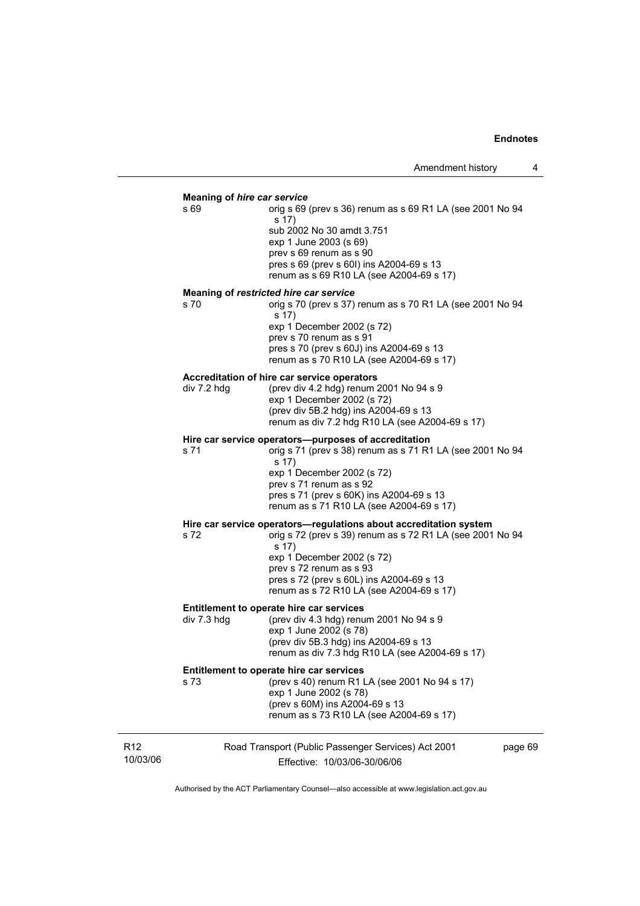**Meaning of *hire car service***

s 69 — orig s 69 (prev s 36) renum as s 69 R1 LA (see 2001 No 94 s 17)
sub 2002 No 30 amdt 3.751
exp 1 June 2003 (s 69)
prev s 69 renum as s 90
pres s 69 (prev s 60I) ins A2004-69 s 13
renum as s 69 R10 LA (see A2004-69 s 17)

**Meaning of *restricted hire car service***

s 70 — orig s 70 (prev s 37) renum as s 70 R1 LA (see 2001 No 94 s 17)
exp 1 December 2002 (s 72)
prev s 70 renum as s 91
pres s 70 (prev s 60J) ins A2004-69 s 13
renum as s 70 R10 LA (see A2004-69 s 17)

**Accreditation of hire car service operators**

div 7.2 hdg — (prev div 4.2 hdg) renum 2001 No 94 s 9
exp 1 December 2002 (s 72)
(prev div 5B.2 hdg) ins A2004-69 s 13
renum as div 7.2 hdg R10 LA (see A2004-69 s 17)

**Hire car service operators—purposes of accreditation**

s 71 — orig s 71 (prev s 38) renum as s 71 R1 LA (see 2001 No 94 s 17)
exp 1 December 2002 (s 72)
prev s 71 renum as s 92
pres s 71 (prev s 60K) ins A2004-69 s 13
renum as s 71 R10 LA (see A2004-69 s 17)

**Hire car service operators—regulations about accreditation system**

s 72 — orig s 72 (prev s 39) renum as s 72 R1 LA (see 2001 No 94 s 17)
exp 1 December 2002 (s 72)
prev s 72 renum as s 93
pres s 72 (prev s 60L) ins A2004-69 s 13
renum as s 72 R10 LA (see A2004-69 s 17)

**Entitlement to operate hire car services**

div 7.3 hdg — (prev div 4.3 hdg) renum 2001 No 94 s 9
exp 1 June 2002 (s 78)
(prev div 5B.3 hdg) ins A2004-69 s 13
renum as div 7.3 hdg R10 LA (see A2004-69 s 17)

**Entitlement to operate hire car services**

s 73 — (prev s 40) renum R1 LA (see 2001 No 94 s 17)
exp 1 June 2002 (s 78)
(prev s 60M) ins A2004-69 s 13
renum as s 73 R10 LA (see A2004-69 s 17)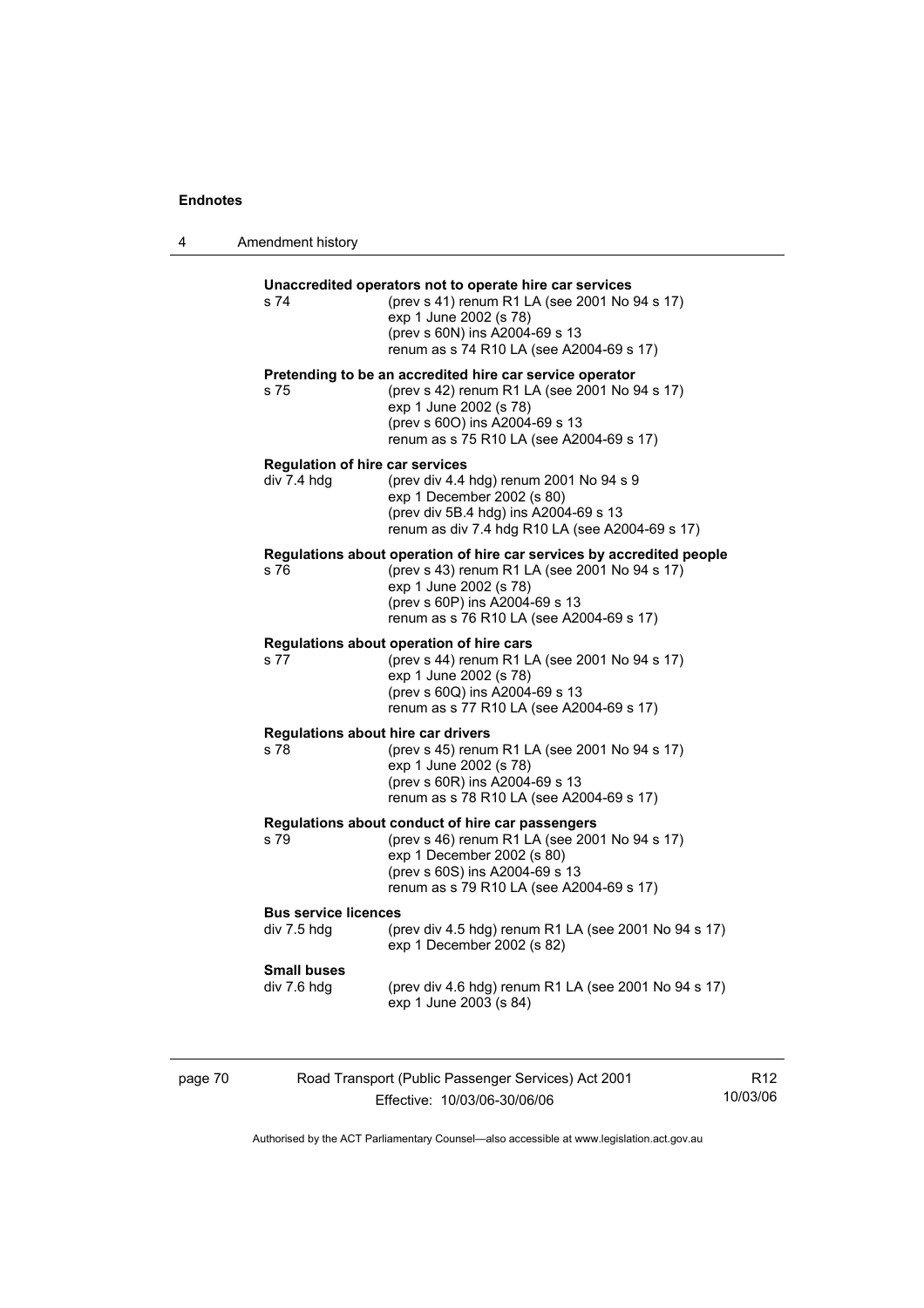**Unaccredited operators not to operate hire car services**

s 74 (prev s 41) renum R1 LA (see 2001 No 94 s 17)
exp 1 June 2002 (s 78)
(prev s 60N) ins A2004-69 s 13
renum as s 74 R10 LA (see A2004-69 s 17)

**Pretending to be an accredited hire car service operator**

s 75 (prev s 42) renum R1 LA (see 2001 No 94 s 17)
exp 1 June 2002 (s 78)
(prev s 60O) ins A2004-69 s 13
renum as s 75 R10 LA (see A2004-69 s 17)

**Regulation of hire car services**

div 7.4 hdg (prev div 4.4 hdg) renum 2001 No 94 s 9
exp 1 December 2002 (s 80)
(prev div 5B.4 hdg) ins A2004-69 s 13
renum as div 7.4 hdg R10 LA (see A2004-69 s 17)

**Regulations about operation of hire car services by accredited people**

s 76 (prev s 43) renum R1 LA (see 2001 No 94 s 17)
exp 1 June 2002 (s 78)
(prev s 60P) ins A2004-69 s 13
renum as s 76 R10 LA (see A2004-69 s 17)

**Regulations about operation of hire cars**

s 77 (prev s 44) renum R1 LA (see 2001 No 94 s 17)
exp 1 June 2002 (s 78)
(prev s 60Q) ins A2004-69 s 13
renum as s 77 R10 LA (see A2004-69 s 17)

**Regulations about hire car drivers**

s 78 (prev s 45) renum R1 LA (see 2001 No 94 s 17)
exp 1 June 2002 (s 78)
(prev s 60R) ins A2004-69 s 13
renum as s 78 R10 LA (see A2004-69 s 17)

**Regulations about conduct of hire car passengers**

s 79 (prev s 46) renum R1 LA (see 2001 No 94 s 17)
exp 1 December 2002 (s 80)
(prev s 60S) ins A2004-69 s 13
renum as s 79 R10 LA (see A2004-69 s 17)

**Bus service licences**

div 7.5 hdg (prev div 4.5 hdg) renum R1 LA (see 2001 No 94 s 17)
exp 1 December 2002 (s 82)

**Small buses**

div 7.6 hdg (prev div 4.6 hdg) renum R1 LA (see 2001 No 94 s 17)
exp 1 June 2003 (s 84)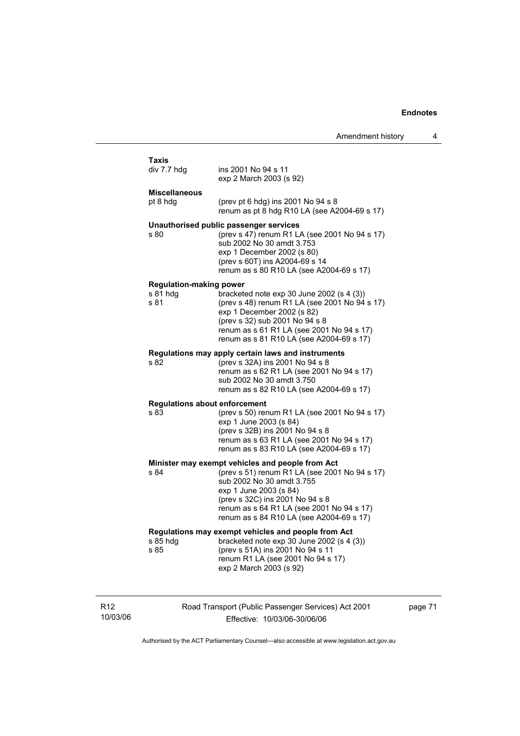**Taxis**

| | |
|---|---|
| div 7.7 hdg | ins 2001 No 94 s 11<br>exp 2 March 2003 (s 92) |

**Miscellaneous**

| | |
|---|---|
| pt 8 hdg | (prev pt 6 hdg) ins 2001 No 94 s 8<br>renum as pt 8 hdg R10 LA (see A2004-69 s 17) |

**Unauthorised public passenger services**

| | |
|---|---|
| s 80 | (prev s 47) renum R1 LA (see 2001 No 94 s 17)<br>sub 2002 No 30 amdt 3.753<br>exp 1 December 2002 (s 80)<br>(prev s 60T) ins A2004-69 s 14<br>renum as s 80 R10 LA (see A2004-69 s 17) |

**Regulation-making power**

| | |
|---|---|
| s 81 hdg | bracketed note exp 30 June 2002 (s 4 (3)) |
| s 81 | (prev s 48) renum R1 LA (see 2001 No 94 s 17)<br>exp 1 December 2002 (s 82)<br>(prev s 32) sub 2001 No 94 s 8<br>renum as s 61 R1 LA (see 2001 No 94 s 17)<br>renum as s 81 R10 LA (see A2004-69 s 17) |

**Regulations may apply certain laws and instruments**

| | |
|---|---|
| s 82 | (prev s 32A) ins 2001 No 94 s 8<br>renum as s 62 R1 LA (see 2001 No 94 s 17)<br>sub 2002 No 30 amdt 3.750<br>renum as s 82 R10 LA (see A2004-69 s 17) |

**Regulations about enforcement**

| | |
|---|---|
| s 83 | (prev s 50) renum R1 LA (see 2001 No 94 s 17)<br>exp 1 June 2003 (s 84)<br>(prev s 32B) ins 2001 No 94 s 8<br>renum as s 63 R1 LA (see 2001 No 94 s 17)<br>renum as s 83 R10 LA (see A2004-69 s 17) |

**Minister may exempt vehicles and people from Act**

| | |
|---|---|
| s 84 | (prev s 51) renum R1 LA (see 2001 No 94 s 17)<br>sub 2002 No 30 amdt 3.755<br>exp 1 June 2003 (s 84)<br>(prev s 32C) ins 2001 No 94 s 8<br>renum as s 64 R1 LA (see 2001 No 94 s 17)<br>renum as s 84 R10 LA (see A2004-69 s 17) |

**Regulations may exempt vehicles and people from Act**

| | |
|---|---|
| s 85 hdg | bracketed note exp 30 June 2002 (s 4 (3)) |
| s 85 | (prev s 51A) ins 2001 No 94 s 11<br>renum R1 LA (see 2001 No 94 s 17)<br>exp 2 March 2003 (s 92) |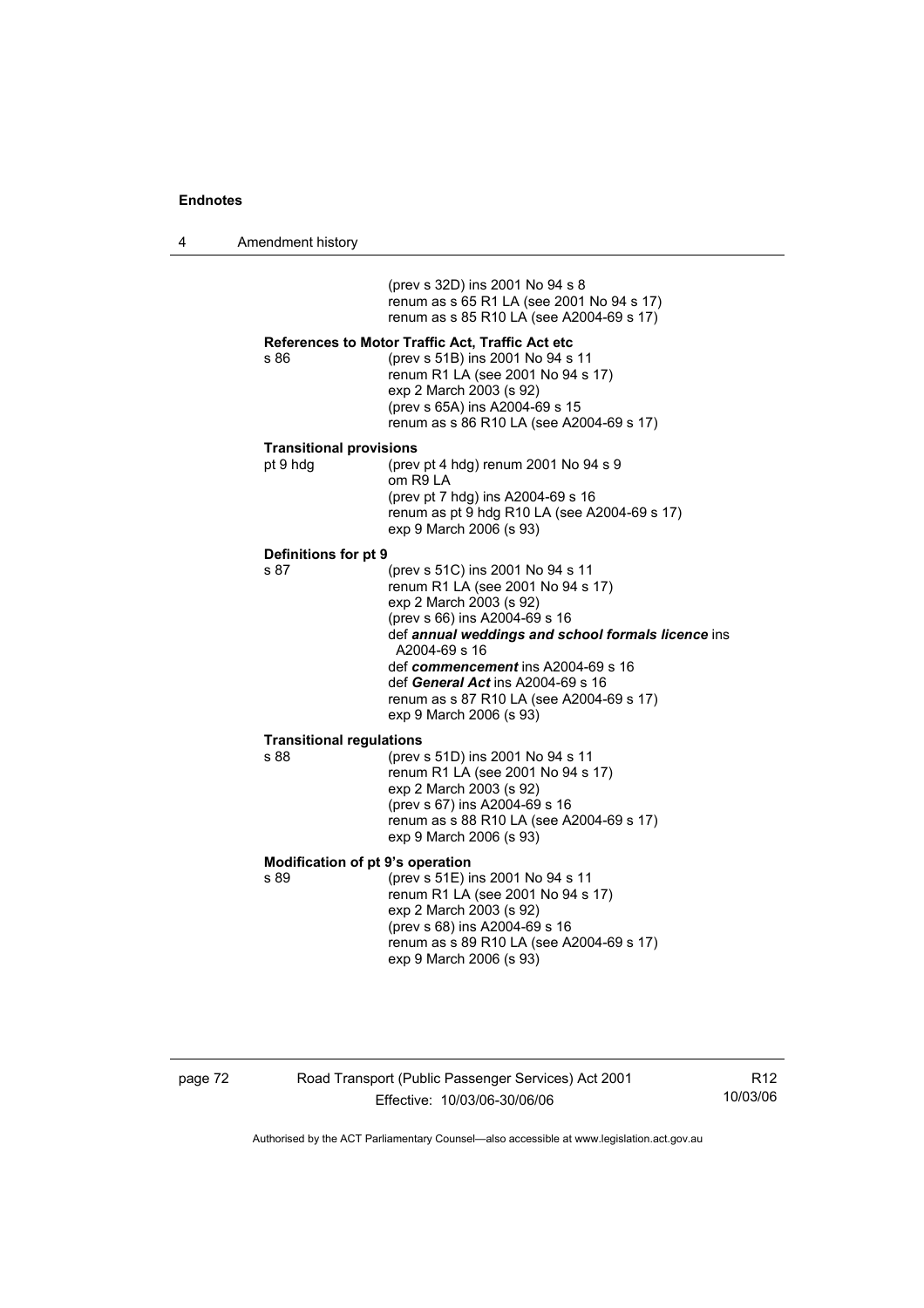(prev s 32D) ins 2001 No 94 s 8
renum as s 65 R1 LA (see 2001 No 94 s 17)
renum as s 85 R10 LA (see A2004-69 s 17)

**References to Motor Traffic Act, Traffic Act etc**

s 86 (prev s 51B) ins 2001 No 94 s 11
renum R1 LA (see 2001 No 94 s 17)
exp 2 March 2003 (s 92)
(prev s 65A) ins A2004-69 s 15
renum as s 86 R10 LA (see A2004-69 s 17)

**Transitional provisions**

pt 9 hdg (prev pt 4 hdg) renum 2001 No 94 s 9
om R9 LA
(prev pt 7 hdg) ins A2004-69 s 16
renum as pt 9 hdg R10 LA (see A2004-69 s 17)
exp 9 March 2006 (s 93)

**Definitions for pt 9**

s 87 (prev s 51C) ins 2001 No 94 s 11
renum R1 LA (see 2001 No 94 s 17)
exp 2 March 2003 (s 92)
(prev s 66) ins A2004-69 s 16
def ***annual weddings and school formals licence*** ins A2004-69 s 16
def ***commencement*** ins A2004-69 s 16
def ***General Act*** ins A2004-69 s 16
renum as s 87 R10 LA (see A2004-69 s 17)
exp 9 March 2006 (s 93)

**Transitional regulations**

s 88 (prev s 51D) ins 2001 No 94 s 11
renum R1 LA (see 2001 No 94 s 17)
exp 2 March 2003 (s 92)
(prev s 67) ins A2004-69 s 16
renum as s 88 R10 LA (see A2004-69 s 17)
exp 9 March 2006 (s 93)

**Modification of pt 9's operation**

s 89 (prev s 51E) ins 2001 No 94 s 11
renum R1 LA (see 2001 No 94 s 17)
exp 2 March 2003 (s 92)
(prev s 68) ins A2004-69 s 16
renum as s 89 R10 LA (see A2004-69 s 17)
exp 9 March 2006 (s 93)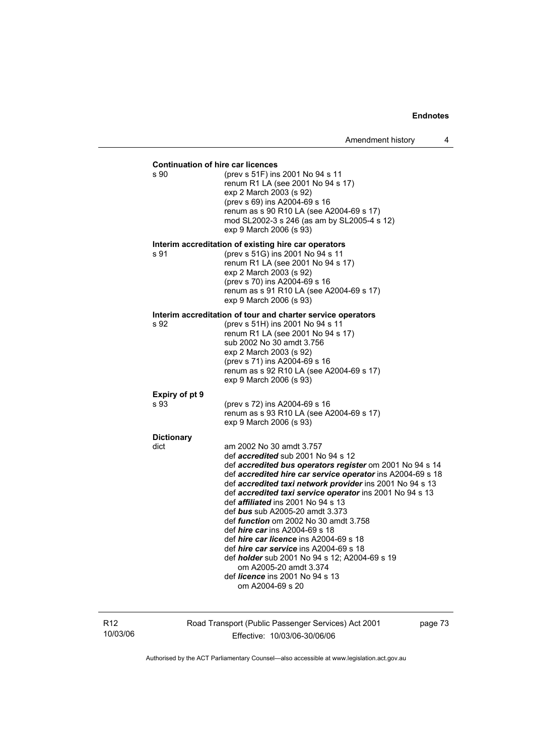**Continuation of hire car licences**

s 90 (prev s 51F) ins 2001 No 94 s 11
renum R1 LA (see 2001 No 94 s 17)
exp 2 March 2003 (s 92)
(prev s 69) ins A2004-69 s 16
renum as s 90 R10 LA (see A2004-69 s 17)
mod SL2002-3 s 246 (as am by SL2005-4 s 12)
exp 9 March 2006 (s 93)

**Interim accreditation of existing hire car operators**

s 91 (prev s 51G) ins 2001 No 94 s 11
renum R1 LA (see 2001 No 94 s 17)
exp 2 March 2003 (s 92)
(prev s 70) ins A2004-69 s 16
renum as s 91 R10 LA (see A2004-69 s 17)
exp 9 March 2006 (s 93)

**Interim accreditation of tour and charter service operators**

s 92 (prev s 51H) ins 2001 No 94 s 11
renum R1 LA (see 2001 No 94 s 17)
sub 2002 No 30 amdt 3.756
exp 2 March 2003 (s 92)
(prev s 71) ins A2004-69 s 16
renum as s 92 R10 LA (see A2004-69 s 17)
exp 9 March 2006 (s 93)

**Expiry of pt 9**

s 93 (prev s 72) ins A2004-69 s 16
renum as s 93 R10 LA (see A2004-69 s 17)
exp 9 March 2006 (s 93)

**Dictionary**

dict am 2002 No 30 amdt 3.757
def ***accredited*** sub 2001 No 94 s 12
def ***accredited bus operators register*** om 2001 No 94 s 14
def ***accredited hire car service operator*** ins A2004-69 s 18
def ***accredited taxi network provider*** ins 2001 No 94 s 13
def ***accredited taxi service operator*** ins 2001 No 94 s 13
def ***affiliated*** ins 2001 No 94 s 13
def ***bus*** sub A2005-20 amdt 3.373
def ***function*** om 2002 No 30 amdt 3.758
def ***hire car*** ins A2004-69 s 18
def ***hire car licence*** ins A2004-69 s 18
def ***hire car service*** ins A2004-69 s 18
def ***holder*** sub 2001 No 94 s 12; A2004-69 s 19
om A2005-20 amdt 3.374
def ***licence*** ins 2001 No 94 s 13
om A2004-69 s 20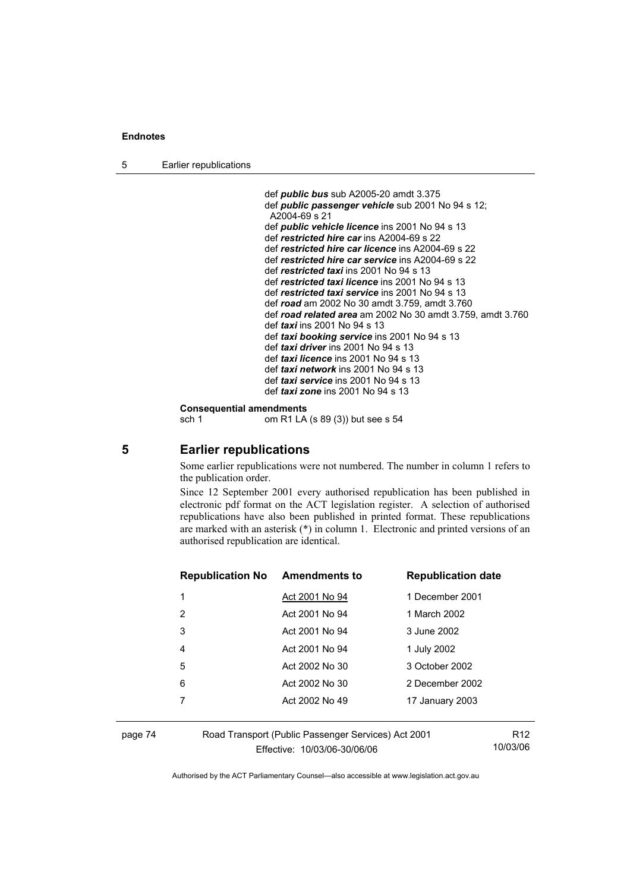def ***public bus*** sub A2005-20 amdt 3.375
def ***public passenger vehicle*** sub 2001 No 94 s 12; A2004-69 s 21
def ***public vehicle licence*** ins 2001 No 94 s 13
def ***restricted hire car*** ins A2004-69 s 22
def ***restricted hire car licence*** ins A2004-69 s 22
def ***restricted hire car service*** ins A2004-69 s 22
def ***restricted taxi*** ins 2001 No 94 s 13
def ***restricted taxi licence*** ins 2001 No 94 s 13
def ***restricted taxi service*** ins 2001 No 94 s 13
def ***road*** am 2002 No 30 amdt 3.759, amdt 3.760
def ***road related area*** am 2002 No 30 amdt 3.759, amdt 3.760
def ***taxi*** ins 2001 No 94 s 13
def ***taxi booking service*** ins 2001 No 94 s 13
def ***taxi driver*** ins 2001 No 94 s 13
def ***taxi licence*** ins 2001 No 94 s 13
def ***taxi network*** ins 2001 No 94 s 13
def ***taxi service*** ins 2001 No 94 s 13
def ***taxi zone*** ins 2001 No 94 s 13

**Consequential amendments**
sch 1 om R1 LA (s 89 (3)) but see s 54

## 5 Earlier republications

Some earlier republications were not numbered. The number in column 1 refers to the publication order.

Since 12 September 2001 every authorised republication has been published in electronic pdf format on the ACT legislation register. A selection of authorised republications have also been published in printed format. These republications are marked with an asterisk (*) in column 1. Electronic and printed versions of an authorised republication are identical.

| Republication No | Amendments to | Republication date |
|---|---|---|
| 1 | Act 2001 No 94 | 1 December 2001 |
| 2 | Act 2001 No 94 | 1 March 2002 |
| 3 | Act 2001 No 94 | 3 June 2002 |
| 4 | Act 2001 No 94 | 1 July 2002 |
| 5 | Act 2002 No 30 | 3 October 2002 |
| 6 | Act 2002 No 30 | 2 December 2002 |
| 7 | Act 2002 No 49 | 17 January 2003 |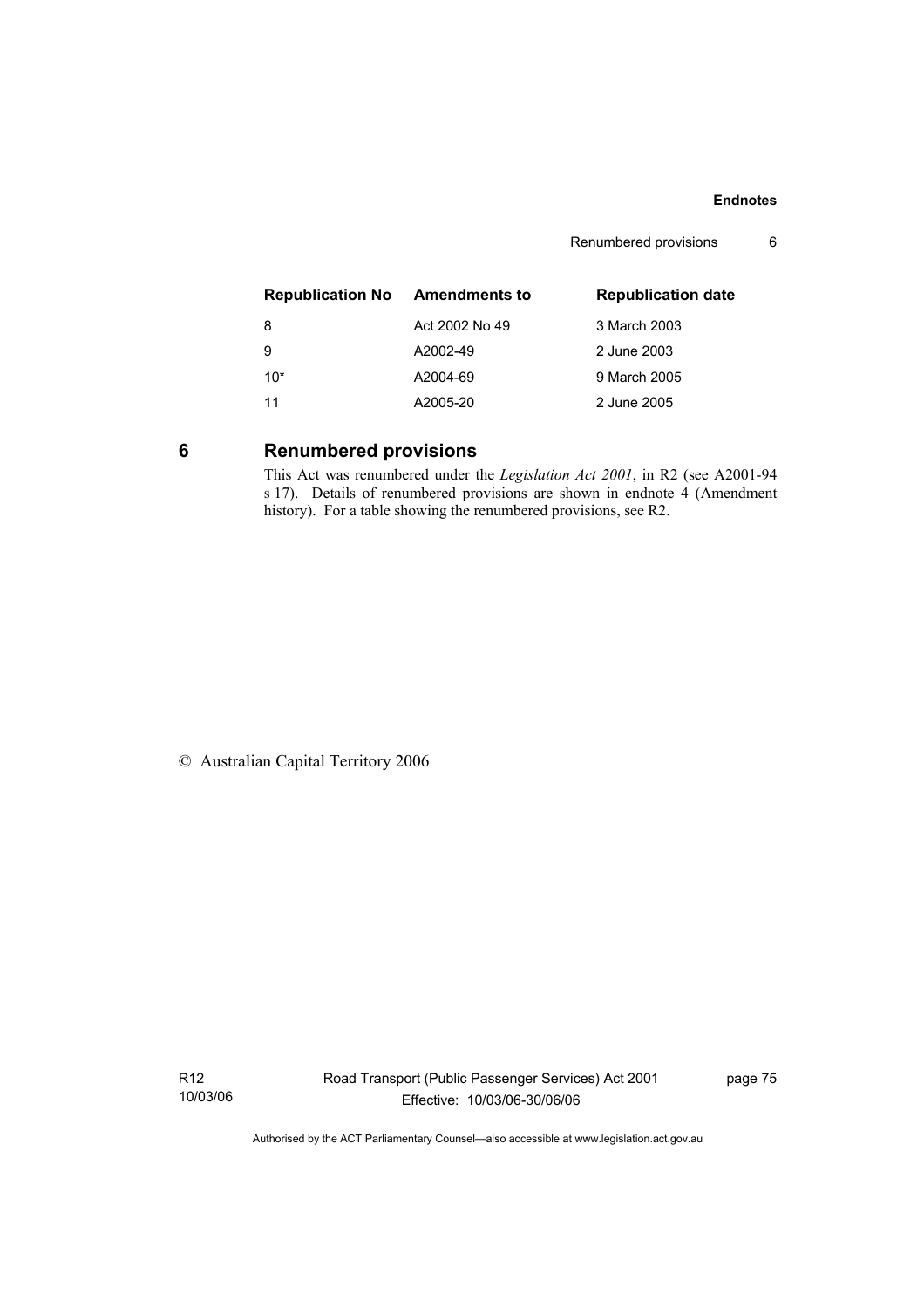| Republication No | Amendments to | Republication date |
|---|---|---|
| 8 | Act 2002 No 49 | 3 March 2003 |
| 9 | A2002-49 | 2 June 2003 |
| 10* | A2004-69 | 9 March 2005 |
| 11 | A2005-20 | 2 June 2005 |

## 6 Renumbered provisions

This Act was renumbered under the *Legislation Act 2001*, in R2 (see A2001-94 s 17). Details of renumbered provisions are shown in endnote 4 (Amendment history). For a table showing the renumbered provisions, see R2.

© Australian Capital Territory 2006